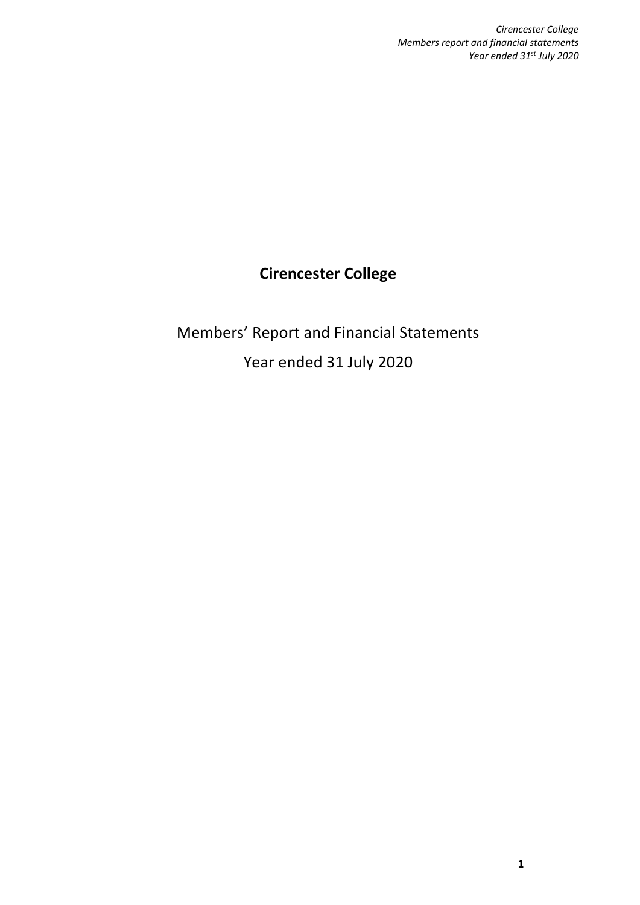# Cirencester College

Members' Report and Financial Statements

Year ended 31 July 2020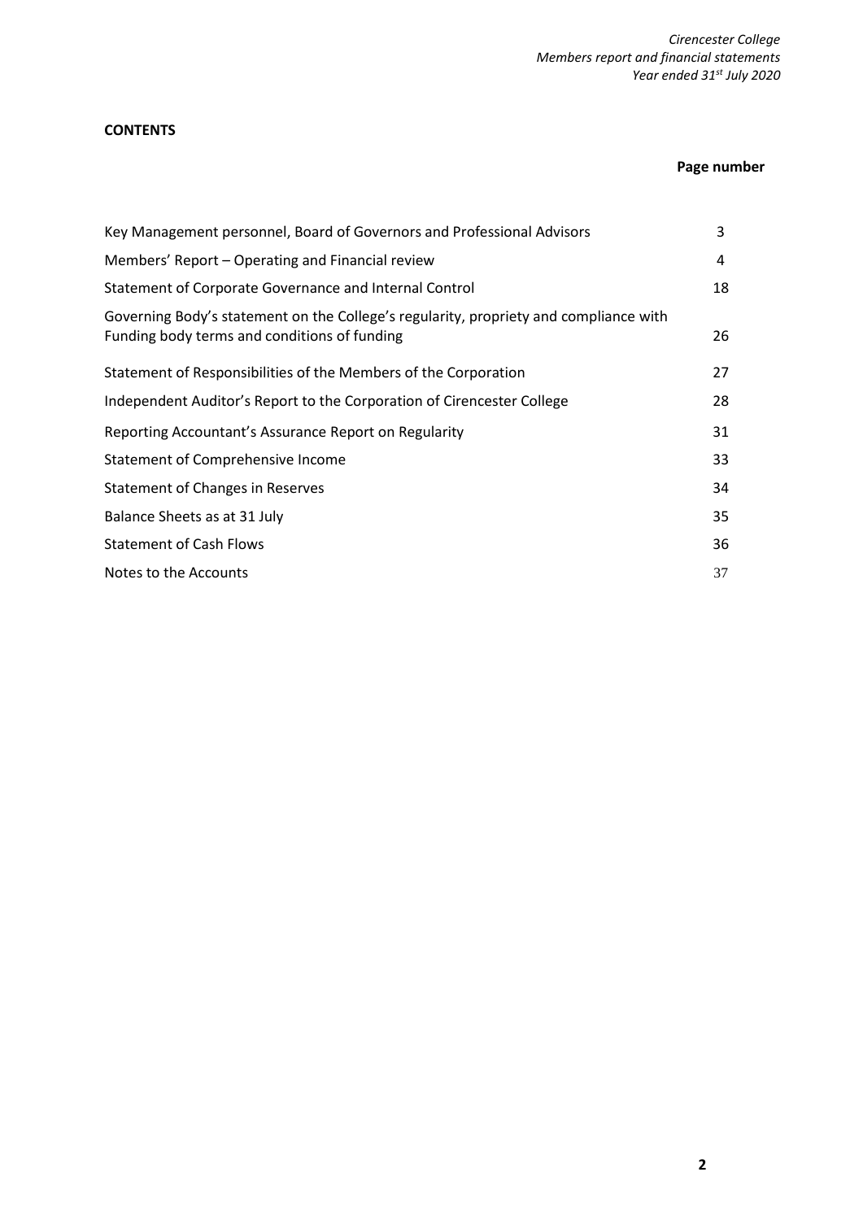**CONTENTS**

| | Page number |
|---|---|
| Key Management personnel, Board of Governors and Professional Advisors | 3 |
| Members' Report – Operating and Financial review | 4 |
| Statement of Corporate Governance and Internal Control | 18 |
| Governing Body's statement on the College's regularity, propriety and compliance with Funding body terms and conditions of funding | 26 |
| Statement of Responsibilities of the Members of the Corporation | 27 |
| Independent Auditor's Report to the Corporation of Cirencester College | 28 |
| Reporting Accountant's Assurance Report on Regularity | 31 |
| Statement of Comprehensive Income | 33 |
| Statement of Changes in Reserves | 34 |
| Balance Sheets as at 31 July | 35 |
| Statement of Cash Flows | 36 |
| Notes to the Accounts | 37 |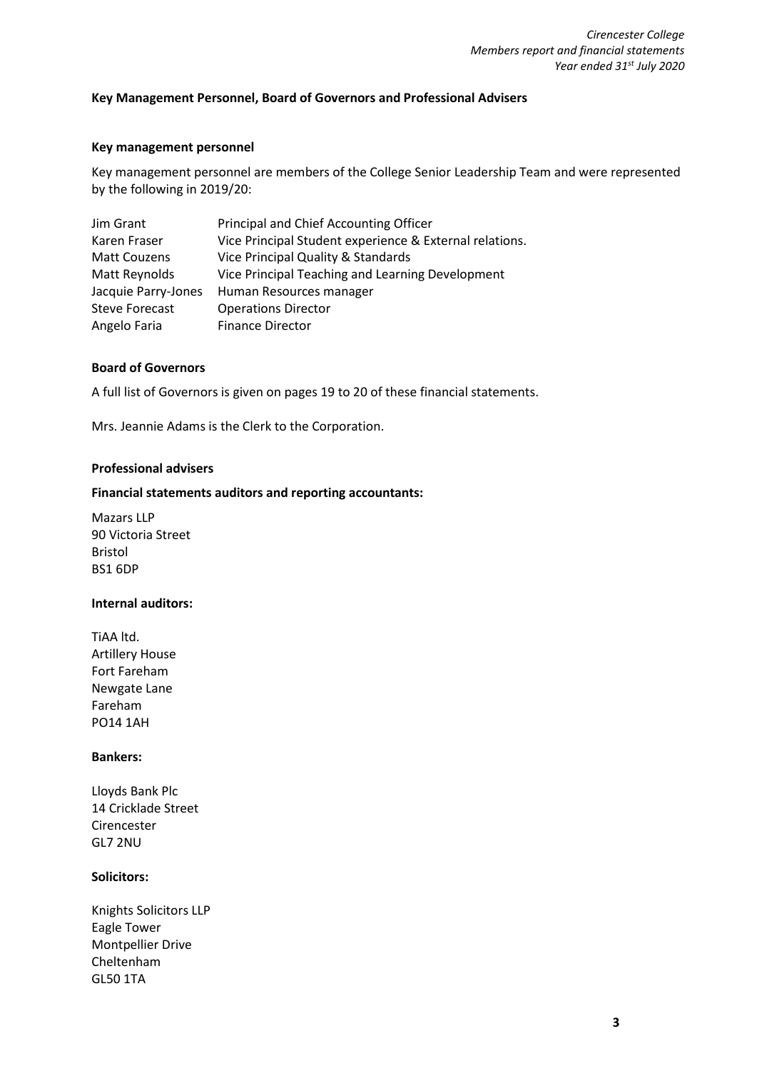## Key Management Personnel, Board of Governors and Professional Advisers

### Key management personnel

Key management personnel are members of the College Senior Leadership Team and were represented by the following in 2019/20:

| | |
|---|---|
| Jim Grant | Principal and Chief Accounting Officer |
| Karen Fraser | Vice Principal Student experience & External relations. |
| Matt Couzens | Vice Principal Quality & Standards |
| Matt Reynolds | Vice Principal Teaching and Learning Development |
| Jacquie Parry-Jones | Human Resources manager |
| Steve Forecast | Operations Director |
| Angelo Faria | Finance Director |

### Board of Governors

A full list of Governors is given on pages 19 to 20 of these financial statements.

Mrs. Jeannie Adams is the Clerk to the Corporation.

### Professional advisers

**Financial statements auditors and reporting accountants:**

Mazars LLP
90 Victoria Street
Bristol
BS1 6DP

**Internal auditors:**

TiAA ltd.
Artillery House
Fort Fareham
Newgate Lane
Fareham
PO14 1AH

**Bankers:**

Lloyds Bank Plc
14 Cricklade Street
Cirencester
GL7 2NU

**Solicitors:**

Knights Solicitors LLP
Eagle Tower
Montpellier Drive
Cheltenham
GL50 1TA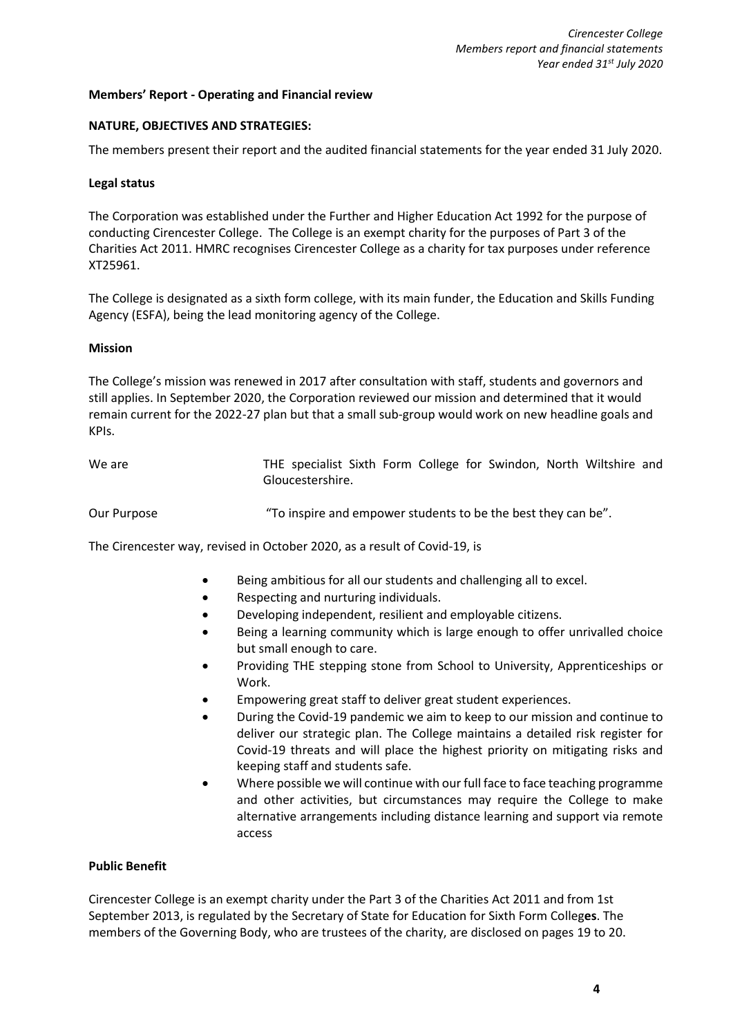## Members' Report - Operating and Financial review

### NATURE, OBJECTIVES AND STRATEGIES:

The members present their report and the audited financial statements for the year ended 31 July 2020.

### Legal status

The Corporation was established under the Further and Higher Education Act 1992 for the purpose of conducting Cirencester College. The College is an exempt charity for the purposes of Part 3 of the Charities Act 2011. HMRC recognises Cirencester College as a charity for tax purposes under reference XT25961.

The College is designated as a sixth form college, with its main funder, the Education and Skills Funding Agency (ESFA), being the lead monitoring agency of the College.

### Mission

The College's mission was renewed in 2017 after consultation with staff, students and governors and still applies. In September 2020, the Corporation reviewed our mission and determined that it would remain current for the 2022-27 plan but that a small sub-group would work on new headline goals and KPIs.

| | |
|---|---|
| We are | THE specialist Sixth Form College for Swindon, North Wiltshire and Gloucestershire. |
| Our Purpose | "To inspire and empower students to be the best they can be". |

The Cirencester way, revised in October 2020, as a result of Covid-19, is

- Being ambitious for all our students and challenging all to excel.
- Respecting and nurturing individuals.
- Developing independent, resilient and employable citizens.
- Being a learning community which is large enough to offer unrivalled choice but small enough to care.
- Providing THE stepping stone from School to University, Apprenticeships or Work.
- Empowering great staff to deliver great student experiences.
- During the Covid-19 pandemic we aim to keep to our mission and continue to deliver our strategic plan. The College maintains a detailed risk register for Covid-19 threats and will place the highest priority on mitigating risks and keeping staff and students safe.
- Where possible we will continue with our full face to face teaching programme and other activities, but circumstances may require the College to make alternative arrangements including distance learning and support via remote access

### Public Benefit

Cirencester College is an exempt charity under the Part 3 of the Charities Act 2011 and from 1st September 2013, is regulated by the Secretary of State for Education for Sixth Form Colleg**es**. The members of the Governing Body, who are trustees of the charity, are disclosed on pages 19 to 20.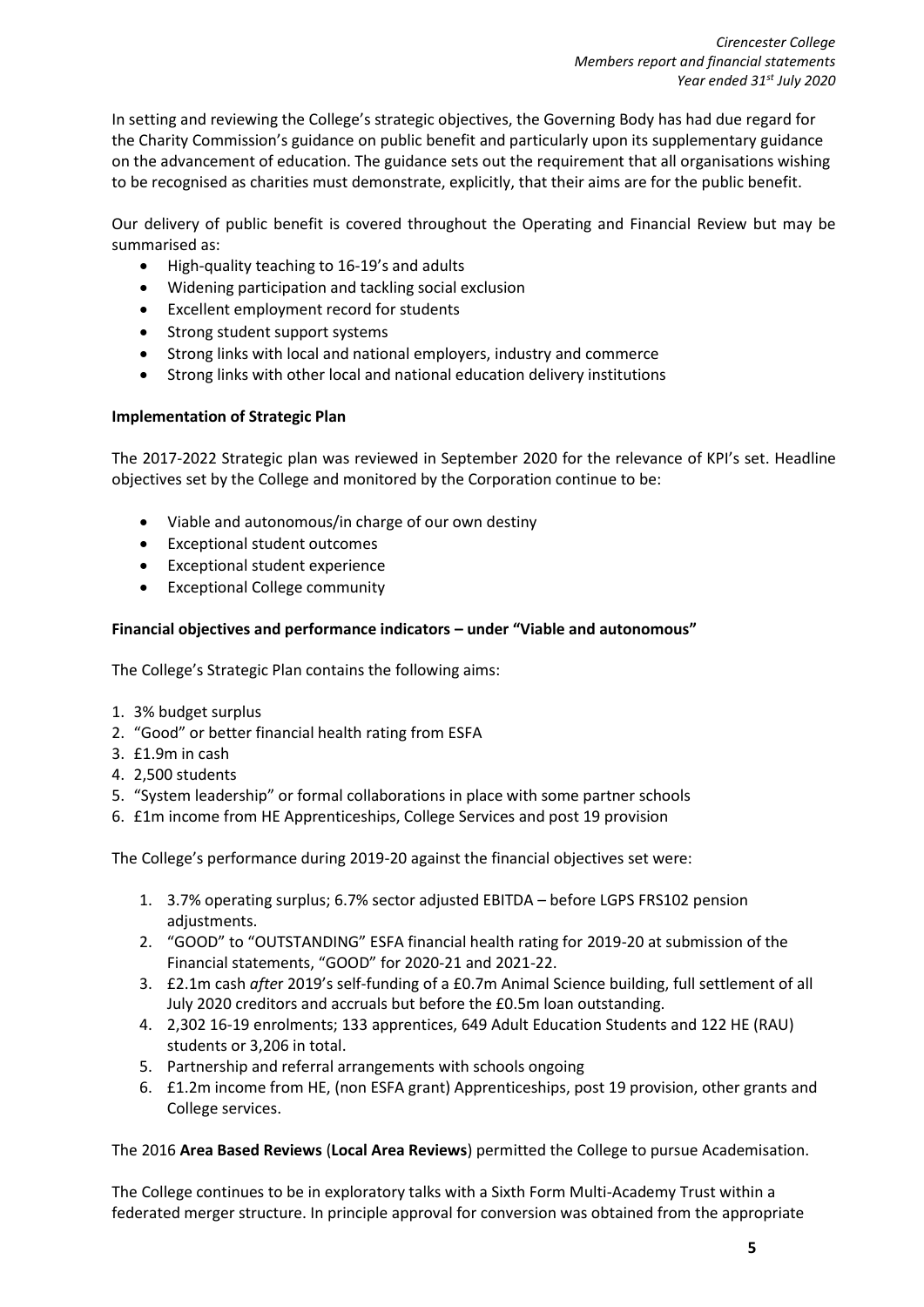In setting and reviewing the College's strategic objectives, the Governing Body has had due regard for the Charity Commission's guidance on public benefit and particularly upon its supplementary guidance on the advancement of education. The guidance sets out the requirement that all organisations wishing to be recognised as charities must demonstrate, explicitly, that their aims are for the public benefit.

Our delivery of public benefit is covered throughout the Operating and Financial Review but may be summarised as:

- High-quality teaching to 16-19's and adults
- Widening participation and tackling social exclusion
- Excellent employment record for students
- Strong student support systems
- Strong links with local and national employers, industry and commerce
- Strong links with other local and national education delivery institutions

**Implementation of Strategic Plan**

The 2017-2022 Strategic plan was reviewed in September 2020 for the relevance of KPI's set. Headline objectives set by the College and monitored by the Corporation continue to be:

- Viable and autonomous/in charge of our own destiny
- Exceptional student outcomes
- Exceptional student experience
- Exceptional College community

**Financial objectives and performance indicators – under "Viable and autonomous"**

The College's Strategic Plan contains the following aims:

1. 3% budget surplus
2. "Good" or better financial health rating from ESFA
3. £1.9m in cash
4. 2,500 students
5. "System leadership" or formal collaborations in place with some partner schools
6. £1m income from HE Apprenticeships, College Services and post 19 provision

The College's performance during 2019-20 against the financial objectives set were:

1. 3.7% operating surplus; 6.7% sector adjusted EBITDA – before LGPS FRS102 pension adjustments.
2. "GOOD" to "OUTSTANDING" ESFA financial health rating for 2019-20 at submission of the Financial statements, "GOOD" for 2020-21 and 2021-22.
3. £2.1m cash *after* 2019's self-funding of a £0.7m Animal Science building, full settlement of all July 2020 creditors and accruals but before the £0.5m loan outstanding.
4. 2,302 16-19 enrolments; 133 apprentices, 649 Adult Education Students and 122 HE (RAU) students or 3,206 in total.
5. Partnership and referral arrangements with schools ongoing
6. £1.2m income from HE, (non ESFA grant) Apprenticeships, post 19 provision, other grants and College services.

The 2016 **Area Based Reviews** (**Local Area Reviews**) permitted the College to pursue Academisation.

The College continues to be in exploratory talks with a Sixth Form Multi-Academy Trust within a federated merger structure. In principle approval for conversion was obtained from the appropriate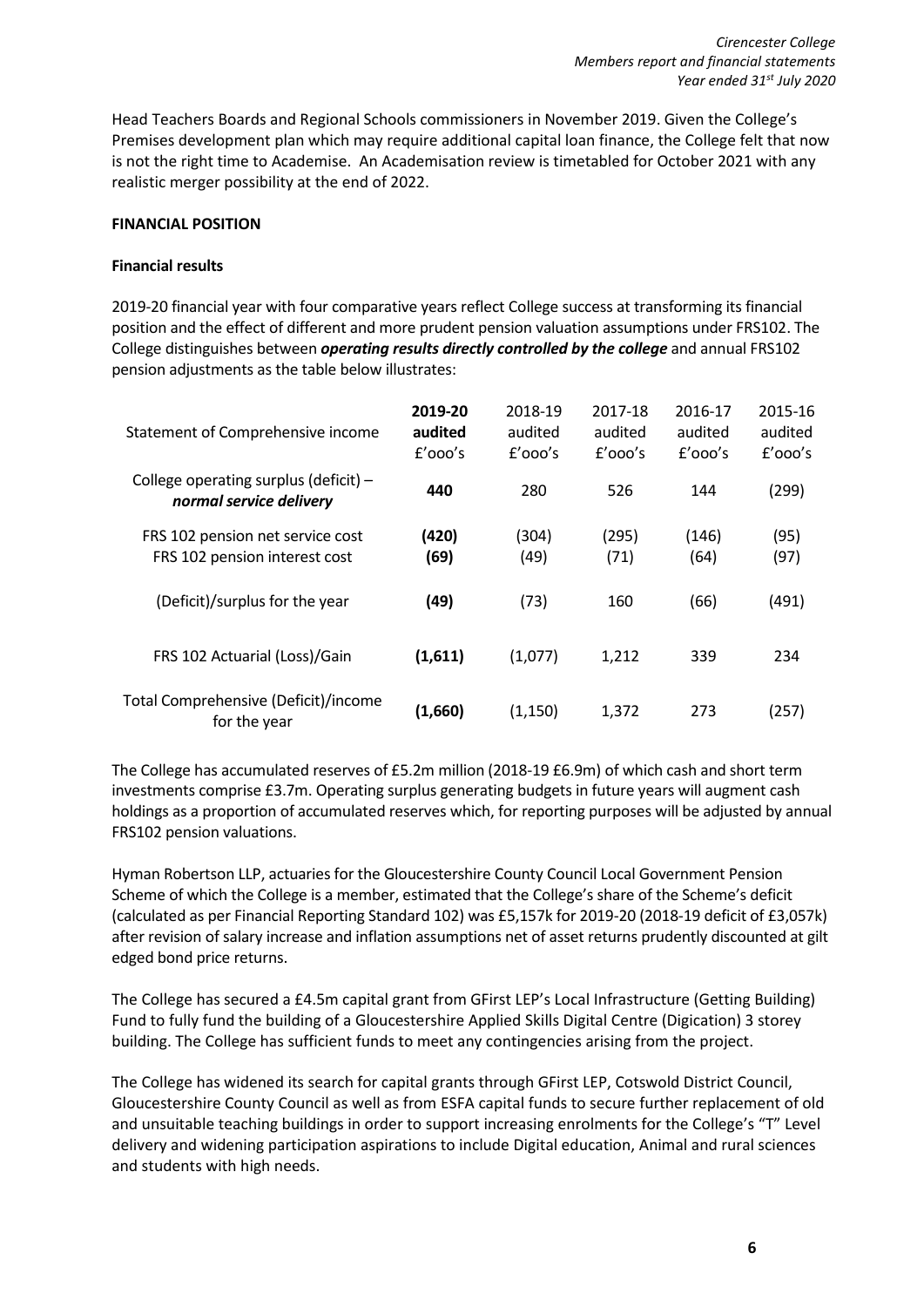Head Teachers Boards and Regional Schools commissioners in November 2019. Given the College's Premises development plan which may require additional capital loan finance, the College felt that now is not the right time to Academise. An Academisation review is timetabled for October 2021 with any realistic merger possibility at the end of 2022.

**FINANCIAL POSITION**

**Financial results**

2019-20 financial year with four comparative years reflect College success at transforming its financial position and the effect of different and more prudent pension valuation assumptions under FRS102. The College distinguishes between ***operating results directly controlled by the college*** and annual FRS102 pension adjustments as the table below illustrates:

| Statement of Comprehensive income | **2019-20 audited £'ooo's** | 2018-19 audited £'ooo's | 2017-18 audited £'ooo's | 2016-17 audited £'ooo's | 2015-16 audited £'ooo's |
|---|---|---|---|---|---|
| College operating surplus (deficit) – *normal service delivery* | **440** | 280 | 526 | 144 | (299) |
| FRS 102 pension net service cost | **(420)** | (304) | (295) | (146) | (95) |
| FRS 102 pension interest cost | **(69)** | (49) | (71) | (64) | (97) |
| (Deficit)/surplus for the year | **(49)** | (73) | 160 | (66) | (491) |
| FRS 102 Actuarial (Loss)/Gain | **(1,611)** | (1,077) | 1,212 | 339 | 234 |
| Total Comprehensive (Deficit)/income for the year | **(1,660)** | (1,150) | 1,372 | 273 | (257) |

The College has accumulated reserves of £5.2m million (2018-19 £6.9m) of which cash and short term investments comprise £3.7m. Operating surplus generating budgets in future years will augment cash holdings as a proportion of accumulated reserves which, for reporting purposes will be adjusted by annual FRS102 pension valuations.

Hyman Robertson LLP, actuaries for the Gloucestershire County Council Local Government Pension Scheme of which the College is a member, estimated that the College's share of the Scheme's deficit (calculated as per Financial Reporting Standard 102) was £5,157k for 2019-20 (2018-19 deficit of £3,057k) after revision of salary increase and inflation assumptions net of asset returns prudently discounted at gilt edged bond price returns.

The College has secured a £4.5m capital grant from GFirst LEP's Local Infrastructure (Getting Building) Fund to fully fund the building of a Gloucestershire Applied Skills Digital Centre (Digication) 3 storey building. The College has sufficient funds to meet any contingencies arising from the project.

The College has widened its search for capital grants through GFirst LEP, Cotswold District Council, Gloucestershire County Council as well as from ESFA capital funds to secure further replacement of old and unsuitable teaching buildings in order to support increasing enrolments for the College's "T" Level delivery and widening participation aspirations to include Digital education, Animal and rural sciences and students with high needs.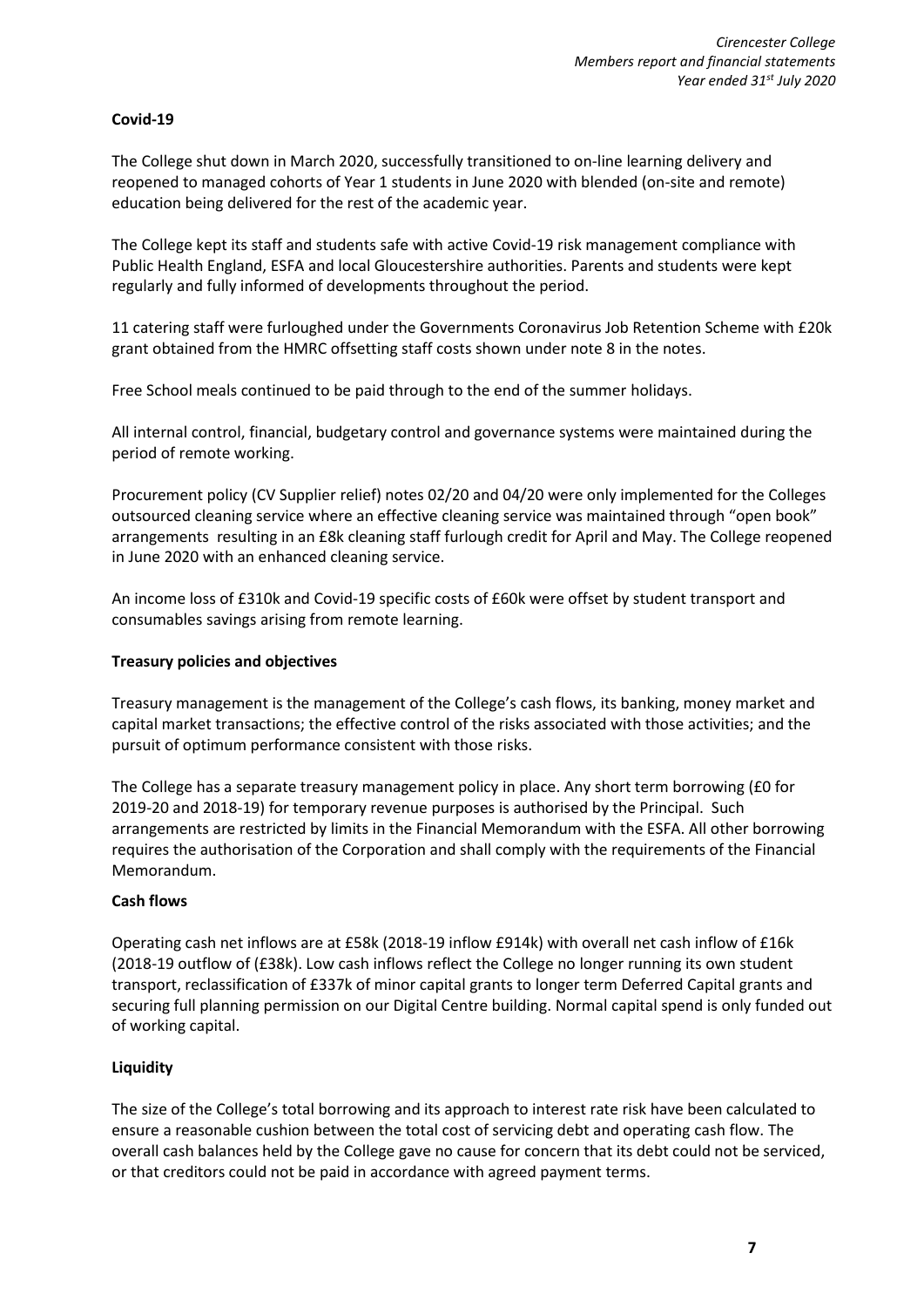**Covid-19**

The College shut down in March 2020, successfully transitioned to on-line learning delivery and reopened to managed cohorts of Year 1 students in June 2020 with blended (on-site and remote) education being delivered for the rest of the academic year.

The College kept its staff and students safe with active Covid-19 risk management compliance with Public Health England, ESFA and local Gloucestershire authorities. Parents and students were kept regularly and fully informed of developments throughout the period.

11 catering staff were furloughed under the Governments Coronavirus Job Retention Scheme with £20k grant obtained from the HMRC offsetting staff costs shown under note 8 in the notes.

Free School meals continued to be paid through to the end of the summer holidays.

All internal control, financial, budgetary control and governance systems were maintained during the period of remote working.

Procurement policy (CV Supplier relief) notes 02/20 and 04/20 were only implemented for the Colleges outsourced cleaning service where an effective cleaning service was maintained through "open book" arrangements resulting in an £8k cleaning staff furlough credit for April and May. The College reopened in June 2020 with an enhanced cleaning service.

An income loss of £310k and Covid-19 specific costs of £60k were offset by student transport and consumables savings arising from remote learning.

**Treasury policies and objectives**

Treasury management is the management of the College's cash flows, its banking, money market and capital market transactions; the effective control of the risks associated with those activities; and the pursuit of optimum performance consistent with those risks.

The College has a separate treasury management policy in place. Any short term borrowing (£0 for 2019-20 and 2018-19) for temporary revenue purposes is authorised by the Principal. Such arrangements are restricted by limits in the Financial Memorandum with the ESFA. All other borrowing requires the authorisation of the Corporation and shall comply with the requirements of the Financial Memorandum.

**Cash flows**

Operating cash net inflows are at £58k (2018-19 inflow £914k) with overall net cash inflow of £16k (2018-19 outflow of (£38k). Low cash inflows reflect the College no longer running its own student transport, reclassification of £337k of minor capital grants to longer term Deferred Capital grants and securing full planning permission on our Digital Centre building. Normal capital spend is only funded out of working capital.

**Liquidity**

The size of the College's total borrowing and its approach to interest rate risk have been calculated to ensure a reasonable cushion between the total cost of servicing debt and operating cash flow. The overall cash balances held by the College gave no cause for concern that its debt could not be serviced, or that creditors could not be paid in accordance with agreed payment terms.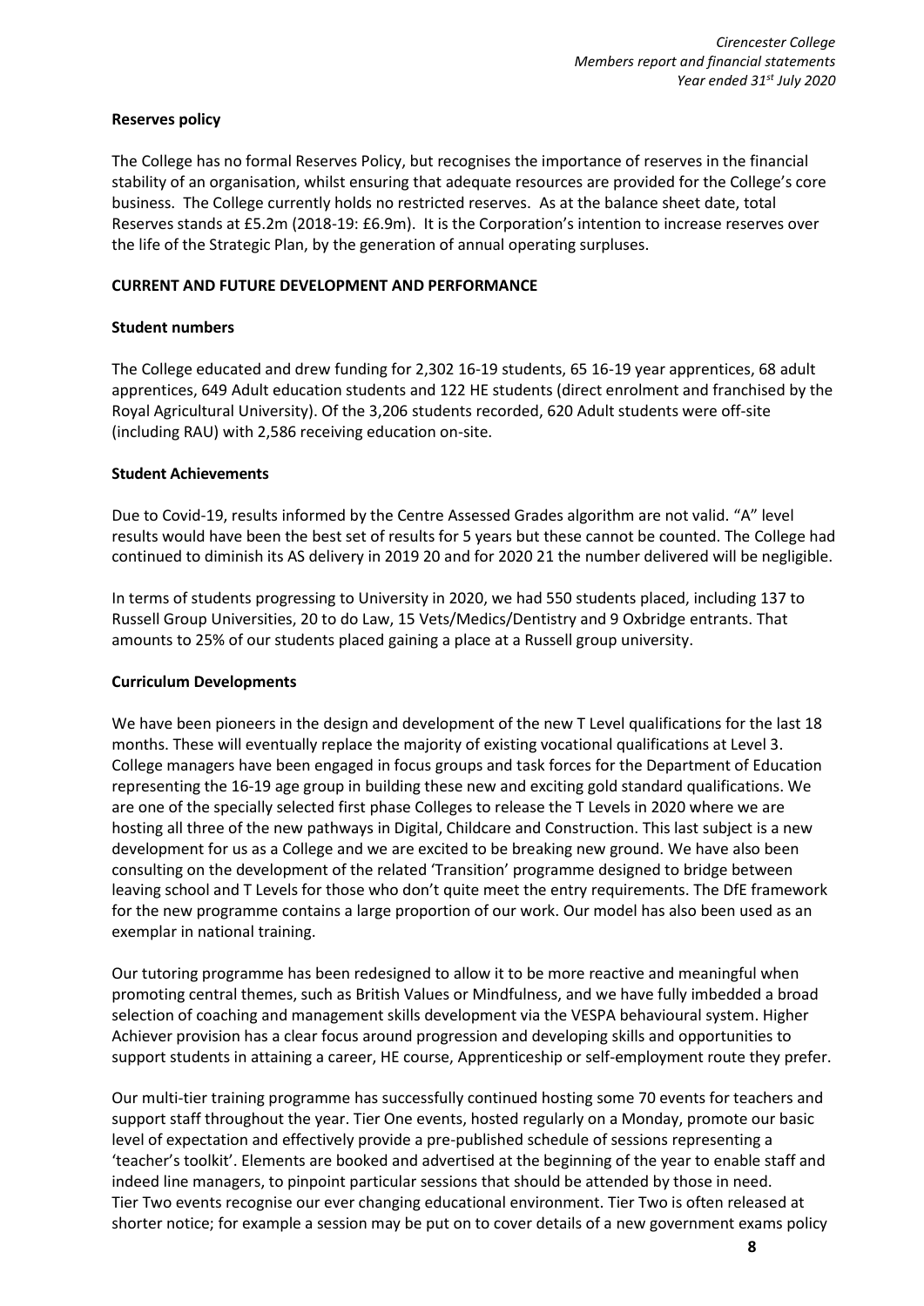**Reserves policy**

The College has no formal Reserves Policy, but recognises the importance of reserves in the financial stability of an organisation, whilst ensuring that adequate resources are provided for the College's core business. The College currently holds no restricted reserves. As at the balance sheet date, total Reserves stands at £5.2m (2018-19: £6.9m). It is the Corporation's intention to increase reserves over the life of the Strategic Plan, by the generation of annual operating surpluses.

## CURRENT AND FUTURE DEVELOPMENT AND PERFORMANCE

**Student numbers**

The College educated and drew funding for 2,302 16-19 students, 65 16-19 year apprentices, 68 adult apprentices, 649 Adult education students and 122 HE students (direct enrolment and franchised by the Royal Agricultural University). Of the 3,206 students recorded, 620 Adult students were off-site (including RAU) with 2,586 receiving education on-site.

**Student Achievements**

Due to Covid-19, results informed by the Centre Assessed Grades algorithm are not valid. "A" level results would have been the best set of results for 5 years but these cannot be counted. The College had continued to diminish its AS delivery in 2019 20 and for 2020 21 the number delivered will be negligible.

In terms of students progressing to University in 2020, we had 550 students placed, including 137 to Russell Group Universities, 20 to do Law, 15 Vets/Medics/Dentistry and 9 Oxbridge entrants. That amounts to 25% of our students placed gaining a place at a Russell group university.

**Curriculum Developments**

We have been pioneers in the design and development of the new T Level qualifications for the last 18 months. These will eventually replace the majority of existing vocational qualifications at Level 3. College managers have been engaged in focus groups and task forces for the Department of Education representing the 16-19 age group in building these new and exciting gold standard qualifications. We are one of the specially selected first phase Colleges to release the T Levels in 2020 where we are hosting all three of the new pathways in Digital, Childcare and Construction. This last subject is a new development for us as a College and we are excited to be breaking new ground. We have also been consulting on the development of the related 'Transition' programme designed to bridge between leaving school and T Levels for those who don't quite meet the entry requirements. The DfE framework for the new programme contains a large proportion of our work. Our model has also been used as an exemplar in national training.

Our tutoring programme has been redesigned to allow it to be more reactive and meaningful when promoting central themes, such as British Values or Mindfulness, and we have fully imbedded a broad selection of coaching and management skills development via the VESPA behavioural system. Higher Achiever provision has a clear focus around progression and developing skills and opportunities to support students in attaining a career, HE course, Apprenticeship or self-employment route they prefer.

Our multi-tier training programme has successfully continued hosting some 70 events for teachers and support staff throughout the year. Tier One events, hosted regularly on a Monday, promote our basic level of expectation and effectively provide a pre-published schedule of sessions representing a 'teacher's toolkit'. Elements are booked and advertised at the beginning of the year to enable staff and indeed line managers, to pinpoint particular sessions that should be attended by those in need. Tier Two events recognise our ever changing educational environment. Tier Two is often released at shorter notice; for example a session may be put on to cover details of a new government exams policy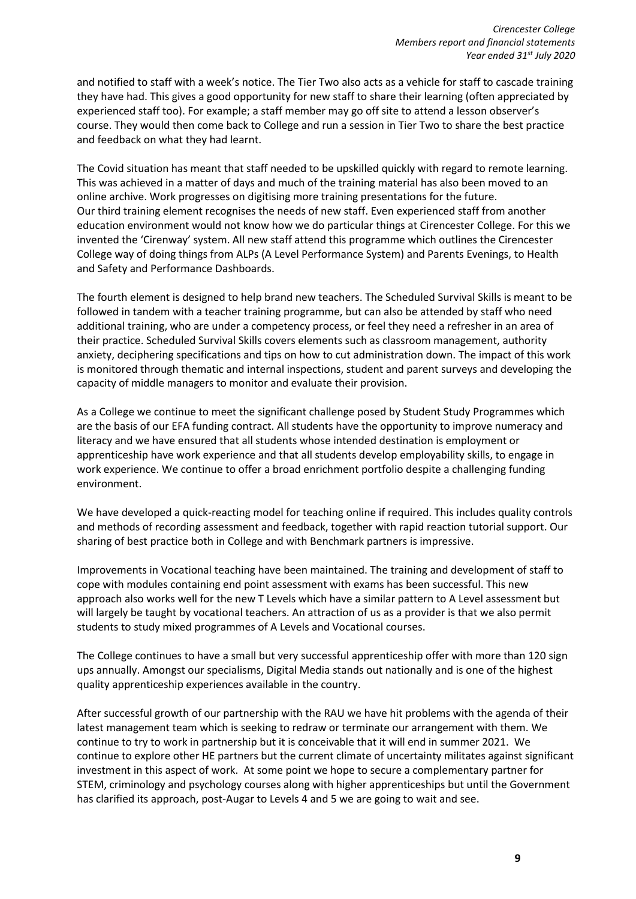and notified to staff with a week's notice. The Tier Two also acts as a vehicle for staff to cascade training they have had. This gives a good opportunity for new staff to share their learning (often appreciated by experienced staff too). For example; a staff member may go off site to attend a lesson observer's course. They would then come back to College and run a session in Tier Two to share the best practice and feedback on what they had learnt.

The Covid situation has meant that staff needed to be upskilled quickly with regard to remote learning. This was achieved in a matter of days and much of the training material has also been moved to an online archive. Work progresses on digitising more training presentations for the future.
Our third training element recognises the needs of new staff. Even experienced staff from another education environment would not know how we do particular things at Cirencester College. For this we invented the 'Cirenway' system. All new staff attend this programme which outlines the Cirencester College way of doing things from ALPs (A Level Performance System) and Parents Evenings, to Health and Safety and Performance Dashboards.

The fourth element is designed to help brand new teachers. The Scheduled Survival Skills is meant to be followed in tandem with a teacher training programme, but can also be attended by staff who need additional training, who are under a competency process, or feel they need a refresher in an area of their practice. Scheduled Survival Skills covers elements such as classroom management, authority anxiety, deciphering specifications and tips on how to cut administration down. The impact of this work is monitored through thematic and internal inspections, student and parent surveys and developing the capacity of middle managers to monitor and evaluate their provision.

As a College we continue to meet the significant challenge posed by Student Study Programmes which are the basis of our EFA funding contract. All students have the opportunity to improve numeracy and literacy and we have ensured that all students whose intended destination is employment or apprenticeship have work experience and that all students develop employability skills, to engage in work experience. We continue to offer a broad enrichment portfolio despite a challenging funding environment.

We have developed a quick-reacting model for teaching online if required. This includes quality controls and methods of recording assessment and feedback, together with rapid reaction tutorial support. Our sharing of best practice both in College and with Benchmark partners is impressive.

Improvements in Vocational teaching have been maintained. The training and development of staff to cope with modules containing end point assessment with exams has been successful. This new approach also works well for the new T Levels which have a similar pattern to A Level assessment but will largely be taught by vocational teachers. An attraction of us as a provider is that we also permit students to study mixed programmes of A Levels and Vocational courses.

The College continues to have a small but very successful apprenticeship offer with more than 120 sign ups annually. Amongst our specialisms, Digital Media stands out nationally and is one of the highest quality apprenticeship experiences available in the country.

After successful growth of our partnership with the RAU we have hit problems with the agenda of their latest management team which is seeking to redraw or terminate our arrangement with them. We continue to try to work in partnership but it is conceivable that it will end in summer 2021. We continue to explore other HE partners but the current climate of uncertainty militates against significant investment in this aspect of work. At some point we hope to secure a complementary partner for STEM, criminology and psychology courses along with higher apprenticeships but until the Government has clarified its approach, post-Augar to Levels 4 and 5 we are going to wait and see.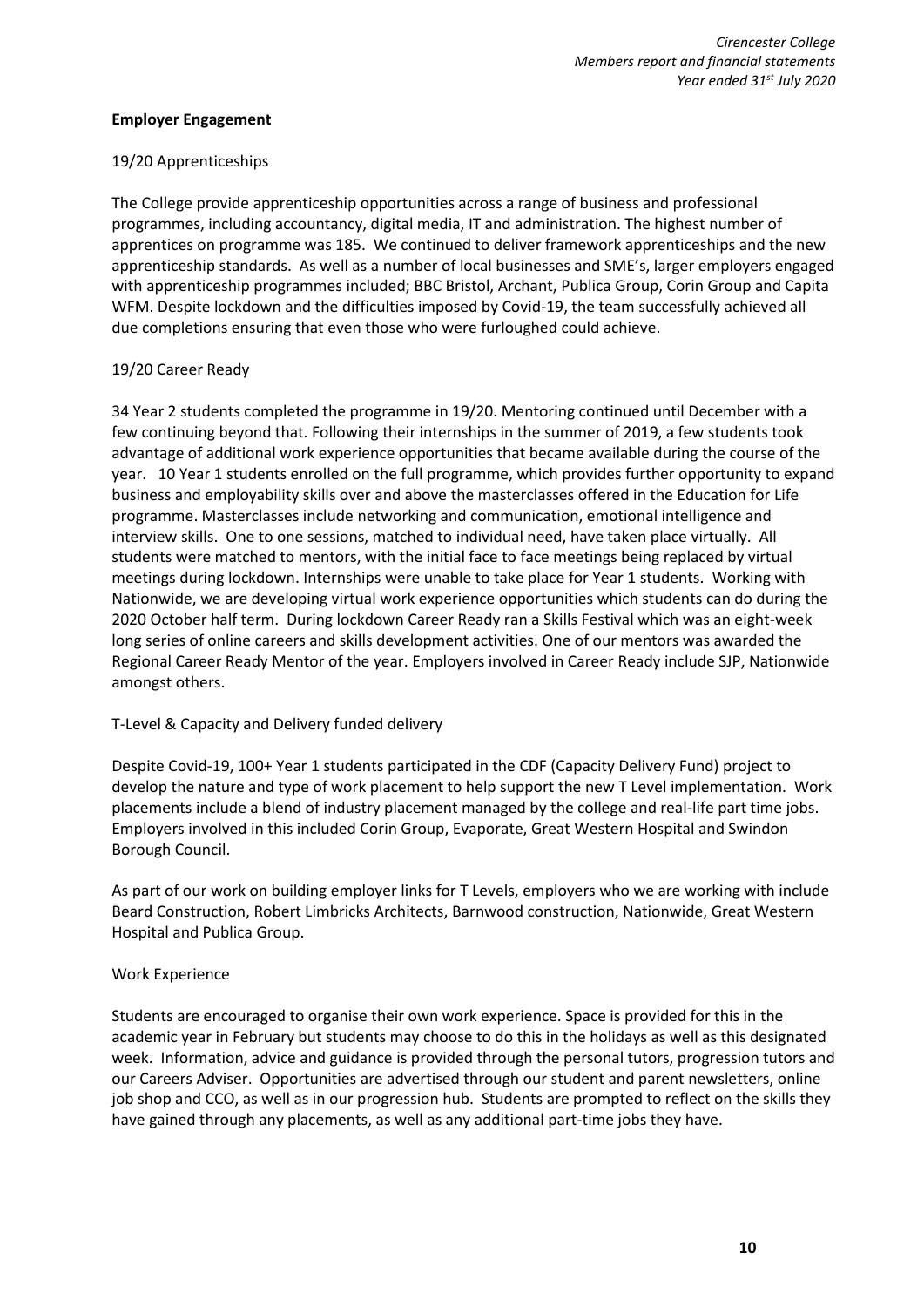**Employer Engagement**

19/20 Apprenticeships

The College provide apprenticeship opportunities across a range of business and professional programmes, including accountancy, digital media, IT and administration. The highest number of apprentices on programme was 185. We continued to deliver framework apprenticeships and the new apprenticeship standards. As well as a number of local businesses and SME's, larger employers engaged with apprenticeship programmes included; BBC Bristol, Archant, Publica Group, Corin Group and Capita WFM. Despite lockdown and the difficulties imposed by Covid-19, the team successfully achieved all due completions ensuring that even those who were furloughed could achieve.

19/20 Career Ready

34 Year 2 students completed the programme in 19/20. Mentoring continued until December with a few continuing beyond that. Following their internships in the summer of 2019, a few students took advantage of additional work experience opportunities that became available during the course of the year. 10 Year 1 students enrolled on the full programme, which provides further opportunity to expand business and employability skills over and above the masterclasses offered in the Education for Life programme. Masterclasses include networking and communication, emotional intelligence and interview skills. One to one sessions, matched to individual need, have taken place virtually. All students were matched to mentors, with the initial face to face meetings being replaced by virtual meetings during lockdown. Internships were unable to take place for Year 1 students. Working with Nationwide, we are developing virtual work experience opportunities which students can do during the 2020 October half term. During lockdown Career Ready ran a Skills Festival which was an eight-week long series of online careers and skills development activities. One of our mentors was awarded the Regional Career Ready Mentor of the year. Employers involved in Career Ready include SJP, Nationwide amongst others.

T-Level & Capacity and Delivery funded delivery

Despite Covid-19, 100+ Year 1 students participated in the CDF (Capacity Delivery Fund) project to develop the nature and type of work placement to help support the new T Level implementation. Work placements include a blend of industry placement managed by the college and real-life part time jobs. Employers involved in this included Corin Group, Evaporate, Great Western Hospital and Swindon Borough Council.

As part of our work on building employer links for T Levels, employers who we are working with include Beard Construction, Robert Limbricks Architects, Barnwood construction, Nationwide, Great Western Hospital and Publica Group.

Work Experience

Students are encouraged to organise their own work experience. Space is provided for this in the academic year in February but students may choose to do this in the holidays as well as this designated week. Information, advice and guidance is provided through the personal tutors, progression tutors and our Careers Adviser. Opportunities are advertised through our student and parent newsletters, online job shop and CCO, as well as in our progression hub. Students are prompted to reflect on the skills they have gained through any placements, as well as any additional part-time jobs they have.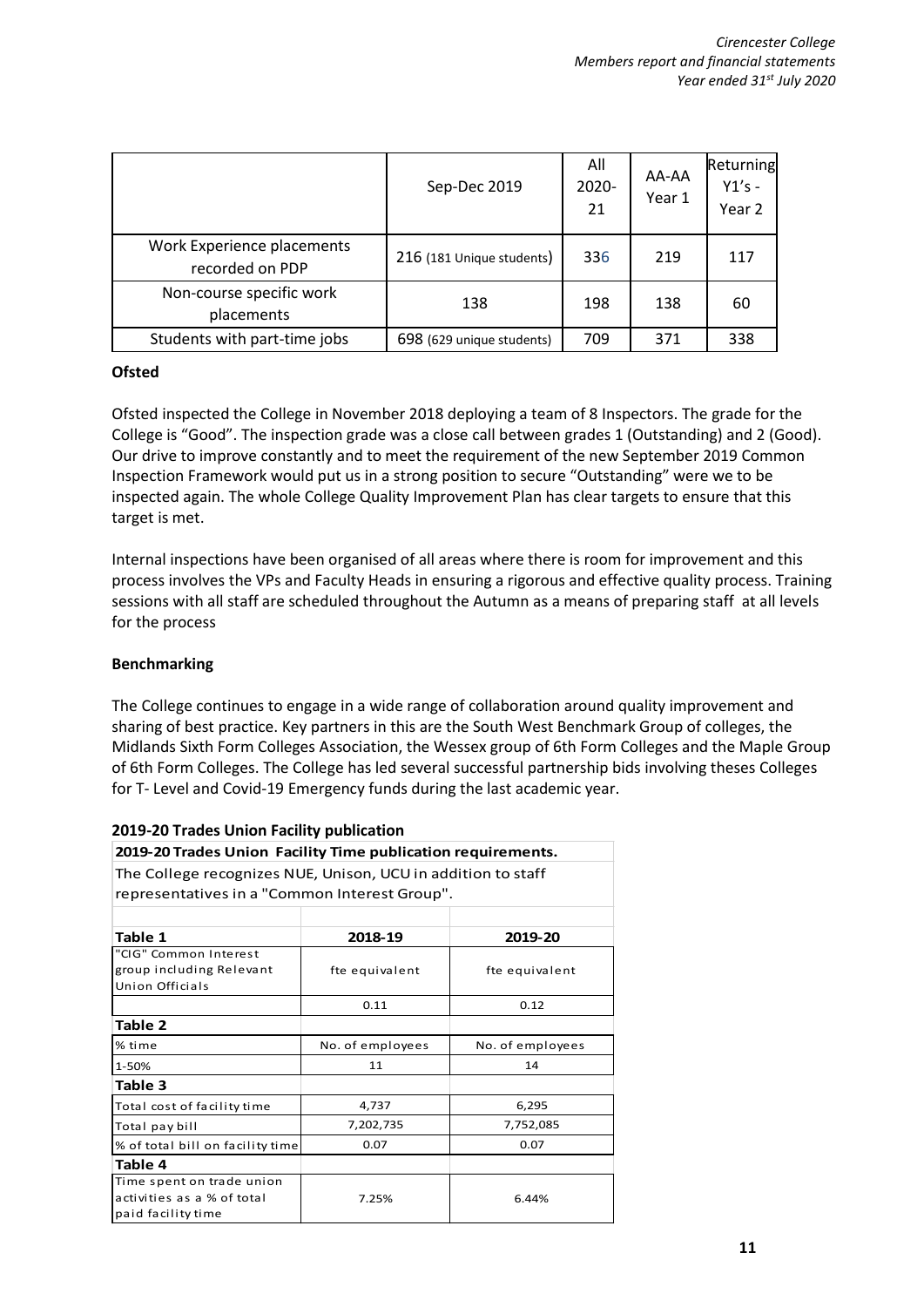| | Sep-Dec 2019 | All 2020-21 | AA-AA Year 1 | Returning Y1's - Year 2 |
|---|---|---|---|---|
| Work Experience placements recorded on PDP | 216 (181 Unique students) | 336 | 219 | 117 |
| Non-course specific work placements | 138 | 198 | 138 | 60 |
| Students with part-time jobs | 698 (629 unique students) | 709 | 371 | 338 |

**Ofsted**

Ofsted inspected the College in November 2018 deploying a team of 8 Inspectors. The grade for the College is "Good". The inspection grade was a close call between grades 1 (Outstanding) and 2 (Good). Our drive to improve constantly and to meet the requirement of the new September 2019 Common Inspection Framework would put us in a strong position to secure "Outstanding" were we to be inspected again. The whole College Quality Improvement Plan has clear targets to ensure that this target is met.

Internal inspections have been organised of all areas where there is room for improvement and this process involves the VPs and Faculty Heads in ensuring a rigorous and effective quality process. Training sessions with all staff are scheduled throughout the Autumn as a means of preparing staff at all levels for the process

**Benchmarking**

The College continues to engage in a wide range of collaboration around quality improvement and sharing of best practice. Key partners in this are the South West Benchmark Group of colleges, the Midlands Sixth Form Colleges Association, the Wessex group of 6th Form Colleges and the Maple Group of 6th Form Colleges. The College has led several successful partnership bids involving theses Colleges for T- Level and Covid-19 Emergency funds during the last academic year.

**2019-20 Trades Union Facility publication**

**2019-20 Trades Union Facility Time publication requirements.**

The College recognizes NUE, Unison, UCU in addition to staff representatives in a "Common Interest Group".

| **Table 1** | **2018-19** | **2019-20** |
|---|---|---|
| "CIG" Common Interest group including Relevant Union Officials | fte equivalent | fte equivalent |
| | 0.11 | 0.12 |
| **Table 2** | | |
| % time | No. of employees | No. of employees |
| 1-50% | 11 | 14 |
| **Table 3** | | |
| Total cost of facility time | 4,737 | 6,295 |
| Total pay bill | 7,202,735 | 7,752,085 |
| % of total bill on facility time | 0.07 | 0.07 |
| **Table 4** | | |
| Time spent on trade union activities as a % of total paid facility time | 7.25% | 6.44% |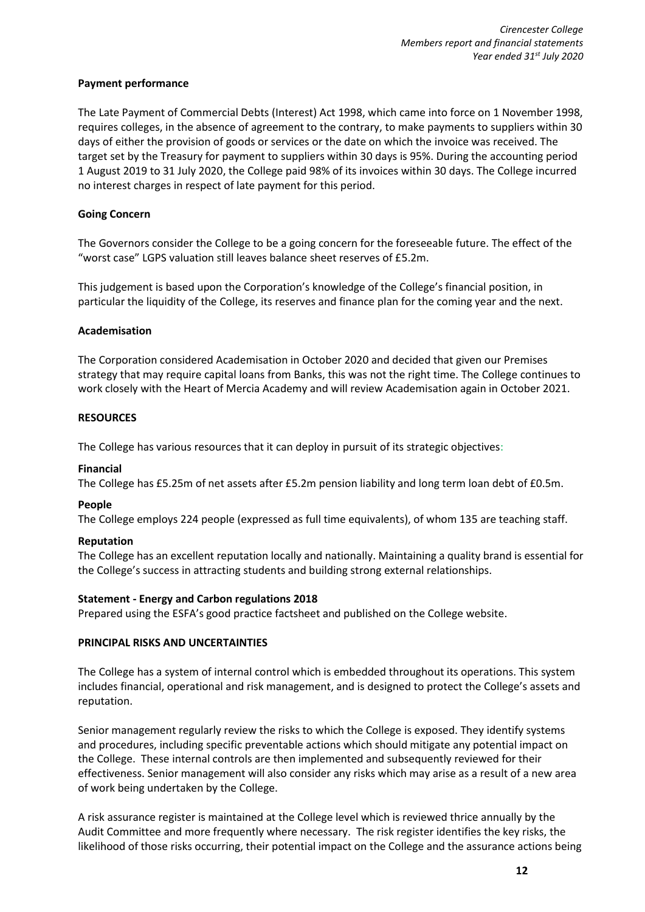**Payment performance**

The Late Payment of Commercial Debts (Interest) Act 1998, which came into force on 1 November 1998, requires colleges, in the absence of agreement to the contrary, to make payments to suppliers within 30 days of either the provision of goods or services or the date on which the invoice was received. The target set by the Treasury for payment to suppliers within 30 days is 95%. During the accounting period 1 August 2019 to 31 July 2020, the College paid 98% of its invoices within 30 days. The College incurred no interest charges in respect of late payment for this period.

**Going Concern**

The Governors consider the College to be a going concern for the foreseeable future. The effect of the "worst case" LGPS valuation still leaves balance sheet reserves of £5.2m.

This judgement is based upon the Corporation's knowledge of the College's financial position, in particular the liquidity of the College, its reserves and finance plan for the coming year and the next.

**Academisation**

The Corporation considered Academisation in October 2020 and decided that given our Premises strategy that may require capital loans from Banks, this was not the right time. The College continues to work closely with the Heart of Mercia Academy and will review Academisation again in October 2021.

## RESOURCES

The College has various resources that it can deploy in pursuit of its strategic objectives:

**Financial**
The College has £5.25m of net assets after £5.2m pension liability and long term loan debt of £0.5m.

**People**
The College employs 224 people (expressed as full time equivalents), of whom 135 are teaching staff.

**Reputation**
The College has an excellent reputation locally and nationally. Maintaining a quality brand is essential for the College's success in attracting students and building strong external relationships.

**Statement - Energy and Carbon regulations 2018**
Prepared using the ESFA's good practice factsheet and published on the College website.

## PRINCIPAL RISKS AND UNCERTAINTIES

The College has a system of internal control which is embedded throughout its operations. This system includes financial, operational and risk management, and is designed to protect the College's assets and reputation.

Senior management regularly review the risks to which the College is exposed. They identify systems and procedures, including specific preventable actions which should mitigate any potential impact on the College. These internal controls are then implemented and subsequently reviewed for their effectiveness. Senior management will also consider any risks which may arise as a result of a new area of work being undertaken by the College.

A risk assurance register is maintained at the College level which is reviewed thrice annually by the Audit Committee and more frequently where necessary. The risk register identifies the key risks, the likelihood of those risks occurring, their potential impact on the College and the assurance actions being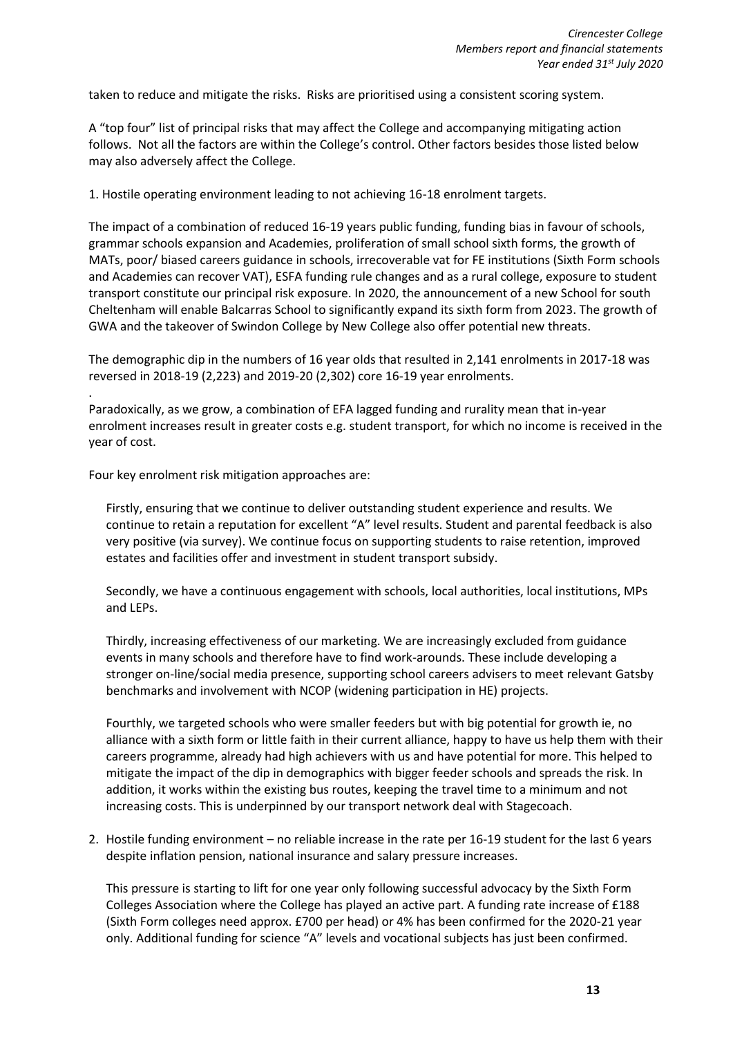taken to reduce and mitigate the risks. Risks are prioritised using a consistent scoring system.

A "top four" list of principal risks that may affect the College and accompanying mitigating action follows. Not all the factors are within the College's control. Other factors besides those listed below may also adversely affect the College.

1. Hostile operating environment leading to not achieving 16-18 enrolment targets.

The impact of a combination of reduced 16-19 years public funding, funding bias in favour of schools, grammar schools expansion and Academies, proliferation of small school sixth forms, the growth of MATs, poor/ biased careers guidance in schools, irrecoverable vat for FE institutions (Sixth Form schools and Academies can recover VAT), ESFA funding rule changes and as a rural college, exposure to student transport constitute our principal risk exposure. In 2020, the announcement of a new School for south Cheltenham will enable Balcarras School to significantly expand its sixth form from 2023. The growth of GWA and the takeover of Swindon College by New College also offer potential new threats.

The demographic dip in the numbers of 16 year olds that resulted in 2,141 enrolments in 2017-18 was reversed in 2018-19 (2,223) and 2019-20 (2,302) core 16-19 year enrolments.

.
Paradoxically, as we grow, a combination of EFA lagged funding and rurality mean that in-year enrolment increases result in greater costs e.g. student transport, for which no income is received in the year of cost.

Four key enrolment risk mitigation approaches are:

Firstly, ensuring that we continue to deliver outstanding student experience and results. We continue to retain a reputation for excellent "A" level results. Student and parental feedback is also very positive (via survey). We continue focus on supporting students to raise retention, improved estates and facilities offer and investment in student transport subsidy.

Secondly, we have a continuous engagement with schools, local authorities, local institutions, MPs and LEPs.

Thirdly, increasing effectiveness of our marketing. We are increasingly excluded from guidance events in many schools and therefore have to find work-arounds. These include developing a stronger on-line/social media presence, supporting school careers advisers to meet relevant Gatsby benchmarks and involvement with NCOP (widening participation in HE) projects.

Fourthly, we targeted schools who were smaller feeders but with big potential for growth ie, no alliance with a sixth form or little faith in their current alliance, happy to have us help them with their careers programme, already had high achievers with us and have potential for more. This helped to mitigate the impact of the dip in demographics with bigger feeder schools and spreads the risk. In addition, it works within the existing bus routes, keeping the travel time to a minimum and not increasing costs. This is underpinned by our transport network deal with Stagecoach.

2. Hostile funding environment – no reliable increase in the rate per 16-19 student for the last 6 years despite inflation pension, national insurance and salary pressure increases.

   This pressure is starting to lift for one year only following successful advocacy by the Sixth Form Colleges Association where the College has played an active part. A funding rate increase of £188 (Sixth Form colleges need approx. £700 per head) or 4% has been confirmed for the 2020-21 year only. Additional funding for science "A" levels and vocational subjects has just been confirmed.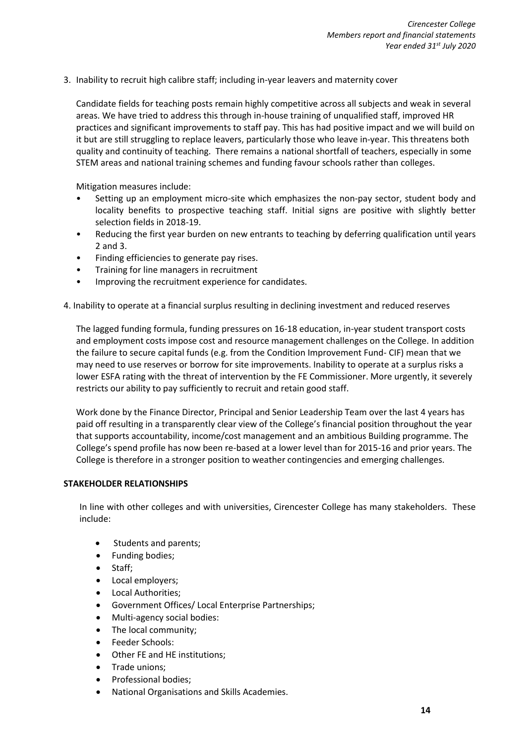3. Inability to recruit high calibre staff; including in-year leavers and maternity cover

Candidate fields for teaching posts remain highly competitive across all subjects and weak in several areas. We have tried to address this through in-house training of unqualified staff, improved HR practices and significant improvements to staff pay. This has had positive impact and we will build on it but are still struggling to replace leavers, particularly those who leave in-year. This threatens both quality and continuity of teaching. There remains a national shortfall of teachers, especially in some STEM areas and national training schemes and funding favour schools rather than colleges.

Mitigation measures include:

- Setting up an employment micro-site which emphasizes the non-pay sector, student body and locality benefits to prospective teaching staff. Initial signs are positive with slightly better selection fields in 2018-19.
- Reducing the first year burden on new entrants to teaching by deferring qualification until years 2 and 3.
- Finding efficiencies to generate pay rises.
- Training for line managers in recruitment
- Improving the recruitment experience for candidates.

4. Inability to operate at a financial surplus resulting in declining investment and reduced reserves

The lagged funding formula, funding pressures on 16-18 education, in-year student transport costs and employment costs impose cost and resource management challenges on the College. In addition the failure to secure capital funds (e.g. from the Condition Improvement Fund- CIF) mean that we may need to use reserves or borrow for site improvements. Inability to operate at a surplus risks a lower ESFA rating with the threat of intervention by the FE Commissioner. More urgently, it severely restricts our ability to pay sufficiently to recruit and retain good staff.

Work done by the Finance Director, Principal and Senior Leadership Team over the last 4 years has paid off resulting in a transparently clear view of the College's financial position throughout the year that supports accountability, income/cost management and an ambitious Building programme. The College's spend profile has now been re-based at a lower level than for 2015-16 and prior years. The College is therefore in a stronger position to weather contingencies and emerging challenges.

**STAKEHOLDER RELATIONSHIPS**

In line with other colleges and with universities, Cirencester College has many stakeholders. These include:

- Students and parents;
- Funding bodies;
- Staff;
- Local employers;
- Local Authorities;
- Government Offices/ Local Enterprise Partnerships;
- Multi-agency social bodies:
- The local community;
- Feeder Schools:
- Other FE and HE institutions;
- Trade unions;
- Professional bodies;
- National Organisations and Skills Academies.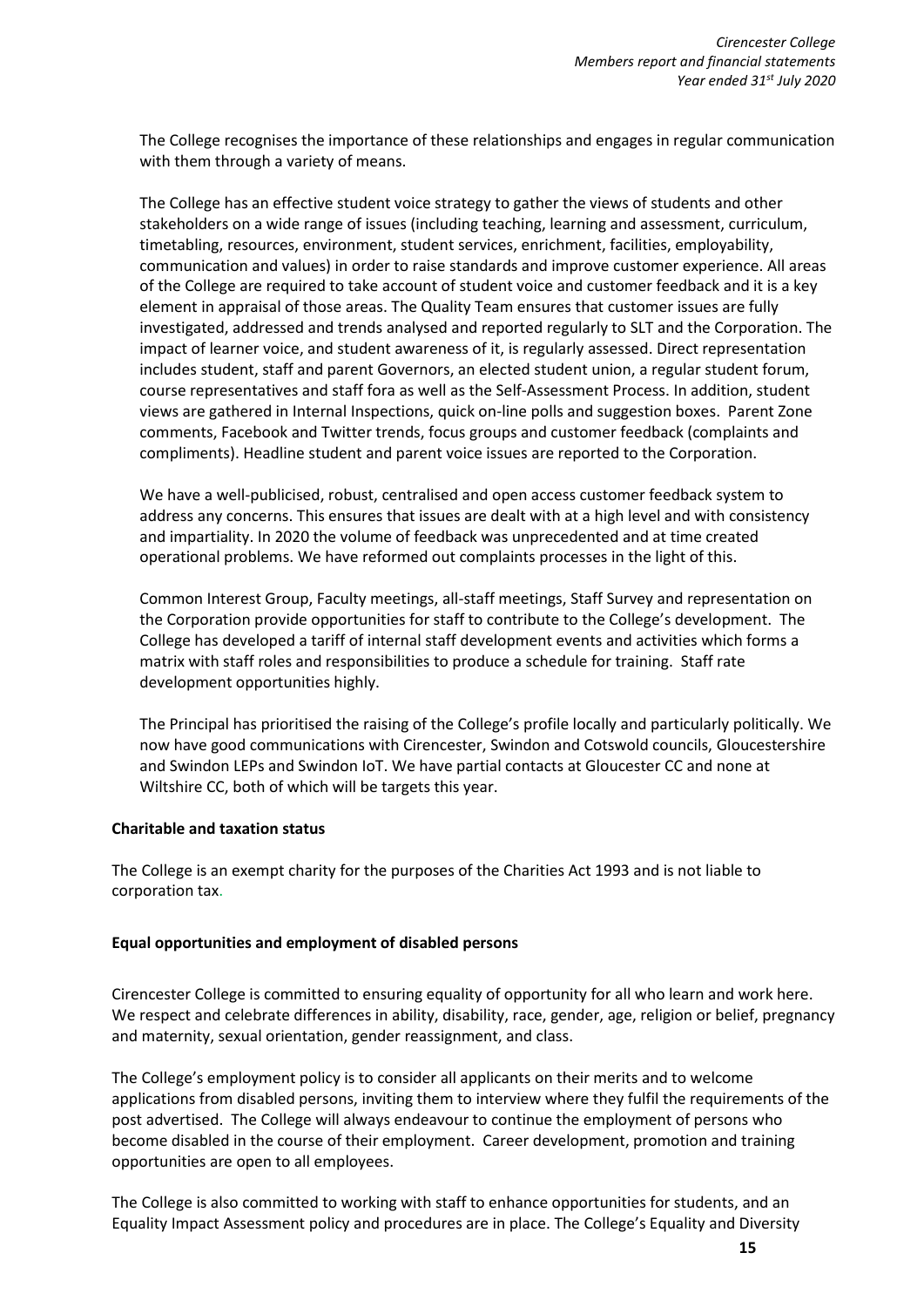The College recognises the importance of these relationships and engages in regular communication with them through a variety of means.

The College has an effective student voice strategy to gather the views of students and other stakeholders on a wide range of issues (including teaching, learning and assessment, curriculum, timetabling, resources, environment, student services, enrichment, facilities, employability, communication and values) in order to raise standards and improve customer experience. All areas of the College are required to take account of student voice and customer feedback and it is a key element in appraisal of those areas. The Quality Team ensures that customer issues are fully investigated, addressed and trends analysed and reported regularly to SLT and the Corporation. The impact of learner voice, and student awareness of it, is regularly assessed. Direct representation includes student, staff and parent Governors, an elected student union, a regular student forum, course representatives and staff fora as well as the Self-Assessment Process. In addition, student views are gathered in Internal Inspections, quick on-line polls and suggestion boxes. Parent Zone comments, Facebook and Twitter trends, focus groups and customer feedback (complaints and compliments). Headline student and parent voice issues are reported to the Corporation.

We have a well-publicised, robust, centralised and open access customer feedback system to address any concerns. This ensures that issues are dealt with at a high level and with consistency and impartiality. In 2020 the volume of feedback was unprecedented and at time created operational problems. We have reformed out complaints processes in the light of this.

Common Interest Group, Faculty meetings, all-staff meetings, Staff Survey and representation on the Corporation provide opportunities for staff to contribute to the College's development. The College has developed a tariff of internal staff development events and activities which forms a matrix with staff roles and responsibilities to produce a schedule for training. Staff rate development opportunities highly.

The Principal has prioritised the raising of the College's profile locally and particularly politically. We now have good communications with Cirencester, Swindon and Cotswold councils, Gloucestershire and Swindon LEPs and Swindon IoT. We have partial contacts at Gloucester CC and none at Wiltshire CC, both of which will be targets this year.

**Charitable and taxation status**

The College is an exempt charity for the purposes of the Charities Act 1993 and is not liable to corporation tax.

**Equal opportunities and employment of disabled persons**

Cirencester College is committed to ensuring equality of opportunity for all who learn and work here. We respect and celebrate differences in ability, disability, race, gender, age, religion or belief, pregnancy and maternity, sexual orientation, gender reassignment, and class.

The College's employment policy is to consider all applicants on their merits and to welcome applications from disabled persons, inviting them to interview where they fulfil the requirements of the post advertised. The College will always endeavour to continue the employment of persons who become disabled in the course of their employment. Career development, promotion and training opportunities are open to all employees.

The College is also committed to working with staff to enhance opportunities for students, and an Equality Impact Assessment policy and procedures are in place. The College's Equality and Diversity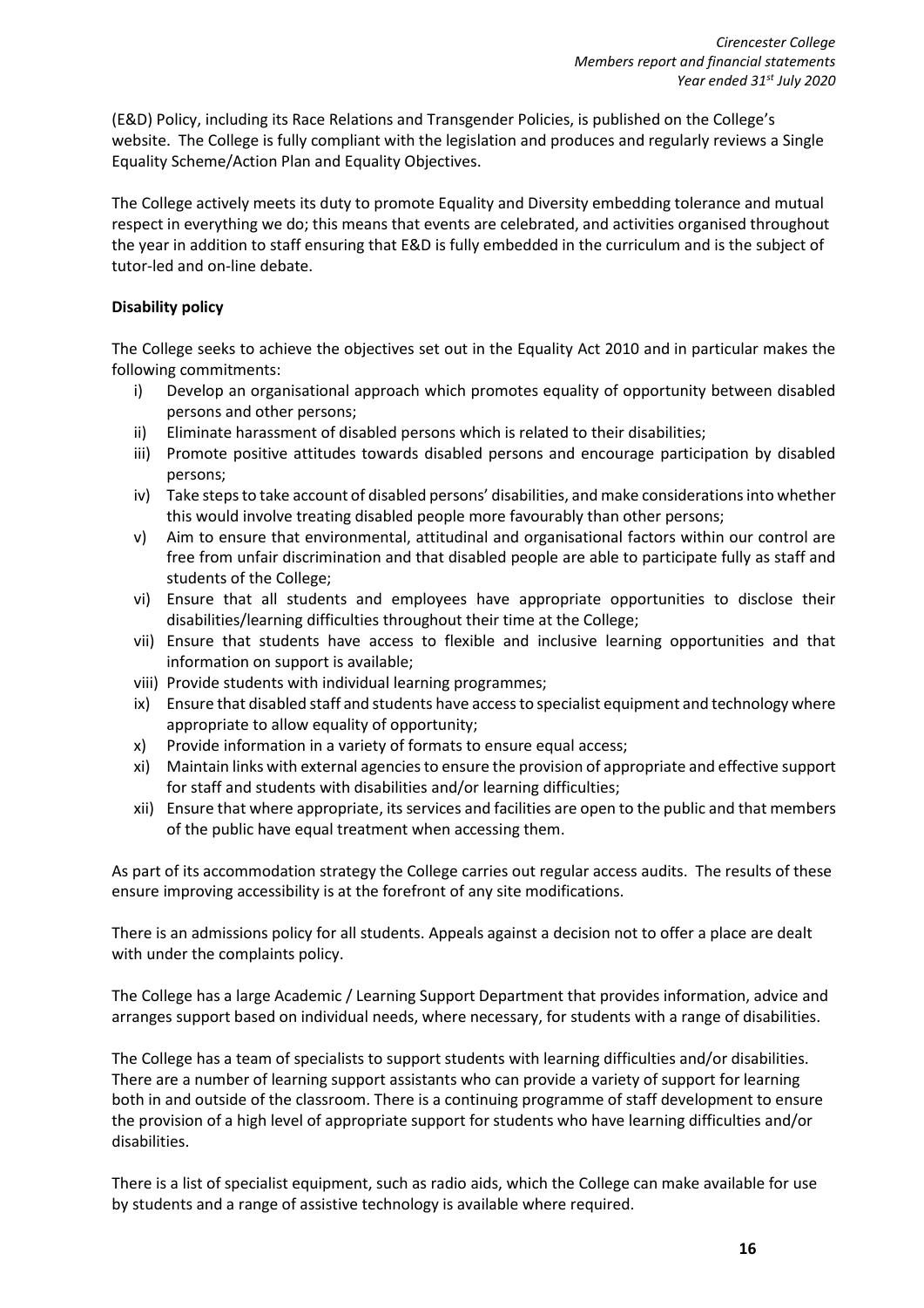(E&D) Policy, including its Race Relations and Transgender Policies, is published on the College's website. The College is fully compliant with the legislation and produces and regularly reviews a Single Equality Scheme/Action Plan and Equality Objectives.

The College actively meets its duty to promote Equality and Diversity embedding tolerance and mutual respect in everything we do; this means that events are celebrated, and activities organised throughout the year in addition to staff ensuring that E&D is fully embedded in the curriculum and is the subject of tutor-led and on-line debate.

**Disability policy**

The College seeks to achieve the objectives set out in the Equality Act 2010 and in particular makes the following commitments:

i) Develop an organisational approach which promotes equality of opportunity between disabled persons and other persons;
ii) Eliminate harassment of disabled persons which is related to their disabilities;
iii) Promote positive attitudes towards disabled persons and encourage participation by disabled persons;
iv) Take steps to take account of disabled persons' disabilities, and make considerations into whether this would involve treating disabled people more favourably than other persons;
v) Aim to ensure that environmental, attitudinal and organisational factors within our control are free from unfair discrimination and that disabled people are able to participate fully as staff and students of the College;
vi) Ensure that all students and employees have appropriate opportunities to disclose their disabilities/learning difficulties throughout their time at the College;
vii) Ensure that students have access to flexible and inclusive learning opportunities and that information on support is available;
viii) Provide students with individual learning programmes;
ix) Ensure that disabled staff and students have access to specialist equipment and technology where appropriate to allow equality of opportunity;
x) Provide information in a variety of formats to ensure equal access;
xi) Maintain links with external agencies to ensure the provision of appropriate and effective support for staff and students with disabilities and/or learning difficulties;
xii) Ensure that where appropriate, its services and facilities are open to the public and that members of the public have equal treatment when accessing them.

As part of its accommodation strategy the College carries out regular access audits. The results of these ensure improving accessibility is at the forefront of any site modifications.

There is an admissions policy for all students. Appeals against a decision not to offer a place are dealt with under the complaints policy.

The College has a large Academic / Learning Support Department that provides information, advice and arranges support based on individual needs, where necessary, for students with a range of disabilities.

The College has a team of specialists to support students with learning difficulties and/or disabilities. There are a number of learning support assistants who can provide a variety of support for learning both in and outside of the classroom. There is a continuing programme of staff development to ensure the provision of a high level of appropriate support for students who have learning difficulties and/or disabilities.

There is a list of specialist equipment, such as radio aids, which the College can make available for use by students and a range of assistive technology is available where required.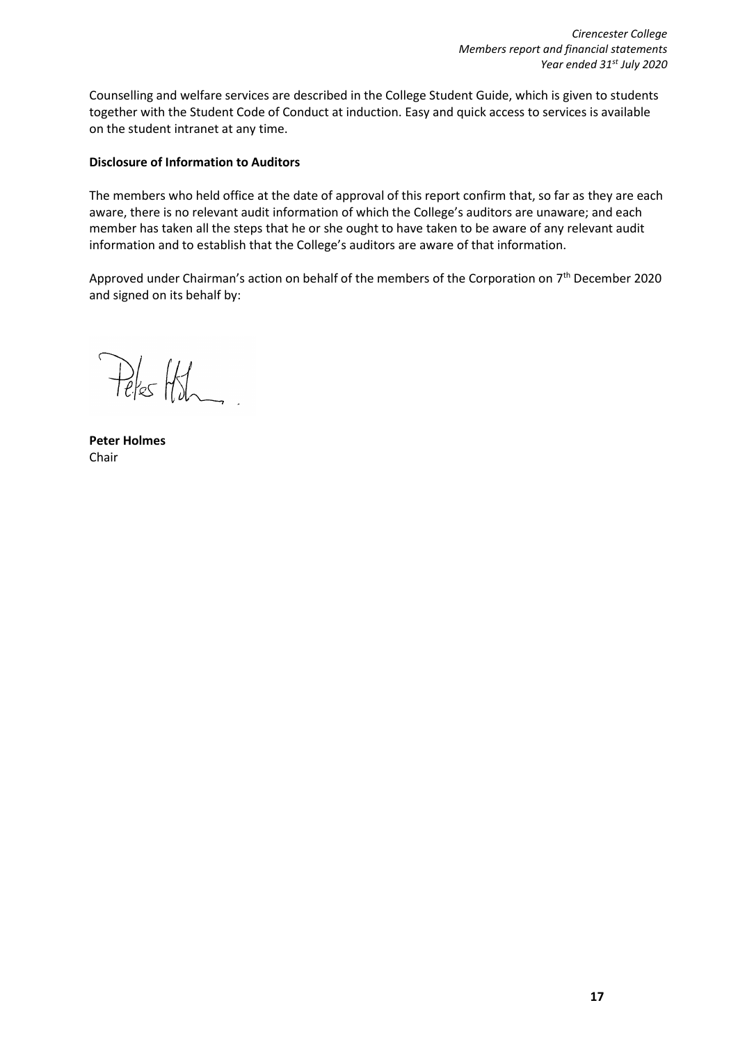Counselling and welfare services are described in the College Student Guide, which is given to students together with the Student Code of Conduct at induction. Easy and quick access to services is available on the student intranet at any time.

**Disclosure of Information to Auditors**

The members who held office at the date of approval of this report confirm that, so far as they are each aware, there is no relevant audit information of which the College's auditors are unaware; and each member has taken all the steps that he or she ought to have taken to be aware of any relevant audit information and to establish that the College's auditors are aware of that information.

Approved under Chairman's action on behalf of the members of the Corporation on 7th December 2020 and signed on its behalf by:

**Peter Holmes**
Chair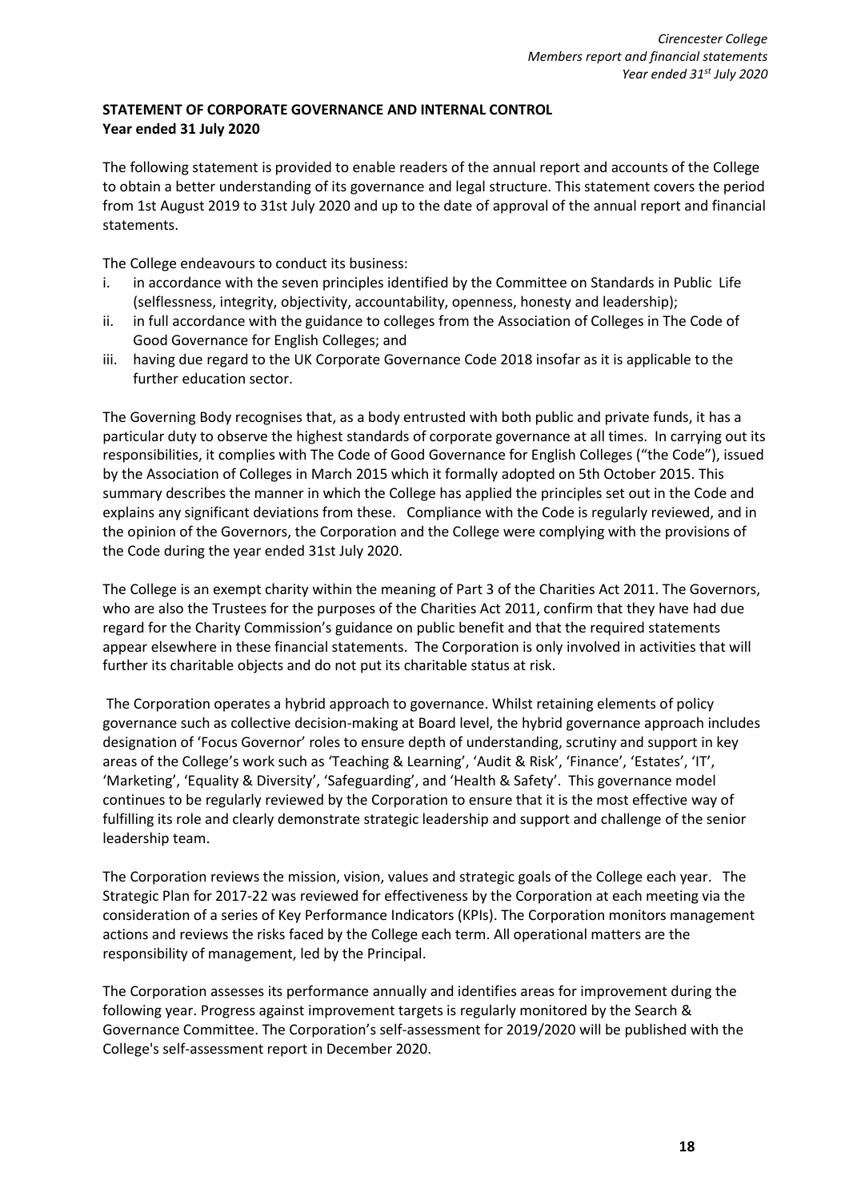## STATEMENT OF CORPORATE GOVERNANCE AND INTERNAL CONTROL
**Year ended 31 July 2020**

The following statement is provided to enable readers of the annual report and accounts of the College to obtain a better understanding of its governance and legal structure. This statement covers the period from 1st August 2019 to 31st July 2020 and up to the date of approval of the annual report and financial statements.

The College endeavours to conduct its business:

i. in accordance with the seven principles identified by the Committee on Standards in Public Life (selflessness, integrity, objectivity, accountability, openness, honesty and leadership);
ii. in full accordance with the guidance to colleges from the Association of Colleges in The Code of Good Governance for English Colleges; and
iii. having due regard to the UK Corporate Governance Code 2018 insofar as it is applicable to the further education sector.

The Governing Body recognises that, as a body entrusted with both public and private funds, it has a particular duty to observe the highest standards of corporate governance at all times. In carrying out its responsibilities, it complies with The Code of Good Governance for English Colleges ("the Code"), issued by the Association of Colleges in March 2015 which it formally adopted on 5th October 2015. This summary describes the manner in which the College has applied the principles set out in the Code and explains any significant deviations from these. Compliance with the Code is regularly reviewed, and in the opinion of the Governors, the Corporation and the College were complying with the provisions of the Code during the year ended 31st July 2020.

The College is an exempt charity within the meaning of Part 3 of the Charities Act 2011. The Governors, who are also the Trustees for the purposes of the Charities Act 2011, confirm that they have had due regard for the Charity Commission's guidance on public benefit and that the required statements appear elsewhere in these financial statements. The Corporation is only involved in activities that will further its charitable objects and do not put its charitable status at risk.

The Corporation operates a hybrid approach to governance. Whilst retaining elements of policy governance such as collective decision-making at Board level, the hybrid governance approach includes designation of 'Focus Governor' roles to ensure depth of understanding, scrutiny and support in key areas of the College's work such as 'Teaching & Learning', 'Audit & Risk', 'Finance', 'Estates', 'IT', 'Marketing', 'Equality & Diversity', 'Safeguarding', and 'Health & Safety'. This governance model continues to be regularly reviewed by the Corporation to ensure that it is the most effective way of fulfilling its role and clearly demonstrate strategic leadership and support and challenge of the senior leadership team.

The Corporation reviews the mission, vision, values and strategic goals of the College each year. The Strategic Plan for 2017-22 was reviewed for effectiveness by the Corporation at each meeting via the consideration of a series of Key Performance Indicators (KPIs). The Corporation monitors management actions and reviews the risks faced by the College each term. All operational matters are the responsibility of management, led by the Principal.

The Corporation assesses its performance annually and identifies areas for improvement during the following year. Progress against improvement targets is regularly monitored by the Search & Governance Committee. The Corporation's self-assessment for 2019/2020 will be published with the College's self-assessment report in December 2020.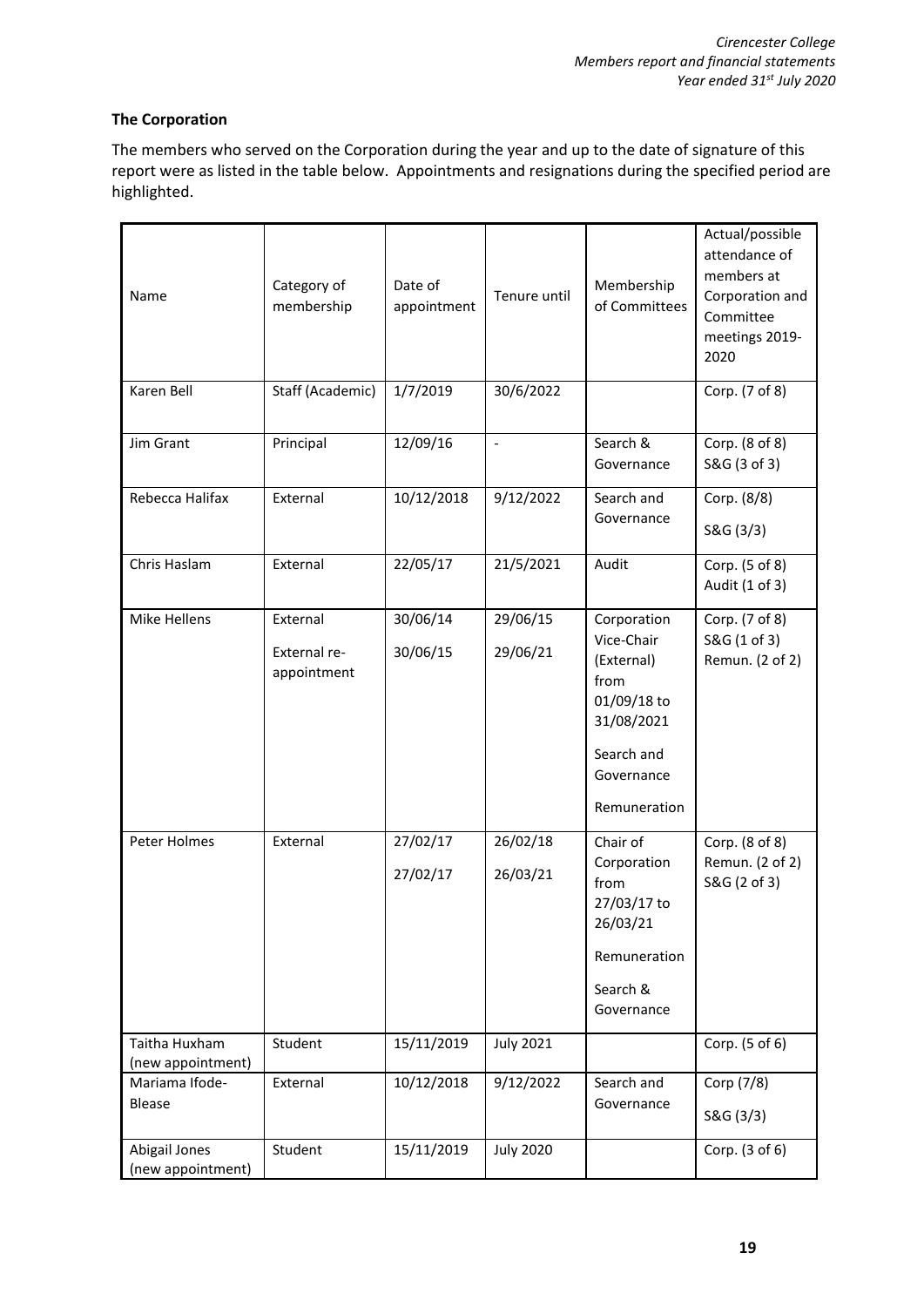**The Corporation**

The members who served on the Corporation during the year and up to the date of signature of this report were as listed in the table below. Appointments and resignations during the specified period are highlighted.

| Name | Category of membership | Date of appointment | Tenure until | Membership of Committees | Actual/possible attendance of members at Corporation and Committee meetings 2019-2020 |
|---|---|---|---|---|---|
| Karen Bell | Staff (Academic) | 1/7/2019 | 30/6/2022 | | Corp. (7 of 8) |
| Jim Grant | Principal | 12/09/16 | - | Search & Governance | Corp. (8 of 8) S&G (3 of 3) |
| Rebecca Halifax | External | 10/12/2018 | 9/12/2022 | Search and Governance | Corp. (8/8) S&G (3/3) |
| Chris Haslam | External | 22/05/17 | 21/5/2021 | Audit | Corp. (5 of 8) Audit (1 of 3) |
| Mike Hellens | External<br>External re-appointment | 30/06/14<br>30/06/15 | 29/06/15<br>29/06/21 | Corporation Vice-Chair (External) from 01/09/18 to 31/08/2021<br>Search and Governance<br>Remuneration | Corp. (7 of 8) S&G (1 of 3) Remun. (2 of 2) |
| Peter Holmes | External | 27/02/17<br>27/02/17 | 26/02/18<br>26/03/21 | Chair of Corporation from 27/03/17 to 26/03/21<br>Remuneration<br>Search & Governance | Corp. (8 of 8) Remun. (2 of 2) S&G (2 of 3) |
| Taitha Huxham (new appointment) | Student | 15/11/2019 | July 2021 | | Corp. (5 of 6) |
| Mariama Ifode-Blease | External | 10/12/2018 | 9/12/2022 | Search and Governance | Corp (7/8) S&G (3/3) |
| Abigail Jones (new appointment) | Student | 15/11/2019 | July 2020 | | Corp. (3 of 6) |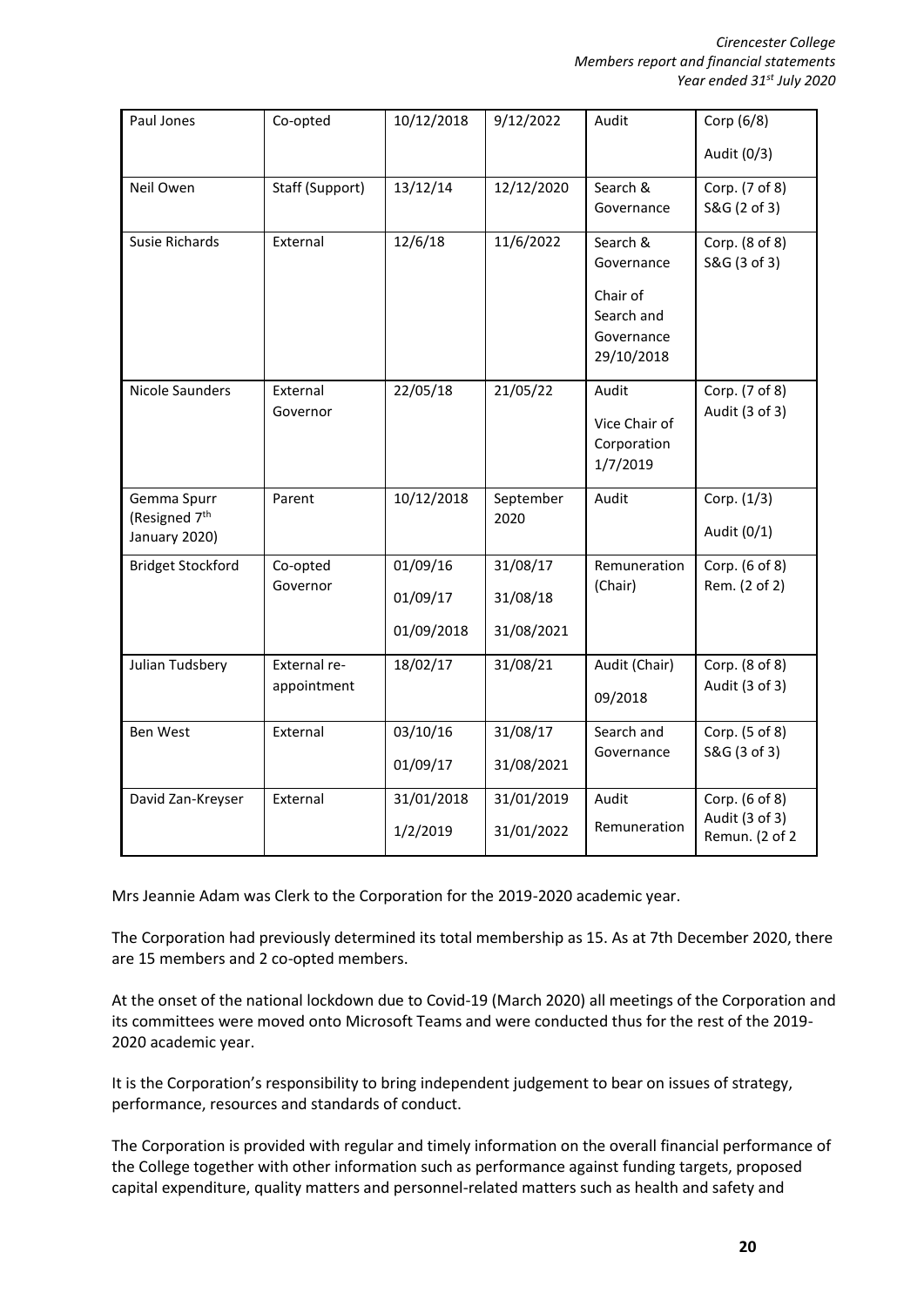| | | | | | |
|---|---|---|---|---|---|
| Paul Jones | Co-opted | 10/12/2018 | 9/12/2022 | Audit | Corp (6/8)<br><br>Audit (0/3) |
| Neil Owen | Staff (Support) | 13/12/14 | 12/12/2020 | Search & Governance | Corp. (7 of 8)<br>S&G (2 of 3) |
| Susie Richards | External | 12/6/18 | 11/6/2022 | Search & Governance<br><br>Chair of Search and Governance 29/10/2018 | Corp. (8 of 8)<br>S&G (3 of 3) |
| Nicole Saunders | External Governor | 22/05/18 | 21/05/22 | Audit<br><br>Vice Chair of Corporation 1/7/2019 | Corp. (7 of 8)<br>Audit (3 of 3) |
| Gemma Spurr (Resigned 7th January 2020) | Parent | 10/12/2018 | September 2020 | Audit | Corp. (1/3)<br><br>Audit (0/1) |
| Bridget Stockford | Co-opted Governor | 01/09/16<br><br>01/09/17<br><br>01/09/2018 | 31/08/17<br><br>31/08/18<br><br>31/08/2021 | Remuneration (Chair) | Corp. (6 of 8)<br>Rem. (2 of 2) |
| Julian Tudsbery | External re-appointment | 18/02/17 | 31/08/21 | Audit (Chair)<br><br>09/2018 | Corp. (8 of 8)<br>Audit (3 of 3) |
| Ben West | External | 03/10/16<br><br>01/09/17 | 31/08/17<br><br>31/08/2021 | Search and Governance | Corp. (5 of 8)<br>S&G (3 of 3) |
| David Zan-Kreyser | External | 31/01/2018<br><br>1/2/2019 | 31/01/2019<br><br>31/01/2022 | Audit<br><br>Remuneration | Corp. (6 of 8)<br>Audit (3 of 3)<br>Remun. (2 of 2 |

Mrs Jeannie Adam was Clerk to the Corporation for the 2019-2020 academic year.

The Corporation had previously determined its total membership as 15. As at 7th December 2020, there are 15 members and 2 co-opted members.

At the onset of the national lockdown due to Covid-19 (March 2020) all meetings of the Corporation and its committees were moved onto Microsoft Teams and were conducted thus for the rest of the 2019-2020 academic year.

It is the Corporation's responsibility to bring independent judgement to bear on issues of strategy, performance, resources and standards of conduct.

The Corporation is provided with regular and timely information on the overall financial performance of the College together with other information such as performance against funding targets, proposed capital expenditure, quality matters and personnel-related matters such as health and safety and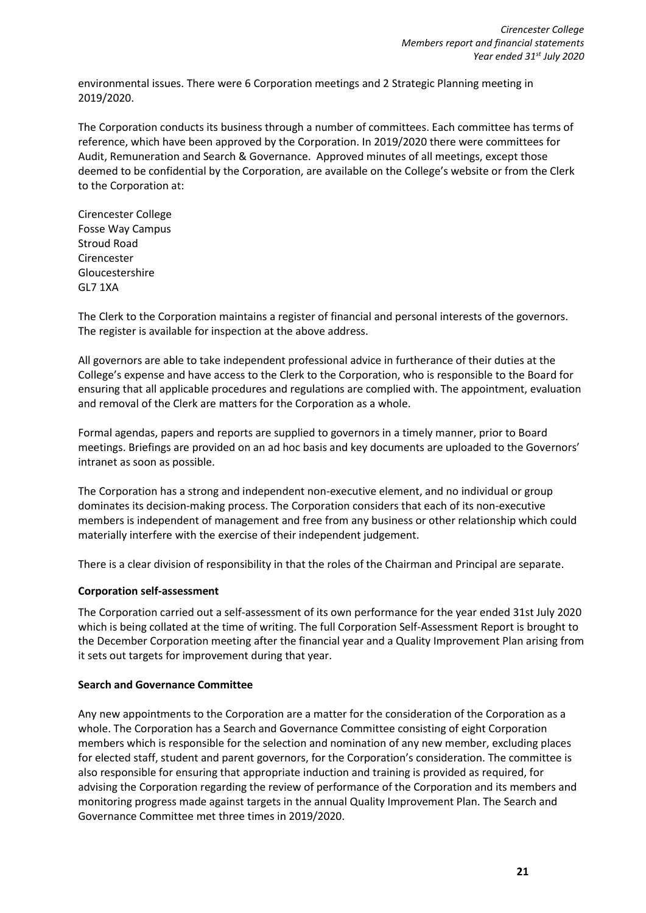environmental issues. There were 6 Corporation meetings and 2 Strategic Planning meeting in 2019/2020.

The Corporation conducts its business through a number of committees. Each committee has terms of reference, which have been approved by the Corporation. In 2019/2020 there were committees for Audit, Remuneration and Search & Governance. Approved minutes of all meetings, except those deemed to be confidential by the Corporation, are available on the College's website or from the Clerk to the Corporation at:

Cirencester College
Fosse Way Campus
Stroud Road
Cirencester
Gloucestershire
GL7 1XA

The Clerk to the Corporation maintains a register of financial and personal interests of the governors. The register is available for inspection at the above address.

All governors are able to take independent professional advice in furtherance of their duties at the College's expense and have access to the Clerk to the Corporation, who is responsible to the Board for ensuring that all applicable procedures and regulations are complied with. The appointment, evaluation and removal of the Clerk are matters for the Corporation as a whole.

Formal agendas, papers and reports are supplied to governors in a timely manner, prior to Board meetings. Briefings are provided on an ad hoc basis and key documents are uploaded to the Governors' intranet as soon as possible.

The Corporation has a strong and independent non-executive element, and no individual or group dominates its decision-making process. The Corporation considers that each of its non-executive members is independent of management and free from any business or other relationship which could materially interfere with the exercise of their independent judgement.

There is a clear division of responsibility in that the roles of the Chairman and Principal are separate.

**Corporation self-assessment**

The Corporation carried out a self-assessment of its own performance for the year ended 31st July 2020 which is being collated at the time of writing. The full Corporation Self-Assessment Report is brought to the December Corporation meeting after the financial year and a Quality Improvement Plan arising from it sets out targets for improvement during that year.

**Search and Governance Committee**

Any new appointments to the Corporation are a matter for the consideration of the Corporation as a whole. The Corporation has a Search and Governance Committee consisting of eight Corporation members which is responsible for the selection and nomination of any new member, excluding places for elected staff, student and parent governors, for the Corporation's consideration. The committee is also responsible for ensuring that appropriate induction and training is provided as required, for advising the Corporation regarding the review of performance of the Corporation and its members and monitoring progress made against targets in the annual Quality Improvement Plan. The Search and Governance Committee met three times in 2019/2020.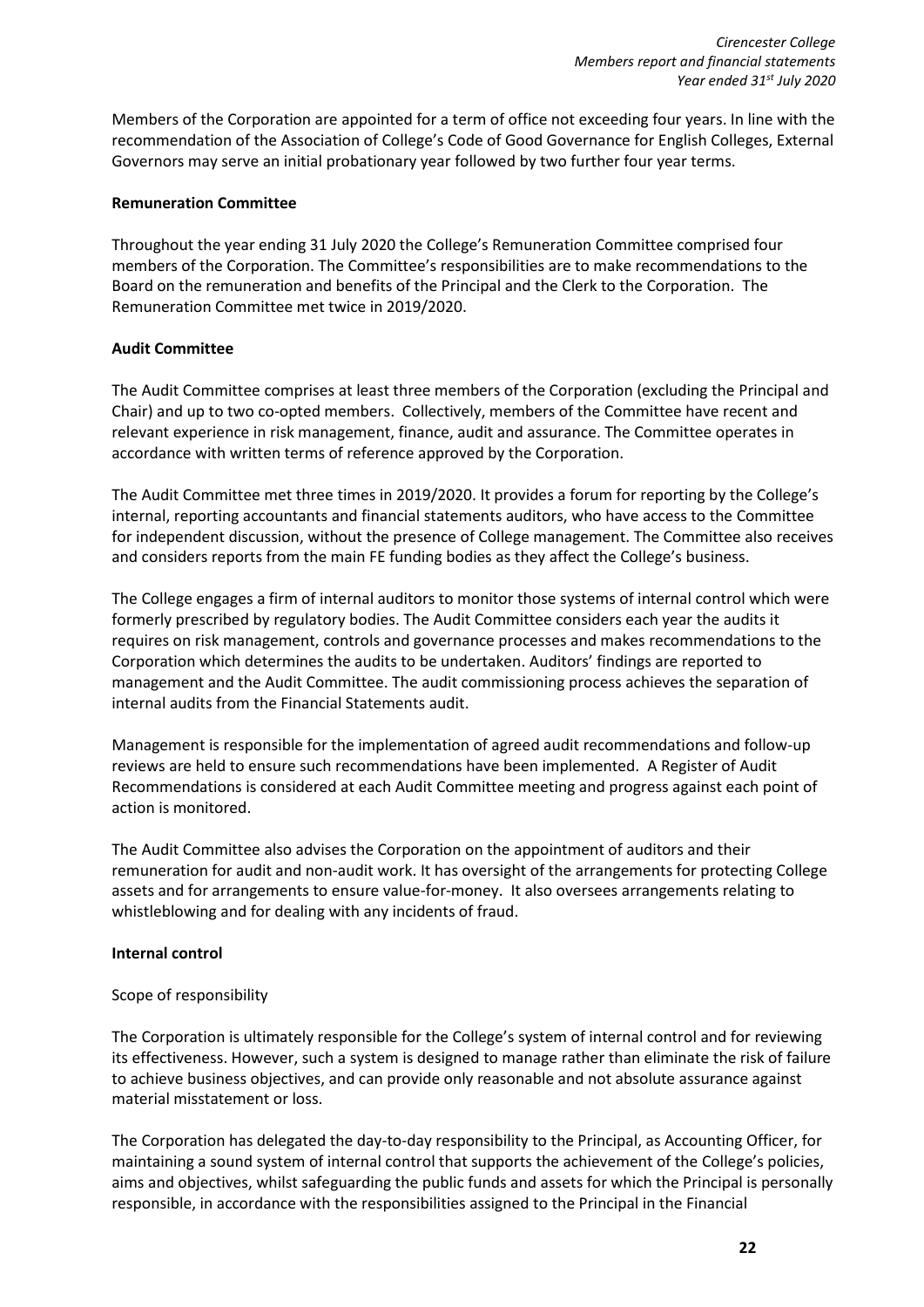Members of the Corporation are appointed for a term of office not exceeding four years. In line with the recommendation of the Association of College's Code of Good Governance for English Colleges, External Governors may serve an initial probationary year followed by two further four year terms.

**Remuneration Committee**

Throughout the year ending 31 July 2020 the College's Remuneration Committee comprised four members of the Corporation. The Committee's responsibilities are to make recommendations to the Board on the remuneration and benefits of the Principal and the Clerk to the Corporation. The Remuneration Committee met twice in 2019/2020.

**Audit Committee**

The Audit Committee comprises at least three members of the Corporation (excluding the Principal and Chair) and up to two co-opted members. Collectively, members of the Committee have recent and relevant experience in risk management, finance, audit and assurance. The Committee operates in accordance with written terms of reference approved by the Corporation.

The Audit Committee met three times in 2019/2020. It provides a forum for reporting by the College's internal, reporting accountants and financial statements auditors, who have access to the Committee for independent discussion, without the presence of College management. The Committee also receives and considers reports from the main FE funding bodies as they affect the College's business.

The College engages a firm of internal auditors to monitor those systems of internal control which were formerly prescribed by regulatory bodies. The Audit Committee considers each year the audits it requires on risk management, controls and governance processes and makes recommendations to the Corporation which determines the audits to be undertaken. Auditors' findings are reported to management and the Audit Committee. The audit commissioning process achieves the separation of internal audits from the Financial Statements audit.

Management is responsible for the implementation of agreed audit recommendations and follow-up reviews are held to ensure such recommendations have been implemented. A Register of Audit Recommendations is considered at each Audit Committee meeting and progress against each point of action is monitored.

The Audit Committee also advises the Corporation on the appointment of auditors and their remuneration for audit and non-audit work. It has oversight of the arrangements for protecting College assets and for arrangements to ensure value-for-money. It also oversees arrangements relating to whistleblowing and for dealing with any incidents of fraud.

**Internal control**

Scope of responsibility

The Corporation is ultimately responsible for the College's system of internal control and for reviewing its effectiveness. However, such a system is designed to manage rather than eliminate the risk of failure to achieve business objectives, and can provide only reasonable and not absolute assurance against material misstatement or loss.

The Corporation has delegated the day-to-day responsibility to the Principal, as Accounting Officer, for maintaining a sound system of internal control that supports the achievement of the College's policies, aims and objectives, whilst safeguarding the public funds and assets for which the Principal is personally responsible, in accordance with the responsibilities assigned to the Principal in the Financial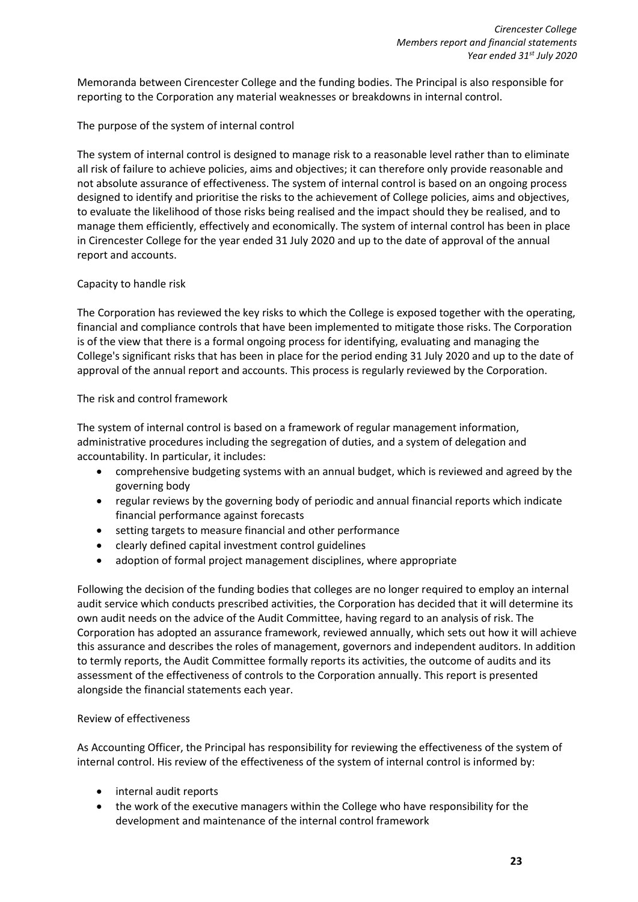Memoranda between Cirencester College and the funding bodies. The Principal is also responsible for reporting to the Corporation any material weaknesses or breakdowns in internal control.

The purpose of the system of internal control

The system of internal control is designed to manage risk to a reasonable level rather than to eliminate all risk of failure to achieve policies, aims and objectives; it can therefore only provide reasonable and not absolute assurance of effectiveness. The system of internal control is based on an ongoing process designed to identify and prioritise the risks to the achievement of College policies, aims and objectives, to evaluate the likelihood of those risks being realised and the impact should they be realised, and to manage them efficiently, effectively and economically. The system of internal control has been in place in Cirencester College for the year ended 31 July 2020 and up to the date of approval of the annual report and accounts.

Capacity to handle risk

The Corporation has reviewed the key risks to which the College is exposed together with the operating, financial and compliance controls that have been implemented to mitigate those risks. The Corporation is of the view that there is a formal ongoing process for identifying, evaluating and managing the College's significant risks that has been in place for the period ending 31 July 2020 and up to the date of approval of the annual report and accounts. This process is regularly reviewed by the Corporation.

The risk and control framework

The system of internal control is based on a framework of regular management information, administrative procedures including the segregation of duties, and a system of delegation and accountability. In particular, it includes:

- comprehensive budgeting systems with an annual budget, which is reviewed and agreed by the governing body
- regular reviews by the governing body of periodic and annual financial reports which indicate financial performance against forecasts
- setting targets to measure financial and other performance
- clearly defined capital investment control guidelines
- adoption of formal project management disciplines, where appropriate

Following the decision of the funding bodies that colleges are no longer required to employ an internal audit service which conducts prescribed activities, the Corporation has decided that it will determine its own audit needs on the advice of the Audit Committee, having regard to an analysis of risk. The Corporation has adopted an assurance framework, reviewed annually, which sets out how it will achieve this assurance and describes the roles of management, governors and independent auditors. In addition to termly reports, the Audit Committee formally reports its activities, the outcome of audits and its assessment of the effectiveness of controls to the Corporation annually. This report is presented alongside the financial statements each year.

Review of effectiveness

As Accounting Officer, the Principal has responsibility for reviewing the effectiveness of the system of internal control. His review of the effectiveness of the system of internal control is informed by:

- internal audit reports
- the work of the executive managers within the College who have responsibility for the development and maintenance of the internal control framework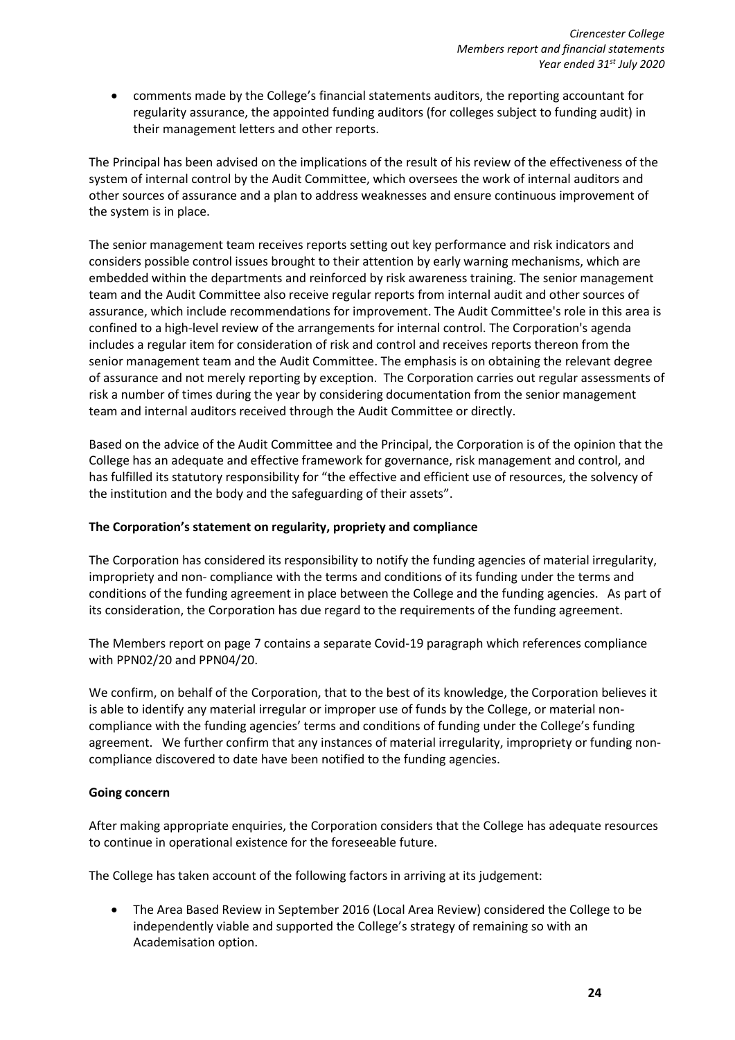- comments made by the College's financial statements auditors, the reporting accountant for regularity assurance, the appointed funding auditors (for colleges subject to funding audit) in their management letters and other reports.

The Principal has been advised on the implications of the result of his review of the effectiveness of the system of internal control by the Audit Committee, which oversees the work of internal auditors and other sources of assurance and a plan to address weaknesses and ensure continuous improvement of the system is in place.

The senior management team receives reports setting out key performance and risk indicators and considers possible control issues brought to their attention by early warning mechanisms, which are embedded within the departments and reinforced by risk awareness training. The senior management team and the Audit Committee also receive regular reports from internal audit and other sources of assurance, which include recommendations for improvement. The Audit Committee's role in this area is confined to a high-level review of the arrangements for internal control. The Corporation's agenda includes a regular item for consideration of risk and control and receives reports thereon from the senior management team and the Audit Committee. The emphasis is on obtaining the relevant degree of assurance and not merely reporting by exception. The Corporation carries out regular assessments of risk a number of times during the year by considering documentation from the senior management team and internal auditors received through the Audit Committee or directly.

Based on the advice of the Audit Committee and the Principal, the Corporation is of the opinion that the College has an adequate and effective framework for governance, risk management and control, and has fulfilled its statutory responsibility for "the effective and efficient use of resources, the solvency of the institution and the body and the safeguarding of their assets".

**The Corporation's statement on regularity, propriety and compliance**

The Corporation has considered its responsibility to notify the funding agencies of material irregularity, impropriety and non- compliance with the terms and conditions of its funding under the terms and conditions of the funding agreement in place between the College and the funding agencies. As part of its consideration, the Corporation has due regard to the requirements of the funding agreement.

The Members report on page 7 contains a separate Covid-19 paragraph which references compliance with PPN02/20 and PPN04/20.

We confirm, on behalf of the Corporation, that to the best of its knowledge, the Corporation believes it is able to identify any material irregular or improper use of funds by the College, or material non-compliance with the funding agencies' terms and conditions of funding under the College's funding agreement. We further confirm that any instances of material irregularity, impropriety or funding non-compliance discovered to date have been notified to the funding agencies.

**Going concern**

After making appropriate enquiries, the Corporation considers that the College has adequate resources to continue in operational existence for the foreseeable future.

The College has taken account of the following factors in arriving at its judgement:

- The Area Based Review in September 2016 (Local Area Review) considered the College to be independently viable and supported the College's strategy of remaining so with an Academisation option.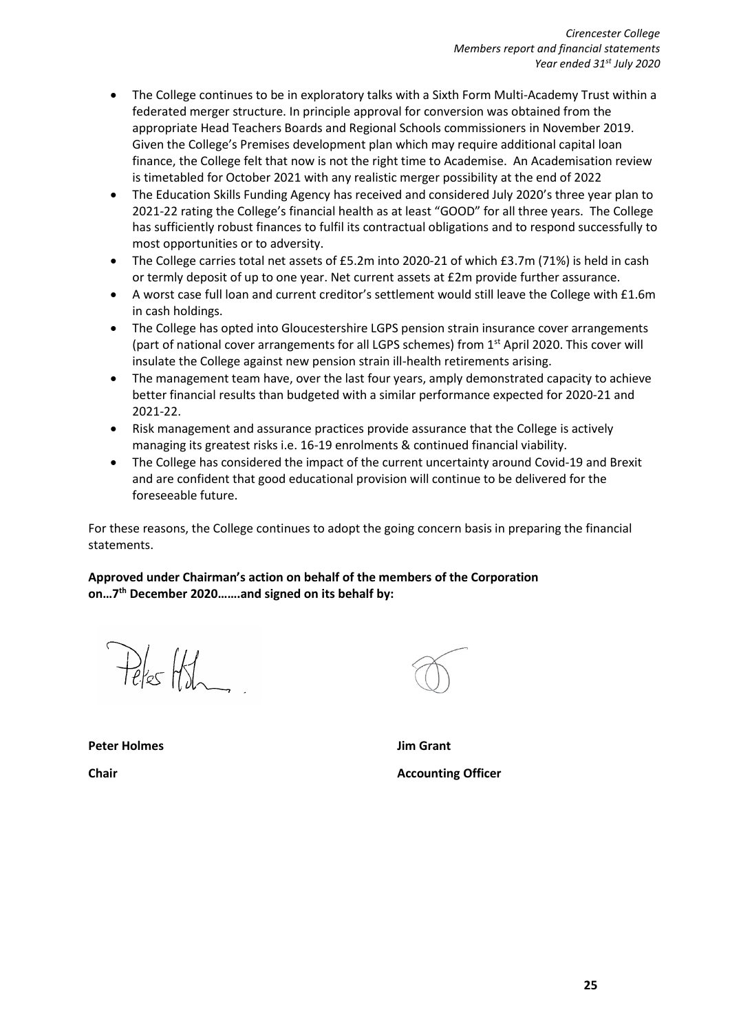- The College continues to be in exploratory talks with a Sixth Form Multi-Academy Trust within a federated merger structure. In principle approval for conversion was obtained from the appropriate Head Teachers Boards and Regional Schools commissioners in November 2019. Given the College's Premises development plan which may require additional capital loan finance, the College felt that now is not the right time to Academise. An Academisation review is timetabled for October 2021 with any realistic merger possibility at the end of 2022
- The Education Skills Funding Agency has received and considered July 2020's three year plan to 2021-22 rating the College's financial health as at least "GOOD" for all three years. The College has sufficiently robust finances to fulfil its contractual obligations and to respond successfully to most opportunities or to adversity.
- The College carries total net assets of £5.2m into 2020-21 of which £3.7m (71%) is held in cash or termly deposit of up to one year. Net current assets at £2m provide further assurance.
- A worst case full loan and current creditor's settlement would still leave the College with £1.6m in cash holdings.
- The College has opted into Gloucestershire LGPS pension strain insurance cover arrangements (part of national cover arrangements for all LGPS schemes) from 1st April 2020. This cover will insulate the College against new pension strain ill-health retirements arising.
- The management team have, over the last four years, amply demonstrated capacity to achieve better financial results than budgeted with a similar performance expected for 2020-21 and 2021-22.
- Risk management and assurance practices provide assurance that the College is actively managing its greatest risks i.e. 16-19 enrolments & continued financial viability.
- The College has considered the impact of the current uncertainty around Covid-19 and Brexit and are confident that good educational provision will continue to be delivered for the foreseeable future.

For these reasons, the College continues to adopt the going concern basis in preparing the financial statements.

**Approved under Chairman's action on behalf of the members of the Corporation on…7th December 2020…….and signed on its behalf by:**

| **Peter Holmes** | **Jim Grant** |
|---|---|
| **Chair** | **Accounting Officer** |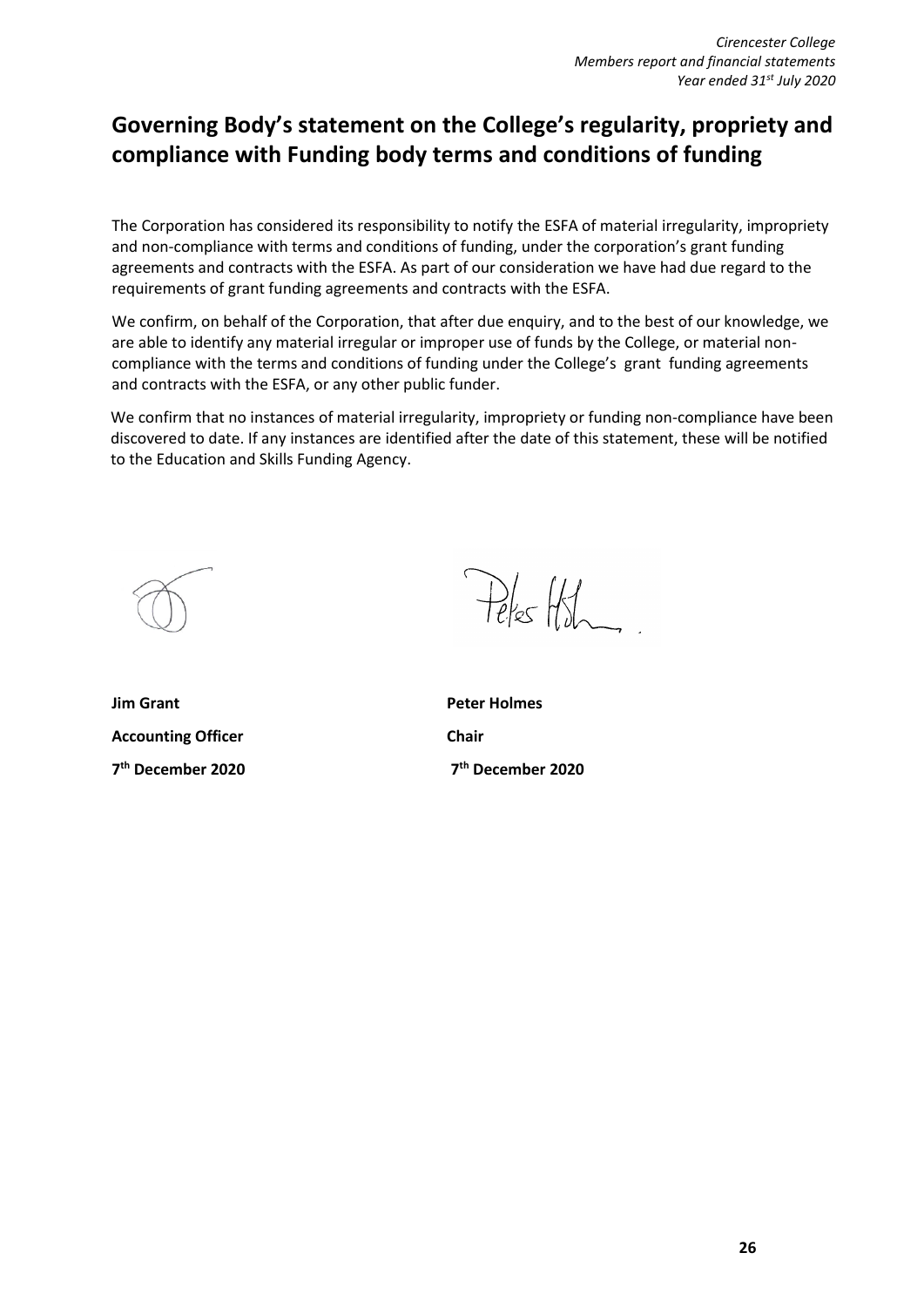# Governing Body's statement on the College's regularity, propriety and compliance with Funding body terms and conditions of funding

The Corporation has considered its responsibility to notify the ESFA of material irregularity, impropriety and non-compliance with terms and conditions of funding, under the corporation's grant funding agreements and contracts with the ESFA. As part of our consideration we have had due regard to the requirements of grant funding agreements and contracts with the ESFA.

We confirm, on behalf of the Corporation, that after due enquiry, and to the best of our knowledge, we are able to identify any material irregular or improper use of funds by the College, or material non-compliance with the terms and conditions of funding under the College's grant funding agreements and contracts with the ESFA, or any other public funder.

We confirm that no instances of material irregularity, impropriety or funding non-compliance have been discovered to date. If any instances are identified after the date of this statement, these will be notified to the Education and Skills Funding Agency.

| | |
|---|---|
| **Jim Grant** | **Peter Holmes** |
| **Accounting Officer** | **Chair** |
| **7th December 2020** | **7th December 2020** |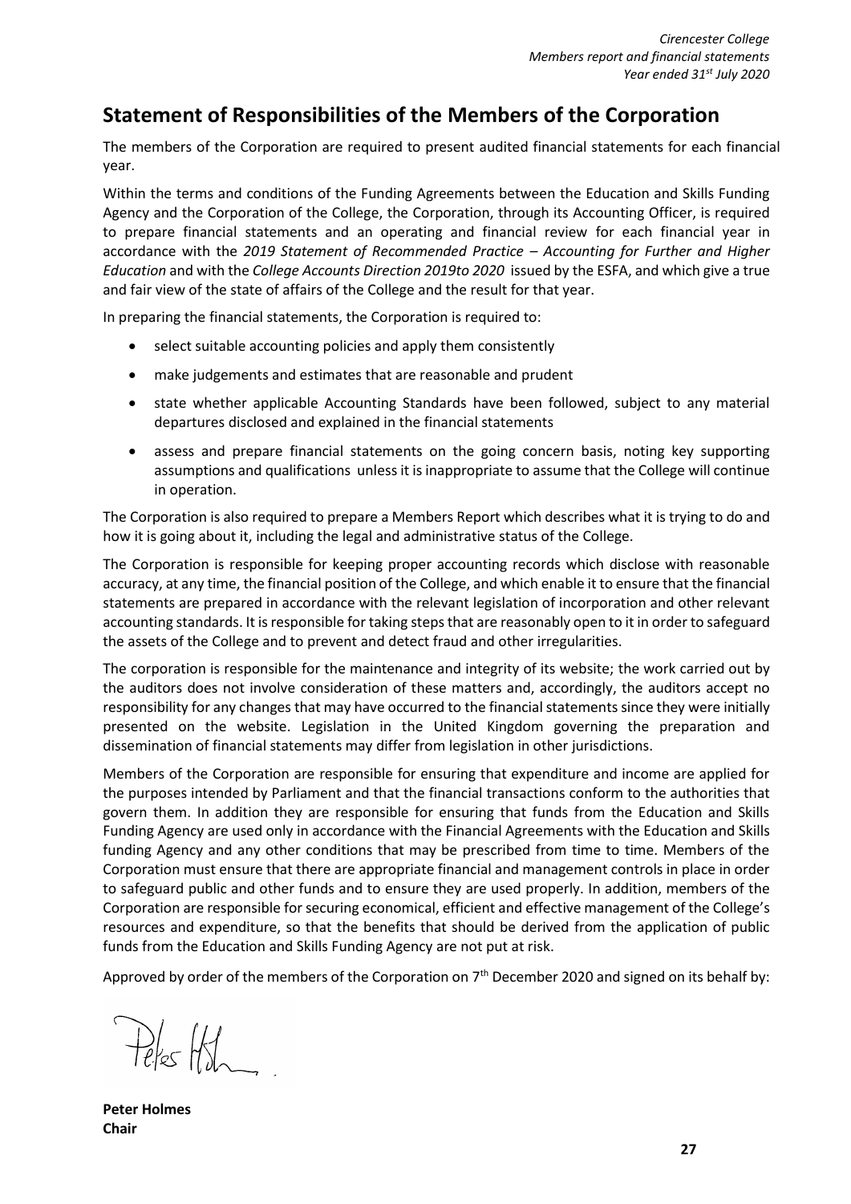## Statement of Responsibilities of the Members of the Corporation

The members of the Corporation are required to present audited financial statements for each financial year.

Within the terms and conditions of the Funding Agreements between the Education and Skills Funding Agency and the Corporation of the College, the Corporation, through its Accounting Officer, is required to prepare financial statements and an operating and financial review for each financial year in accordance with the *2019 Statement of Recommended Practice – Accounting for Further and Higher Education* and with the *College Accounts Direction 2019to 2020* issued by the ESFA, and which give a true and fair view of the state of affairs of the College and the result for that year.

In preparing the financial statements, the Corporation is required to:

- select suitable accounting policies and apply them consistently
- make judgements and estimates that are reasonable and prudent
- state whether applicable Accounting Standards have been followed, subject to any material departures disclosed and explained in the financial statements
- assess and prepare financial statements on the going concern basis, noting key supporting assumptions and qualifications unless it is inappropriate to assume that the College will continue in operation.

The Corporation is also required to prepare a Members Report which describes what it is trying to do and how it is going about it, including the legal and administrative status of the College.

The Corporation is responsible for keeping proper accounting records which disclose with reasonable accuracy, at any time, the financial position of the College, and which enable it to ensure that the financial statements are prepared in accordance with the relevant legislation of incorporation and other relevant accounting standards. It is responsible for taking steps that are reasonably open to it in order to safeguard the assets of the College and to prevent and detect fraud and other irregularities.

The corporation is responsible for the maintenance and integrity of its website; the work carried out by the auditors does not involve consideration of these matters and, accordingly, the auditors accept no responsibility for any changes that may have occurred to the financial statements since they were initially presented on the website. Legislation in the United Kingdom governing the preparation and dissemination of financial statements may differ from legislation in other jurisdictions.

Members of the Corporation are responsible for ensuring that expenditure and income are applied for the purposes intended by Parliament and that the financial transactions conform to the authorities that govern them. In addition they are responsible for ensuring that funds from the Education and Skills Funding Agency are used only in accordance with the Financial Agreements with the Education and Skills funding Agency and any other conditions that may be prescribed from time to time. Members of the Corporation must ensure that there are appropriate financial and management controls in place in order to safeguard public and other funds and to ensure they are used properly. In addition, members of the Corporation are responsible for securing economical, efficient and effective management of the College's resources and expenditure, so that the benefits that should be derived from the application of public funds from the Education and Skills Funding Agency are not put at risk.

Approved by order of the members of the Corporation on 7th December 2020 and signed on its behalf by:

**Peter Holmes**
**Chair**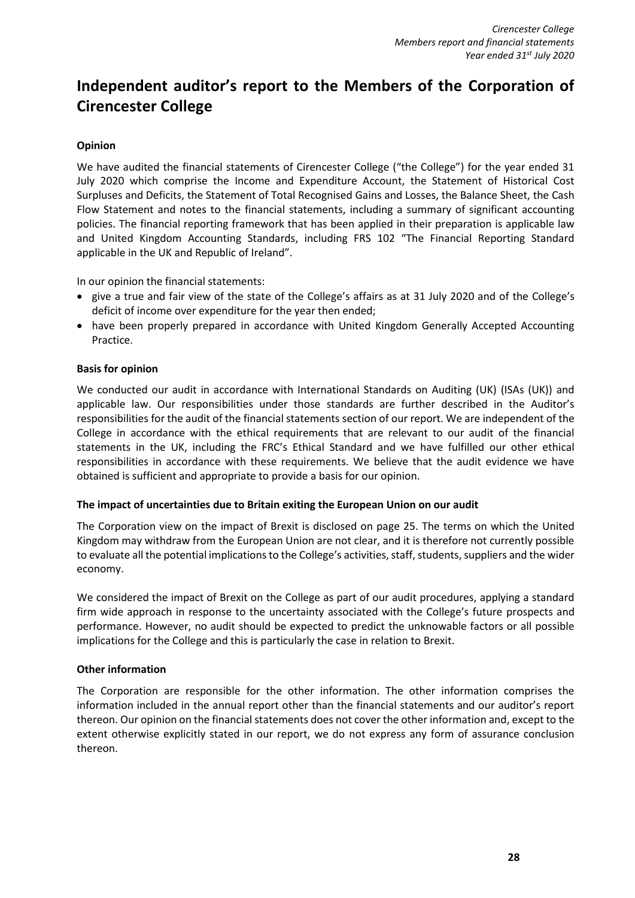# Independent auditor's report to the Members of the Corporation of Cirencester College

### Opinion

We have audited the financial statements of Cirencester College ("the College") for the year ended 31 July 2020 which comprise the Income and Expenditure Account, the Statement of Historical Cost Surpluses and Deficits, the Statement of Total Recognised Gains and Losses, the Balance Sheet, the Cash Flow Statement and notes to the financial statements, including a summary of significant accounting policies. The financial reporting framework that has been applied in their preparation is applicable law and United Kingdom Accounting Standards, including FRS 102 "The Financial Reporting Standard applicable in the UK and Republic of Ireland".

In our opinion the financial statements:

- give a true and fair view of the state of the College's affairs as at 31 July 2020 and of the College's deficit of income over expenditure for the year then ended;
- have been properly prepared in accordance with United Kingdom Generally Accepted Accounting Practice.

### Basis for opinion

We conducted our audit in accordance with International Standards on Auditing (UK) (ISAs (UK)) and applicable law. Our responsibilities under those standards are further described in the Auditor's responsibilities for the audit of the financial statements section of our report. We are independent of the College in accordance with the ethical requirements that are relevant to our audit of the financial statements in the UK, including the FRC's Ethical Standard and we have fulfilled our other ethical responsibilities in accordance with these requirements. We believe that the audit evidence we have obtained is sufficient and appropriate to provide a basis for our opinion.

### The impact of uncertainties due to Britain exiting the European Union on our audit

The Corporation view on the impact of Brexit is disclosed on page 25. The terms on which the United Kingdom may withdraw from the European Union are not clear, and it is therefore not currently possible to evaluate all the potential implications to the College's activities, staff, students, suppliers and the wider economy.

We considered the impact of Brexit on the College as part of our audit procedures, applying a standard firm wide approach in response to the uncertainty associated with the College's future prospects and performance. However, no audit should be expected to predict the unknowable factors or all possible implications for the College and this is particularly the case in relation to Brexit.

### Other information

The Corporation are responsible for the other information. The other information comprises the information included in the annual report other than the financial statements and our auditor's report thereon. Our opinion on the financial statements does not cover the other information and, except to the extent otherwise explicitly stated in our report, we do not express any form of assurance conclusion thereon.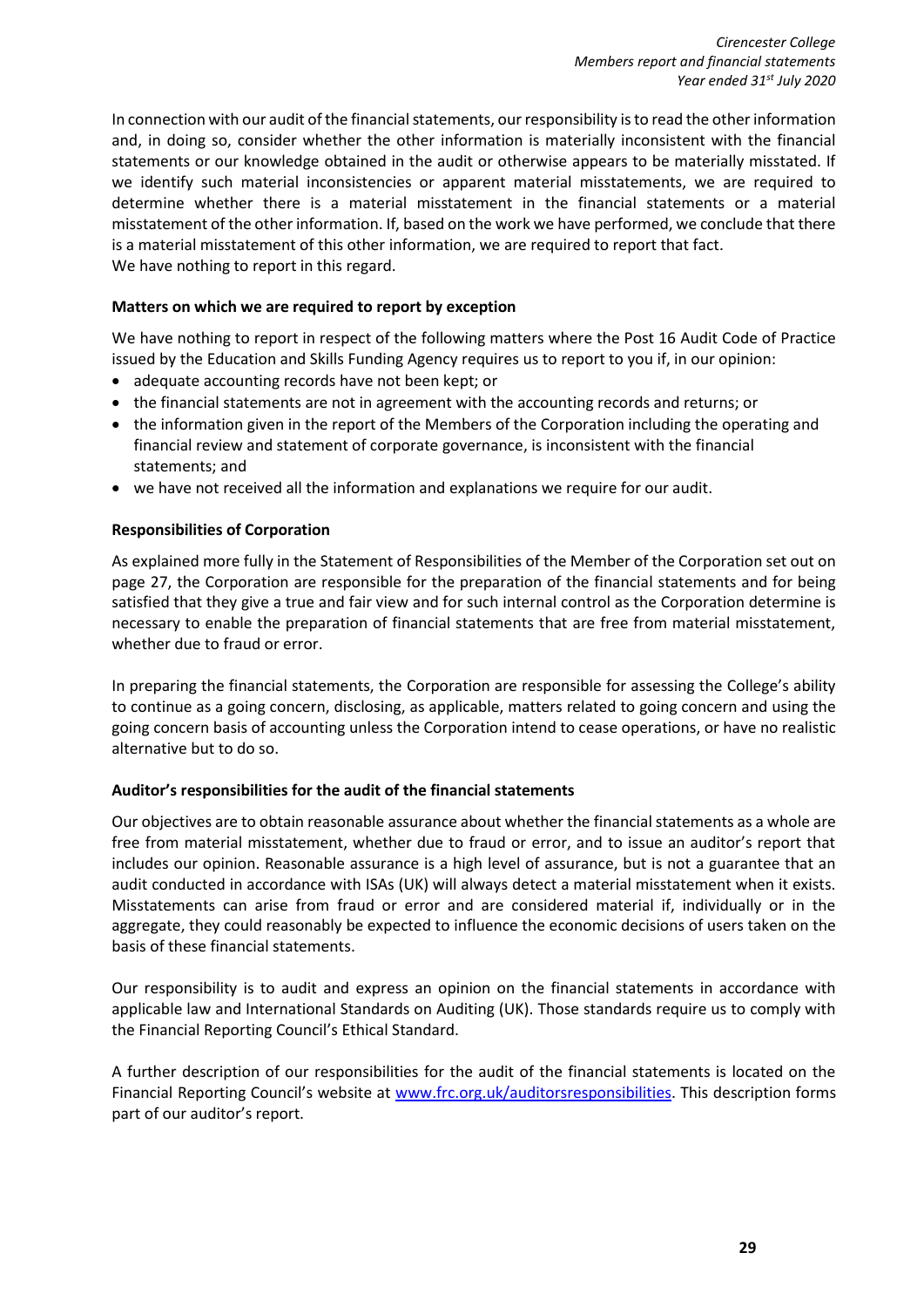In connection with our audit of the financial statements, our responsibility is to read the other information and, in doing so, consider whether the other information is materially inconsistent with the financial statements or our knowledge obtained in the audit or otherwise appears to be materially misstated. If we identify such material inconsistencies or apparent material misstatements, we are required to determine whether there is a material misstatement in the financial statements or a material misstatement of the other information. If, based on the work we have performed, we conclude that there is a material misstatement of this other information, we are required to report that fact.
We have nothing to report in this regard.

**Matters on which we are required to report by exception**

We have nothing to report in respect of the following matters where the Post 16 Audit Code of Practice issued by the Education and Skills Funding Agency requires us to report to you if, in our opinion:

- adequate accounting records have not been kept; or
- the financial statements are not in agreement with the accounting records and returns; or
- the information given in the report of the Members of the Corporation including the operating and financial review and statement of corporate governance, is inconsistent with the financial statements; and
- we have not received all the information and explanations we require for our audit.

**Responsibilities of Corporation**

As explained more fully in the Statement of Responsibilities of the Member of the Corporation set out on page 27, the Corporation are responsible for the preparation of the financial statements and for being satisfied that they give a true and fair view and for such internal control as the Corporation determine is necessary to enable the preparation of financial statements that are free from material misstatement, whether due to fraud or error.

In preparing the financial statements, the Corporation are responsible for assessing the College's ability to continue as a going concern, disclosing, as applicable, matters related to going concern and using the going concern basis of accounting unless the Corporation intend to cease operations, or have no realistic alternative but to do so.

**Auditor's responsibilities for the audit of the financial statements**

Our objectives are to obtain reasonable assurance about whether the financial statements as a whole are free from material misstatement, whether due to fraud or error, and to issue an auditor's report that includes our opinion. Reasonable assurance is a high level of assurance, but is not a guarantee that an audit conducted in accordance with ISAs (UK) will always detect a material misstatement when it exists. Misstatements can arise from fraud or error and are considered material if, individually or in the aggregate, they could reasonably be expected to influence the economic decisions of users taken on the basis of these financial statements.

Our responsibility is to audit and express an opinion on the financial statements in accordance with applicable law and International Standards on Auditing (UK). Those standards require us to comply with the Financial Reporting Council's Ethical Standard.

A further description of our responsibilities for the audit of the financial statements is located on the Financial Reporting Council's website at [www.frc.org.uk/auditorsresponsibilities](http://www.frc.org.uk/auditorsresponsibilities). This description forms part of our auditor's report.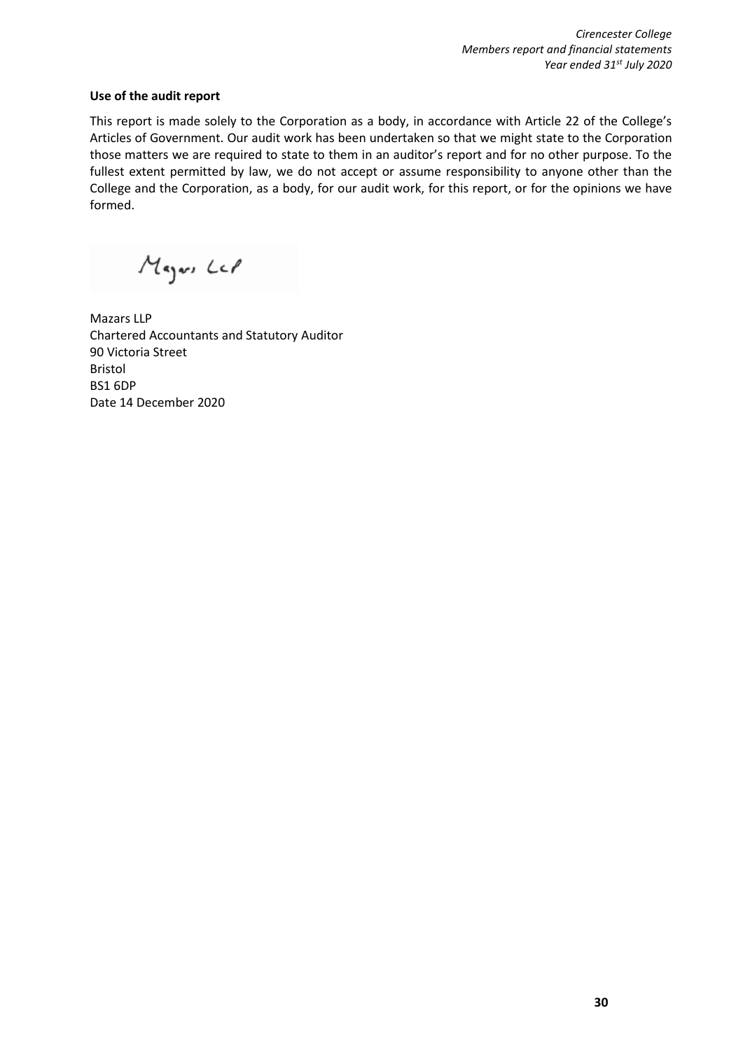**Use of the audit report**

This report is made solely to the Corporation as a body, in accordance with Article 22 of the College's Articles of Government. Our audit work has been undertaken so that we might state to the Corporation those matters we are required to state to them in an auditor's report and for no other purpose. To the fullest extent permitted by law, we do not accept or assume responsibility to anyone other than the College and the Corporation, as a body, for our audit work, for this report, or for the opinions we have formed.

Mazars LLP

Mazars LLP
Chartered Accountants and Statutory Auditor
90 Victoria Street
Bristol
BS1 6DP
Date 14 December 2020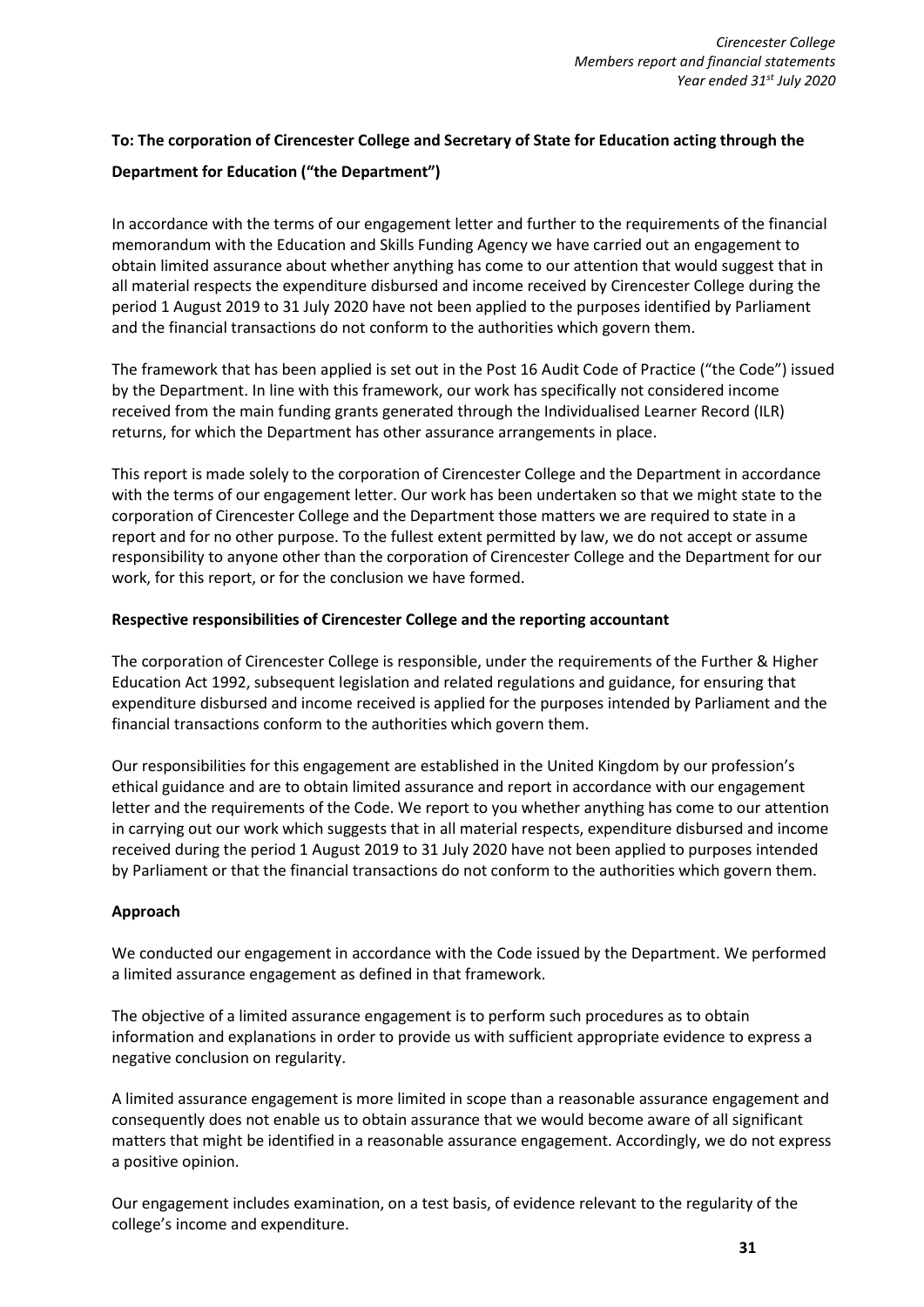**To: The corporation of Cirencester College and Secretary of State for Education acting through the Department for Education ("the Department")**

In accordance with the terms of our engagement letter and further to the requirements of the financial memorandum with the Education and Skills Funding Agency we have carried out an engagement to obtain limited assurance about whether anything has come to our attention that would suggest that in all material respects the expenditure disbursed and income received by Cirencester College during the period 1 August 2019 to 31 July 2020 have not been applied to the purposes identified by Parliament and the financial transactions do not conform to the authorities which govern them.

The framework that has been applied is set out in the Post 16 Audit Code of Practice ("the Code") issued by the Department. In line with this framework, our work has specifically not considered income received from the main funding grants generated through the Individualised Learner Record (ILR) returns, for which the Department has other assurance arrangements in place.

This report is made solely to the corporation of Cirencester College and the Department in accordance with the terms of our engagement letter. Our work has been undertaken so that we might state to the corporation of Cirencester College and the Department those matters we are required to state in a report and for no other purpose. To the fullest extent permitted by law, we do not accept or assume responsibility to anyone other than the corporation of Cirencester College and the Department for our work, for this report, or for the conclusion we have formed.

**Respective responsibilities of Cirencester College and the reporting accountant**

The corporation of Cirencester College is responsible, under the requirements of the Further & Higher Education Act 1992, subsequent legislation and related regulations and guidance, for ensuring that expenditure disbursed and income received is applied for the purposes intended by Parliament and the financial transactions conform to the authorities which govern them.

Our responsibilities for this engagement are established in the United Kingdom by our profession's ethical guidance and are to obtain limited assurance and report in accordance with our engagement letter and the requirements of the Code. We report to you whether anything has come to our attention in carrying out our work which suggests that in all material respects, expenditure disbursed and income received during the period 1 August 2019 to 31 July 2020 have not been applied to purposes intended by Parliament or that the financial transactions do not conform to the authorities which govern them.

**Approach**

We conducted our engagement in accordance with the Code issued by the Department. We performed a limited assurance engagement as defined in that framework.

The objective of a limited assurance engagement is to perform such procedures as to obtain information and explanations in order to provide us with sufficient appropriate evidence to express a negative conclusion on regularity.

A limited assurance engagement is more limited in scope than a reasonable assurance engagement and consequently does not enable us to obtain assurance that we would become aware of all significant matters that might be identified in a reasonable assurance engagement. Accordingly, we do not express a positive opinion.

Our engagement includes examination, on a test basis, of evidence relevant to the regularity of the college's income and expenditure.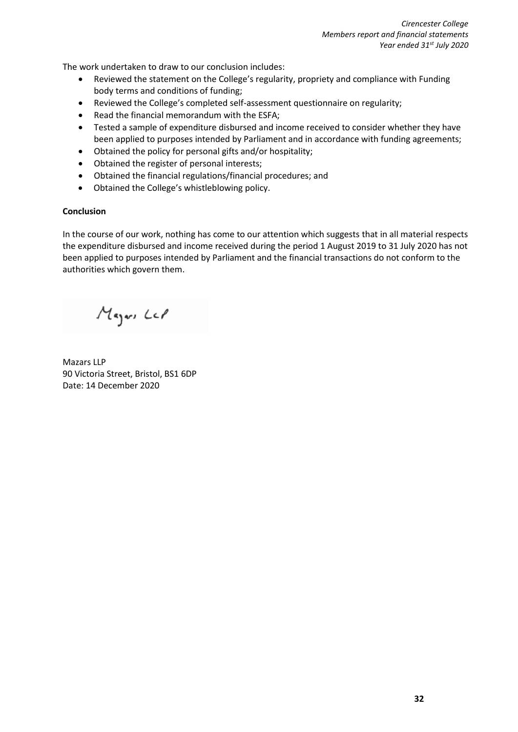The work undertaken to draw to our conclusion includes:

- Reviewed the statement on the College's regularity, propriety and compliance with Funding body terms and conditions of funding;
- Reviewed the College's completed self-assessment questionnaire on regularity;
- Read the financial memorandum with the ESFA;
- Tested a sample of expenditure disbursed and income received to consider whether they have been applied to purposes intended by Parliament and in accordance with funding agreements;
- Obtained the policy for personal gifts and/or hospitality;
- Obtained the register of personal interests;
- Obtained the financial regulations/financial procedures; and
- Obtained the College's whistleblowing policy.

**Conclusion**

In the course of our work, nothing has come to our attention which suggests that in all material respects the expenditure disbursed and income received during the period 1 August 2019 to 31 July 2020 has not been applied to purposes intended by Parliament and the financial transactions do not conform to the authorities which govern them.

Mazars LLP

Mazars LLP
90 Victoria Street, Bristol, BS1 6DP
Date: 14 December 2020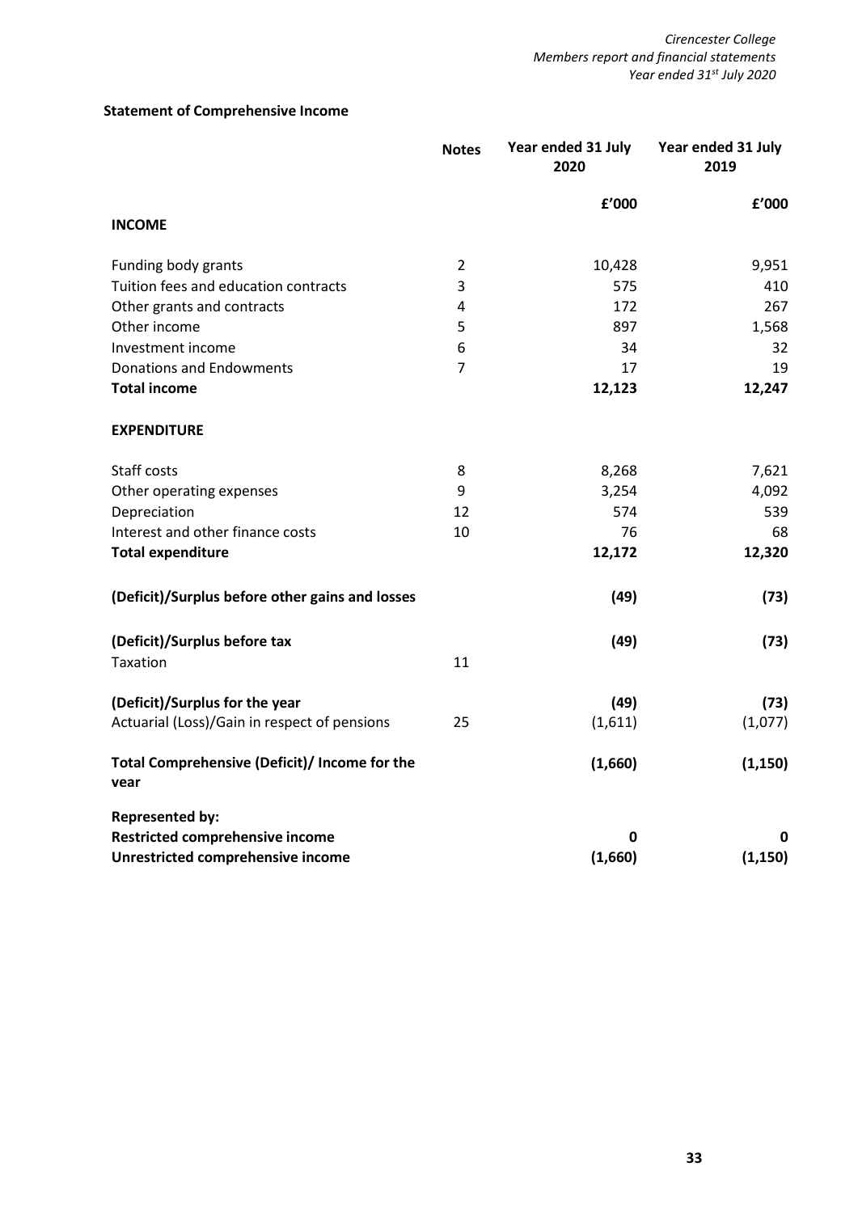## Statement of Comprehensive Income

| | Notes | Year ended 31 July 2020 | Year ended 31 July 2019 |
|---|---|---|---|
| | | £'000 | £'000 |
| **INCOME** | | | |
| Funding body grants | 2 | 10,428 | 9,951 |
| Tuition fees and education contracts | 3 | 575 | 410 |
| Other grants and contracts | 4 | 172 | 267 |
| Other income | 5 | 897 | 1,568 |
| Investment income | 6 | 34 | 32 |
| Donations and Endowments | 7 | 17 | 19 |
| **Total income** | | **12,123** | **12,247** |
| **EXPENDITURE** | | | |
| Staff costs | 8 | 8,268 | 7,621 |
| Other operating expenses | 9 | 3,254 | 4,092 |
| Depreciation | 12 | 574 | 539 |
| Interest and other finance costs | 10 | 76 | 68 |
| **Total expenditure** | | **12,172** | **12,320** |
| **(Deficit)/Surplus before other gains and losses** | | **(49)** | **(73)** |
| **(Deficit)/Surplus before tax** | | **(49)** | **(73)** |
| Taxation | 11 | | |
| **(Deficit)/Surplus for the year** | | **(49)** | **(73)** |
| Actuarial (Loss)/Gain in respect of pensions | 25 | (1,611) | (1,077) |
| **Total Comprehensive (Deficit)/ Income for the year** | | **(1,660)** | **(1,150)** |
| **Represented by:** | | | |
| **Restricted comprehensive income** | | **0** | **0** |
| **Unrestricted comprehensive income** | | **(1,660)** | **(1,150)** |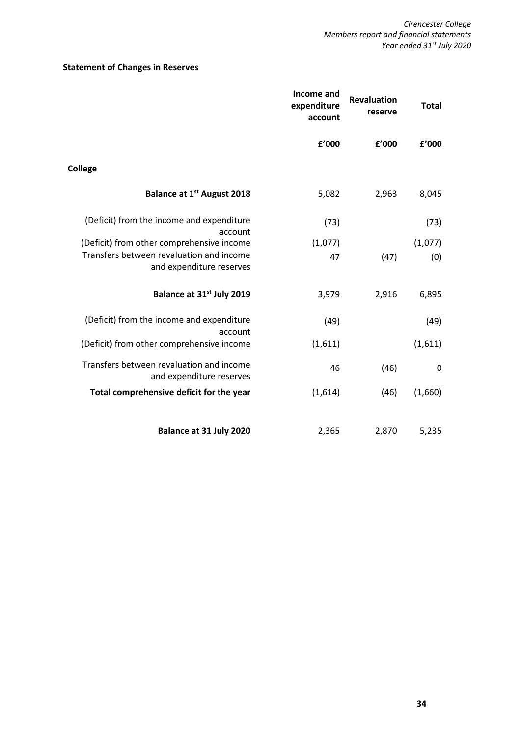**Statement of Changes in Reserves**

| | Income and expenditure account | Revaluation reserve | Total |
|---|---|---|---|
| | £'000 | £'000 | £'000 |
| **College** | | | |
| **Balance at 1st August 2018** | 5,082 | 2,963 | 8,045 |
| (Deficit) from the income and expenditure account | (73) | | (73) |
| (Deficit) from other comprehensive income | (1,077) | | (1,077) |
| Transfers between revaluation and income and expenditure reserves | 47 | (47) | (0) |
| **Balance at 31st July 2019** | 3,979 | 2,916 | 6,895 |
| (Deficit) from the income and expenditure account | (49) | | (49) |
| (Deficit) from other comprehensive income | (1,611) | | (1,611) |
| Transfers between revaluation and income and expenditure reserves | 46 | (46) | 0 |
| **Total comprehensive deficit for the year** | (1,614) | (46) | (1,660) |
| **Balance at 31 July 2020** | 2,365 | 2,870 | 5,235 |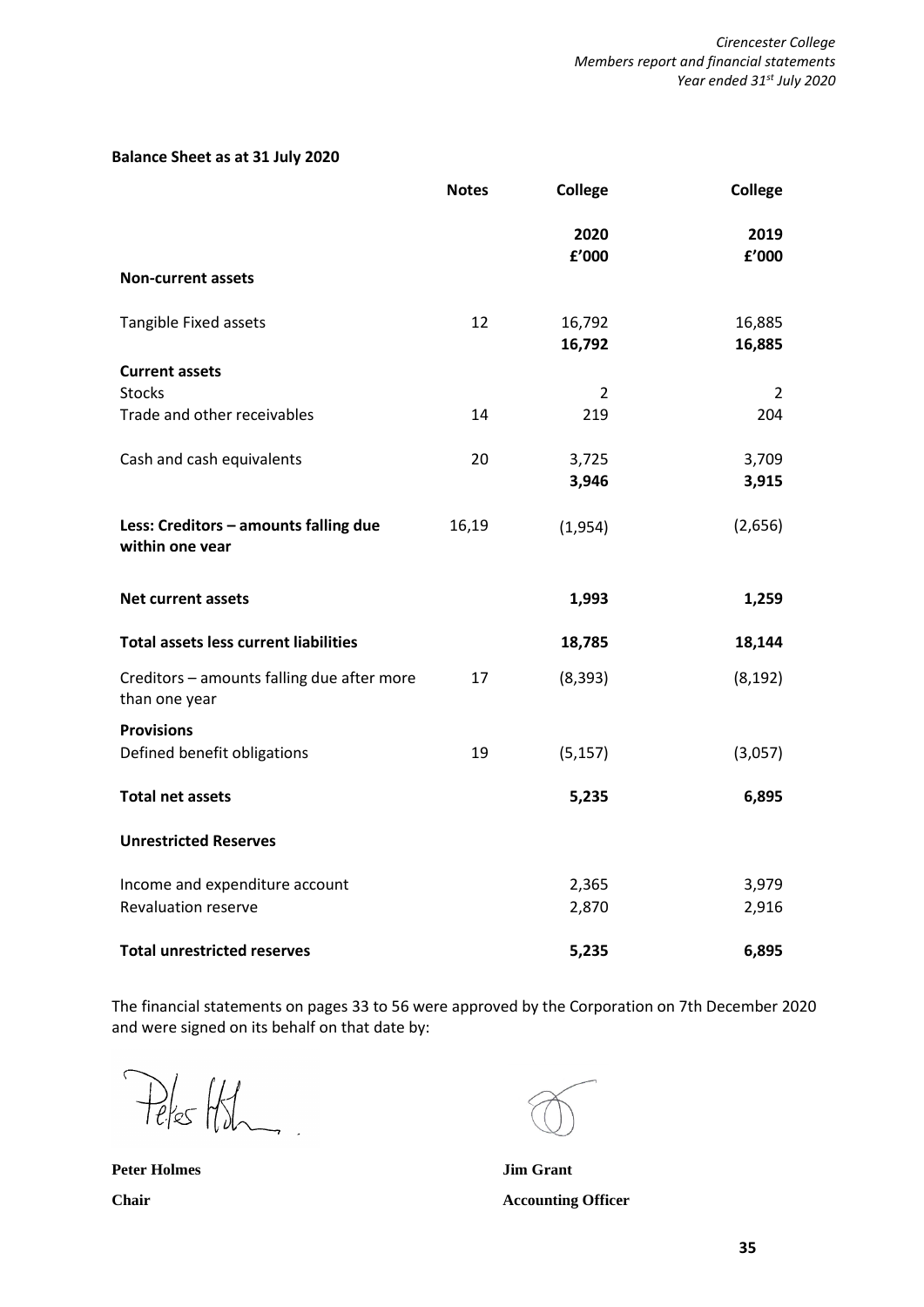## Balance Sheet as at 31 July 2020

| | Notes | College | College |
|---|---|---|---|
| | | 2020 | 2019 |
| | | £'000 | £'000 |
| **Non-current assets** | | | |
| Tangible Fixed assets | 12 | 16,792 | 16,885 |
| | | **16,792** | **16,885** |
| **Current assets** | | | |
| Stocks | | 2 | 2 |
| Trade and other receivables | 14 | 219 | 204 |
| Cash and cash equivalents | 20 | 3,725 | 3,709 |
| | | **3,946** | **3,915** |
| **Less: Creditors – amounts falling due within one vear** | 16,19 | (1,954) | (2,656) |
| **Net current assets** | | **1,993** | **1,259** |
| **Total assets less current liabilities** | | **18,785** | **18,144** |
| Creditors – amounts falling due after more than one year | 17 | (8,393) | (8,192) |
| **Provisions** | | | |
| Defined benefit obligations | 19 | (5,157) | (3,057) |
| **Total net assets** | | **5,235** | **6,895** |
| **Unrestricted Reserves** | | | |
| Income and expenditure account | | 2,365 | 3,979 |
| Revaluation reserve | | 2,870 | 2,916 |
| **Total unrestricted reserves** | | **5,235** | **6,895** |

The financial statements on pages 33 to 56 were approved by the Corporation on 7th December 2020 and were signed on its behalf on that date by:

**Peter Holmes**
**Chair**

**Jim Grant**
**Accounting Officer**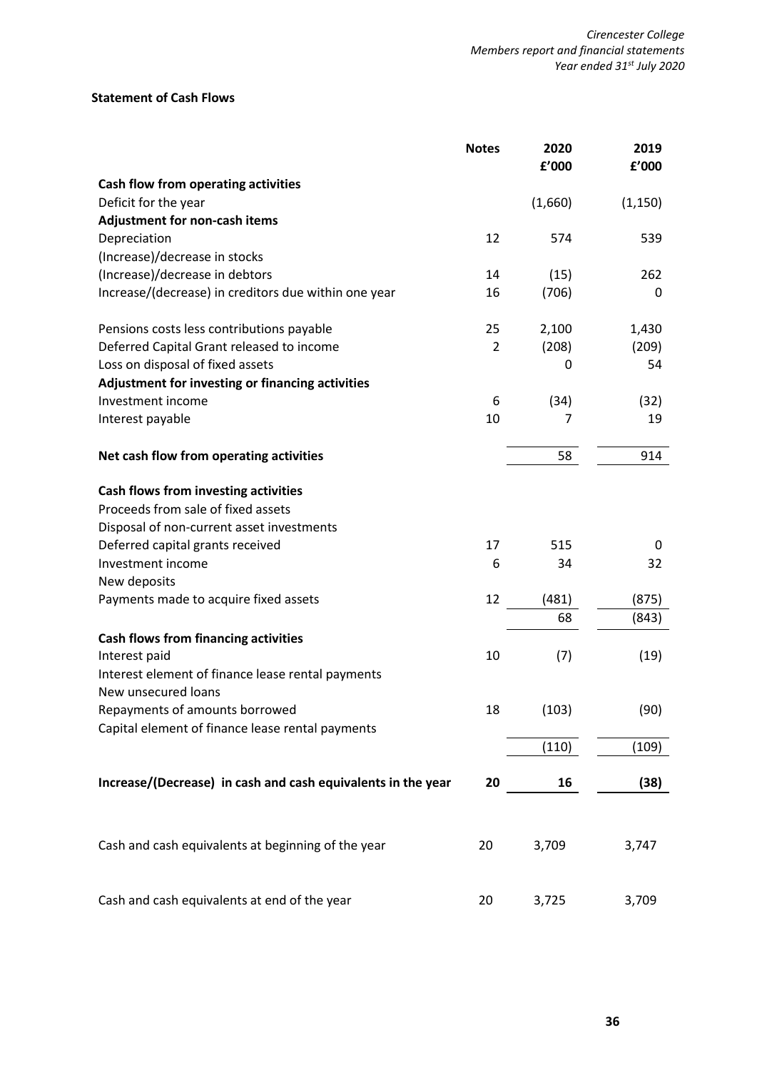## Statement of Cash Flows

| | Notes | 2020 £'000 | 2019 £'000 |
|---|---|---|---|
| **Cash flow from operating activities** | | | |
| Deficit for the year | | (1,660) | (1,150) |
| **Adjustment for non-cash items** | | | |
| Depreciation | 12 | 574 | 539 |
| (Increase)/decrease in stocks | | | |
| (Increase)/decrease in debtors | 14 | (15) | 262 |
| Increase/(decrease) in creditors due within one year | 16 | (706) | 0 |
| Pensions costs less contributions payable | 25 | 2,100 | 1,430 |
| Deferred Capital Grant released to income | 2 | (208) | (209) |
| Loss on disposal of fixed assets | | 0 | 54 |
| **Adjustment for investing or financing activities** | | | |
| Investment income | 6 | (34) | (32) |
| Interest payable | 10 | 7 | 19 |
| **Net cash flow from operating activities** | | 58 | 914 |
| **Cash flows from investing activities** | | | |
| Proceeds from sale of fixed assets | | | |
| Disposal of non-current asset investments | | | |
| Deferred capital grants received | 17 | 515 | 0 |
| Investment income | 6 | 34 | 32 |
| New deposits | | | |
| Payments made to acquire fixed assets | 12 | (481) | (875) |
| | | 68 | (843) |
| **Cash flows from financing activities** | | | |
| Interest paid | 10 | (7) | (19) |
| Interest element of finance lease rental payments | | | |
| New unsecured loans | | | |
| Repayments of amounts borrowed | 18 | (103) | (90) |
| Capital element of finance lease rental payments | | | |
| | | (110) | (109) |
| **Increase/(Decrease) in cash and cash equivalents in the year** | **20** | **16** | **(38)** |
| Cash and cash equivalents at beginning of the year | 20 | 3,709 | 3,747 |
| Cash and cash equivalents at end of the year | 20 | 3,725 | 3,709 |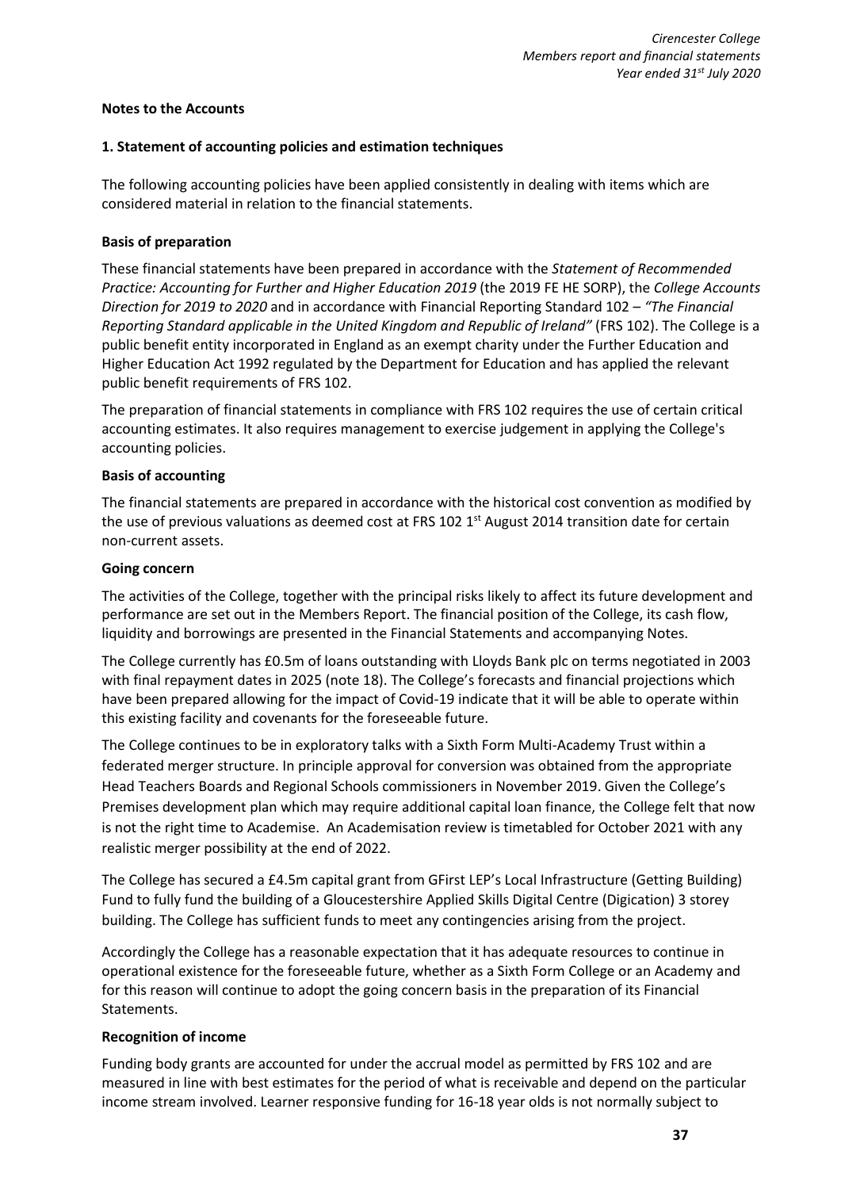## Notes to the Accounts

### 1. Statement of accounting policies and estimation techniques

The following accounting policies have been applied consistently in dealing with items which are considered material in relation to the financial statements.

**Basis of preparation**

These financial statements have been prepared in accordance with the *Statement of Recommended Practice: Accounting for Further and Higher Education 2019* (the 2019 FE HE SORP), the *College Accounts Direction for 2019 to 2020* and in accordance with Financial Reporting Standard 102 – *"The Financial Reporting Standard applicable in the United Kingdom and Republic of Ireland"* (FRS 102). The College is a public benefit entity incorporated in England as an exempt charity under the Further Education and Higher Education Act 1992 regulated by the Department for Education and has applied the relevant public benefit requirements of FRS 102.

The preparation of financial statements in compliance with FRS 102 requires the use of certain critical accounting estimates. It also requires management to exercise judgement in applying the College's accounting policies.

**Basis of accounting**

The financial statements are prepared in accordance with the historical cost convention as modified by the use of previous valuations as deemed cost at FRS 102 1st August 2014 transition date for certain non-current assets.

**Going concern**

The activities of the College, together with the principal risks likely to affect its future development and performance are set out in the Members Report. The financial position of the College, its cash flow, liquidity and borrowings are presented in the Financial Statements and accompanying Notes.

The College currently has £0.5m of loans outstanding with Lloyds Bank plc on terms negotiated in 2003 with final repayment dates in 2025 (note 18). The College's forecasts and financial projections which have been prepared allowing for the impact of Covid-19 indicate that it will be able to operate within this existing facility and covenants for the foreseeable future.

The College continues to be in exploratory talks with a Sixth Form Multi-Academy Trust within a federated merger structure. In principle approval for conversion was obtained from the appropriate Head Teachers Boards and Regional Schools commissioners in November 2019. Given the College's Premises development plan which may require additional capital loan finance, the College felt that now is not the right time to Academise. An Academisation review is timetabled for October 2021 with any realistic merger possibility at the end of 2022.

The College has secured a £4.5m capital grant from GFirst LEP's Local Infrastructure (Getting Building) Fund to fully fund the building of a Gloucestershire Applied Skills Digital Centre (Digication) 3 storey building. The College has sufficient funds to meet any contingencies arising from the project.

Accordingly the College has a reasonable expectation that it has adequate resources to continue in operational existence for the foreseeable future, whether as a Sixth Form College or an Academy and for this reason will continue to adopt the going concern basis in the preparation of its Financial Statements.

**Recognition of income**

Funding body grants are accounted for under the accrual model as permitted by FRS 102 and are measured in line with best estimates for the period of what is receivable and depend on the particular income stream involved. Learner responsive funding for 16-18 year olds is not normally subject to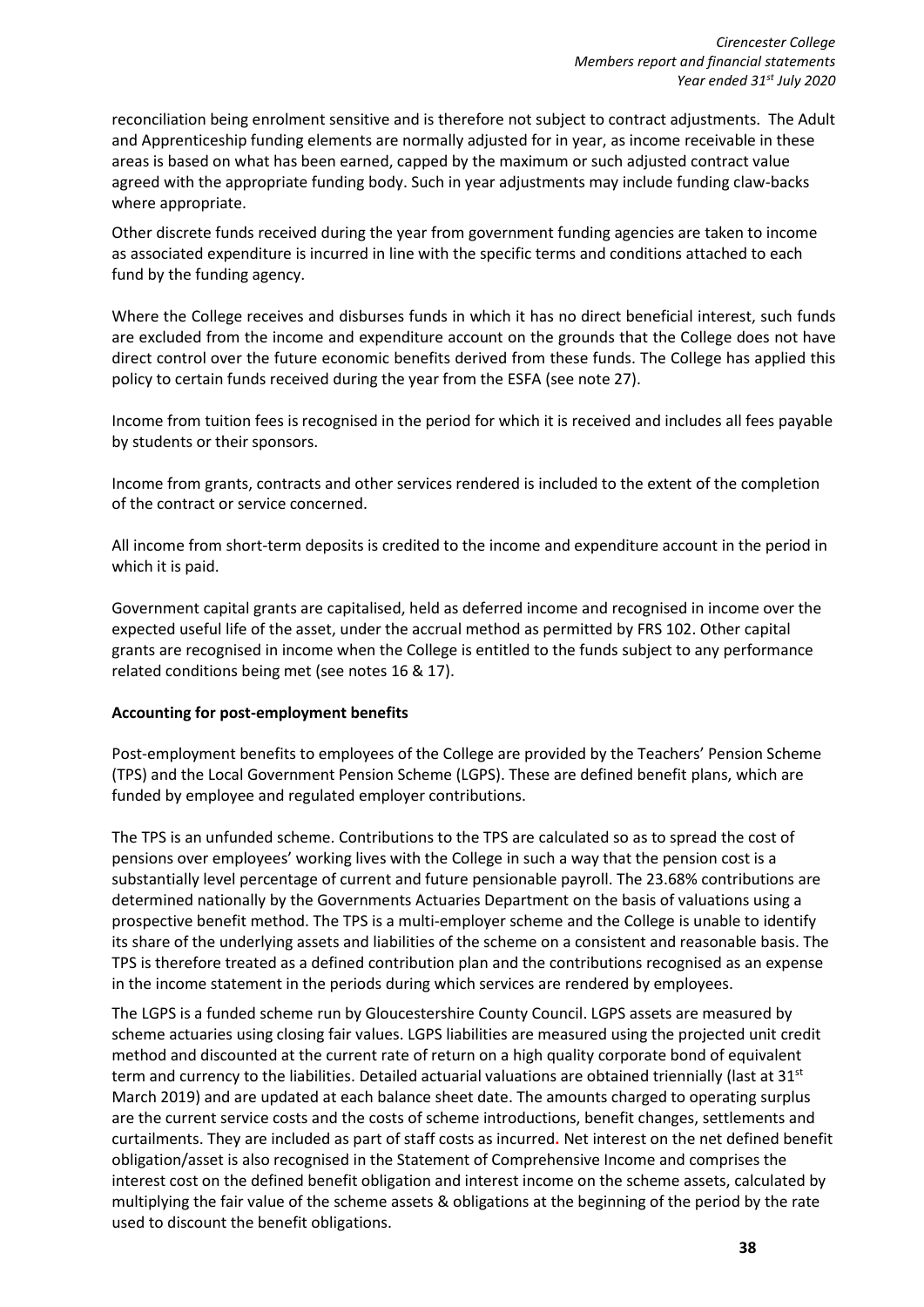reconciliation being enrolment sensitive and is therefore not subject to contract adjustments. The Adult and Apprenticeship funding elements are normally adjusted for in year, as income receivable in these areas is based on what has been earned, capped by the maximum or such adjusted contract value agreed with the appropriate funding body. Such in year adjustments may include funding claw-backs where appropriate.

Other discrete funds received during the year from government funding agencies are taken to income as associated expenditure is incurred in line with the specific terms and conditions attached to each fund by the funding agency.

Where the College receives and disburses funds in which it has no direct beneficial interest, such funds are excluded from the income and expenditure account on the grounds that the College does not have direct control over the future economic benefits derived from these funds. The College has applied this policy to certain funds received during the year from the ESFA (see note 27).

Income from tuition fees is recognised in the period for which it is received and includes all fees payable by students or their sponsors.

Income from grants, contracts and other services rendered is included to the extent of the completion of the contract or service concerned.

All income from short-term deposits is credited to the income and expenditure account in the period in which it is paid.

Government capital grants are capitalised, held as deferred income and recognised in income over the expected useful life of the asset, under the accrual method as permitted by FRS 102. Other capital grants are recognised in income when the College is entitled to the funds subject to any performance related conditions being met (see notes 16 & 17).

**Accounting for post-employment benefits**

Post-employment benefits to employees of the College are provided by the Teachers' Pension Scheme (TPS) and the Local Government Pension Scheme (LGPS). These are defined benefit plans, which are funded by employee and regulated employer contributions.

The TPS is an unfunded scheme. Contributions to the TPS are calculated so as to spread the cost of pensions over employees' working lives with the College in such a way that the pension cost is a substantially level percentage of current and future pensionable payroll. The 23.68% contributions are determined nationally by the Governments Actuaries Department on the basis of valuations using a prospective benefit method. The TPS is a multi-employer scheme and the College is unable to identify its share of the underlying assets and liabilities of the scheme on a consistent and reasonable basis. The TPS is therefore treated as a defined contribution plan and the contributions recognised as an expense in the income statement in the periods during which services are rendered by employees.

The LGPS is a funded scheme run by Gloucestershire County Council. LGPS assets are measured by scheme actuaries using closing fair values. LGPS liabilities are measured using the projected unit credit method and discounted at the current rate of return on a high quality corporate bond of equivalent term and currency to the liabilities. Detailed actuarial valuations are obtained triennially (last at 31st March 2019) and are updated at each balance sheet date. The amounts charged to operating surplus are the current service costs and the costs of scheme introductions, benefit changes, settlements and curtailments. They are included as part of staff costs as incurred. Net interest on the net defined benefit obligation/asset is also recognised in the Statement of Comprehensive Income and comprises the interest cost on the defined benefit obligation and interest income on the scheme assets, calculated by multiplying the fair value of the scheme assets & obligations at the beginning of the period by the rate used to discount the benefit obligations.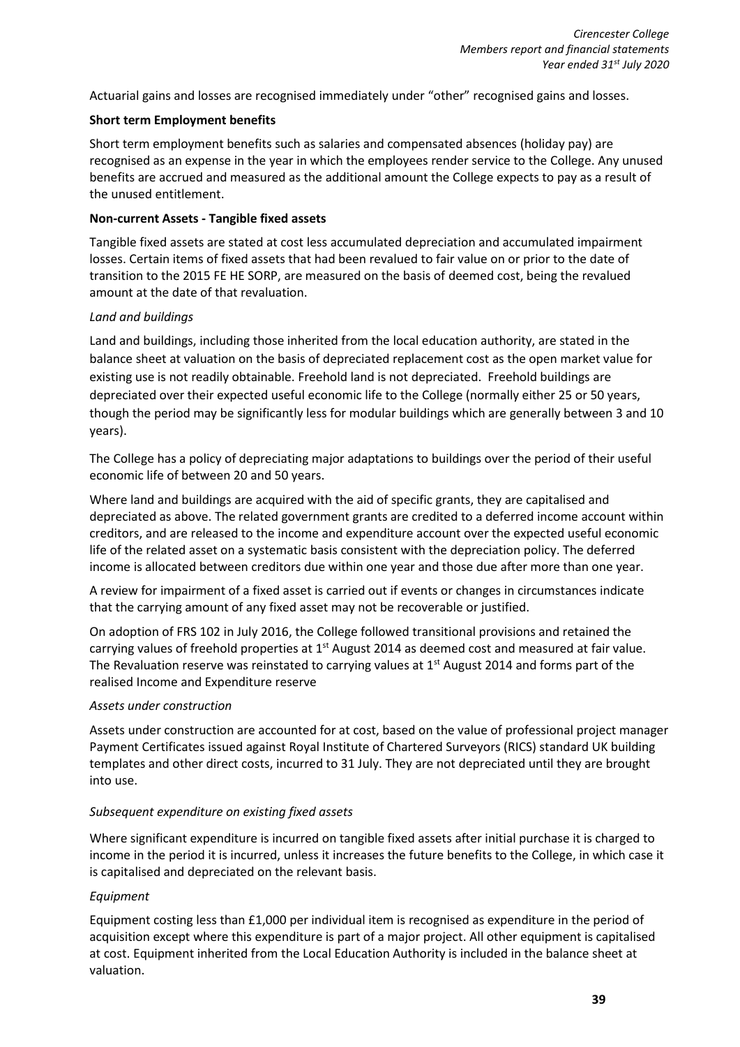Actuarial gains and losses are recognised immediately under “other” recognised gains and losses.

**Short term Employment benefits**

Short term employment benefits such as salaries and compensated absences (holiday pay) are recognised as an expense in the year in which the employees render service to the College. Any unused benefits are accrued and measured as the additional amount the College expects to pay as a result of the unused entitlement.

**Non-current Assets - Tangible fixed assets**

Tangible fixed assets are stated at cost less accumulated depreciation and accumulated impairment losses. Certain items of fixed assets that had been revalued to fair value on or prior to the date of transition to the 2015 FE HE SORP, are measured on the basis of deemed cost, being the revalued amount at the date of that revaluation.

*Land and buildings*

Land and buildings, including those inherited from the local education authority, are stated in the balance sheet at valuation on the basis of depreciated replacement cost as the open market value for existing use is not readily obtainable. Freehold land is not depreciated. Freehold buildings are depreciated over their expected useful economic life to the College (normally either 25 or 50 years, though the period may be significantly less for modular buildings which are generally between 3 and 10 years).

The College has a policy of depreciating major adaptations to buildings over the period of their useful economic life of between 20 and 50 years.

Where land and buildings are acquired with the aid of specific grants, they are capitalised and depreciated as above. The related government grants are credited to a deferred income account within creditors, and are released to the income and expenditure account over the expected useful economic life of the related asset on a systematic basis consistent with the depreciation policy. The deferred income is allocated between creditors due within one year and those due after more than one year.

A review for impairment of a fixed asset is carried out if events or changes in circumstances indicate that the carrying amount of any fixed asset may not be recoverable or justified.

On adoption of FRS 102 in July 2016, the College followed transitional provisions and retained the carrying values of freehold properties at 1st August 2014 as deemed cost and measured at fair value. The Revaluation reserve was reinstated to carrying values at 1st August 2014 and forms part of the realised Income and Expenditure reserve

*Assets under construction*

Assets under construction are accounted for at cost, based on the value of professional project manager Payment Certificates issued against Royal Institute of Chartered Surveyors (RICS) standard UK building templates and other direct costs, incurred to 31 July. They are not depreciated until they are brought into use.

*Subsequent expenditure on existing fixed assets*

Where significant expenditure is incurred on tangible fixed assets after initial purchase it is charged to income in the period it is incurred, unless it increases the future benefits to the College, in which case it is capitalised and depreciated on the relevant basis.

*Equipment*

Equipment costing less than £1,000 per individual item is recognised as expenditure in the period of acquisition except where this expenditure is part of a major project. All other equipment is capitalised at cost. Equipment inherited from the Local Education Authority is included in the balance sheet at valuation.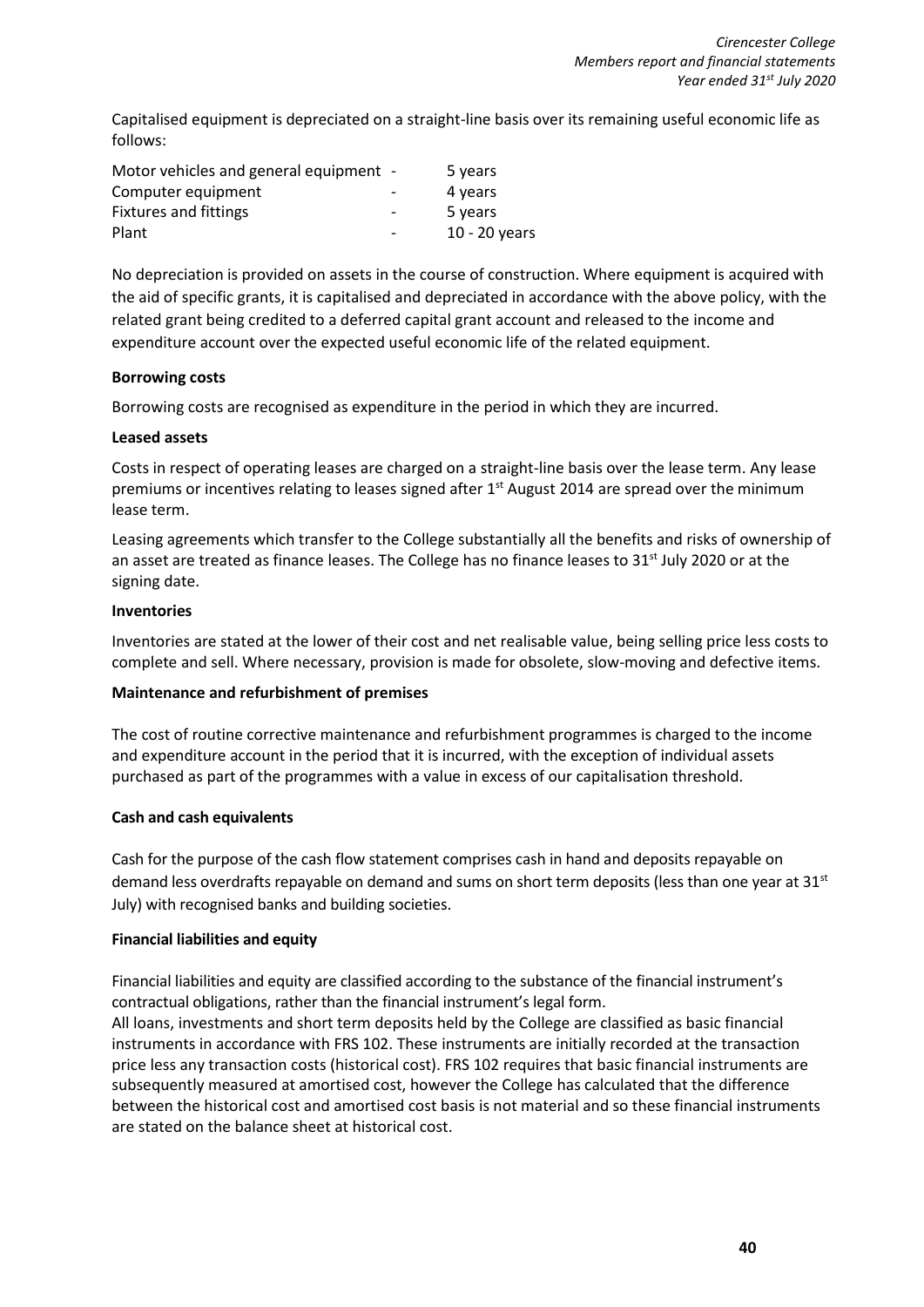Capitalised equipment is depreciated on a straight-line basis over its remaining useful economic life as follows:

| | | |
|---|---|---|
| Motor vehicles and general equipment | - | 5 years |
| Computer equipment | - | 4 years |
| Fixtures and fittings | - | 5 years |
| Plant | - | 10 - 20 years |

No depreciation is provided on assets in the course of construction. Where equipment is acquired with the aid of specific grants, it is capitalised and depreciated in accordance with the above policy, with the related grant being credited to a deferred capital grant account and released to the income and expenditure account over the expected useful economic life of the related equipment.

**Borrowing costs**

Borrowing costs are recognised as expenditure in the period in which they are incurred.

**Leased assets**

Costs in respect of operating leases are charged on a straight-line basis over the lease term. Any lease premiums or incentives relating to leases signed after 1st August 2014 are spread over the minimum lease term.

Leasing agreements which transfer to the College substantially all the benefits and risks of ownership of an asset are treated as finance leases. The College has no finance leases to 31st July 2020 or at the signing date.

**Inventories**

Inventories are stated at the lower of their cost and net realisable value, being selling price less costs to complete and sell. Where necessary, provision is made for obsolete, slow-moving and defective items.

**Maintenance and refurbishment of premises**

The cost of routine corrective maintenance and refurbishment programmes is charged to the income and expenditure account in the period that it is incurred, with the exception of individual assets purchased as part of the programmes with a value in excess of our capitalisation threshold.

**Cash and cash equivalents**

Cash for the purpose of the cash flow statement comprises cash in hand and deposits repayable on demand less overdrafts repayable on demand and sums on short term deposits (less than one year at 31st July) with recognised banks and building societies.

**Financial liabilities and equity**

Financial liabilities and equity are classified according to the substance of the financial instrument's contractual obligations, rather than the financial instrument's legal form.

All loans, investments and short term deposits held by the College are classified as basic financial instruments in accordance with FRS 102. These instruments are initially recorded at the transaction price less any transaction costs (historical cost). FRS 102 requires that basic financial instruments are subsequently measured at amortised cost, however the College has calculated that the difference between the historical cost and amortised cost basis is not material and so these financial instruments are stated on the balance sheet at historical cost.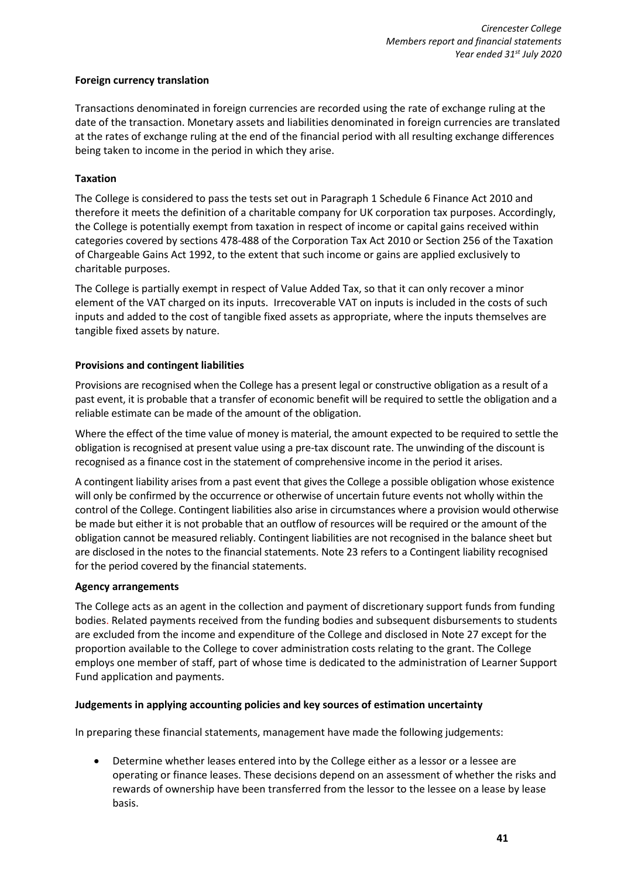### Foreign currency translation

Transactions denominated in foreign currencies are recorded using the rate of exchange ruling at the date of the transaction. Monetary assets and liabilities denominated in foreign currencies are translated at the rates of exchange ruling at the end of the financial period with all resulting exchange differences being taken to income in the period in which they arise.

### Taxation

The College is considered to pass the tests set out in Paragraph 1 Schedule 6 Finance Act 2010 and therefore it meets the definition of a charitable company for UK corporation tax purposes. Accordingly, the College is potentially exempt from taxation in respect of income or capital gains received within categories covered by sections 478-488 of the Corporation Tax Act 2010 or Section 256 of the Taxation of Chargeable Gains Act 1992, to the extent that such income or gains are applied exclusively to charitable purposes.

The College is partially exempt in respect of Value Added Tax, so that it can only recover a minor element of the VAT charged on its inputs. Irrecoverable VAT on inputs is included in the costs of such inputs and added to the cost of tangible fixed assets as appropriate, where the inputs themselves are tangible fixed assets by nature.

### Provisions and contingent liabilities

Provisions are recognised when the College has a present legal or constructive obligation as a result of a past event, it is probable that a transfer of economic benefit will be required to settle the obligation and a reliable estimate can be made of the amount of the obligation.

Where the effect of the time value of money is material, the amount expected to be required to settle the obligation is recognised at present value using a pre-tax discount rate. The unwinding of the discount is recognised as a finance cost in the statement of comprehensive income in the period it arises.

A contingent liability arises from a past event that gives the College a possible obligation whose existence will only be confirmed by the occurrence or otherwise of uncertain future events not wholly within the control of the College. Contingent liabilities also arise in circumstances where a provision would otherwise be made but either it is not probable that an outflow of resources will be required or the amount of the obligation cannot be measured reliably. Contingent liabilities are not recognised in the balance sheet but are disclosed in the notes to the financial statements. Note 23 refers to a Contingent liability recognised for the period covered by the financial statements.

### Agency arrangements

The College acts as an agent in the collection and payment of discretionary support funds from funding bodies. Related payments received from the funding bodies and subsequent disbursements to students are excluded from the income and expenditure of the College and disclosed in Note 27 except for the proportion available to the College to cover administration costs relating to the grant. The College employs one member of staff, part of whose time is dedicated to the administration of Learner Support Fund application and payments.

### Judgements in applying accounting policies and key sources of estimation uncertainty

In preparing these financial statements, management have made the following judgements:

- Determine whether leases entered into by the College either as a lessor or a lessee are operating or finance leases. These decisions depend on an assessment of whether the risks and rewards of ownership have been transferred from the lessor to the lessee on a lease by lease basis.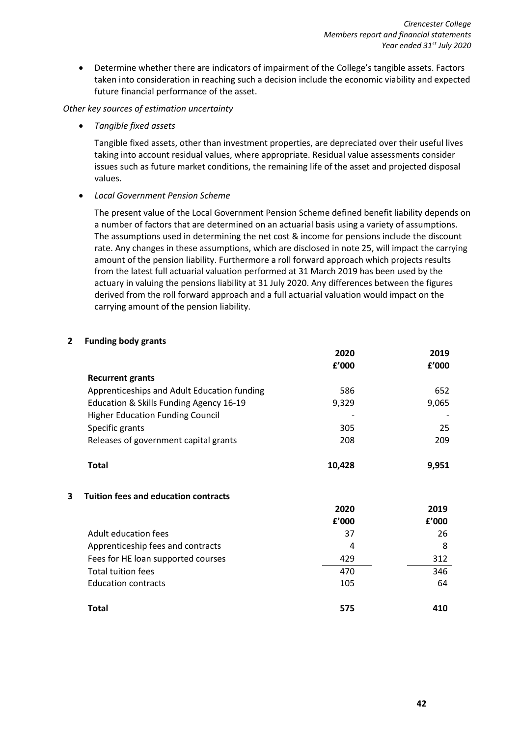- Determine whether there are indicators of impairment of the College's tangible assets. Factors taken into consideration in reaching such a decision include the economic viability and expected future financial performance of the asset.

*Other key sources of estimation uncertainty*

- *Tangible fixed assets*

  Tangible fixed assets, other than investment properties, are depreciated over their useful lives taking into account residual values, where appropriate. Residual value assessments consider issues such as future market conditions, the remaining life of the asset and projected disposal values.

- *Local Government Pension Scheme*

  The present value of the Local Government Pension Scheme defined benefit liability depends on a number of factors that are determined on an actuarial basis using a variety of assumptions. The assumptions used in determining the net cost & income for pensions include the discount rate. Any changes in these assumptions, which are disclosed in note 25, will impact the carrying amount of the pension liability. Furthermore a roll forward approach which projects results from the latest full actuarial valuation performed at 31 March 2019 has been used by the actuary in valuing the pensions liability at 31 July 2020. Any differences between the figures derived from the roll forward approach and a full actuarial valuation would impact on the carrying amount of the pension liability.

## 2 Funding body grants

| | 2020 | 2019 |
|---|---|---|
| | £'000 | £'000 |
| **Recurrent grants** | | |
| Apprenticeships and Adult Education funding | 586 | 652 |
| Education & Skills Funding Agency 16-19 | 9,329 | 9,065 |
| Higher Education Funding Council | - | - |
| Specific grants | 305 | 25 |
| Releases of government capital grants | 208 | 209 |
| **Total** | **10,428** | **9,951** |

## 3 Tuition fees and education contracts

| | 2020 | 2019 |
|---|---|---|
| | £'000 | £'000 |
| Adult education fees | 37 | 26 |
| Apprenticeship fees and contracts | 4 | 8 |
| Fees for HE loan supported courses | 429 | 312 |
| Total tuition fees | 470 | 346 |
| Education contracts | 105 | 64 |
| **Total** | **575** | **410** |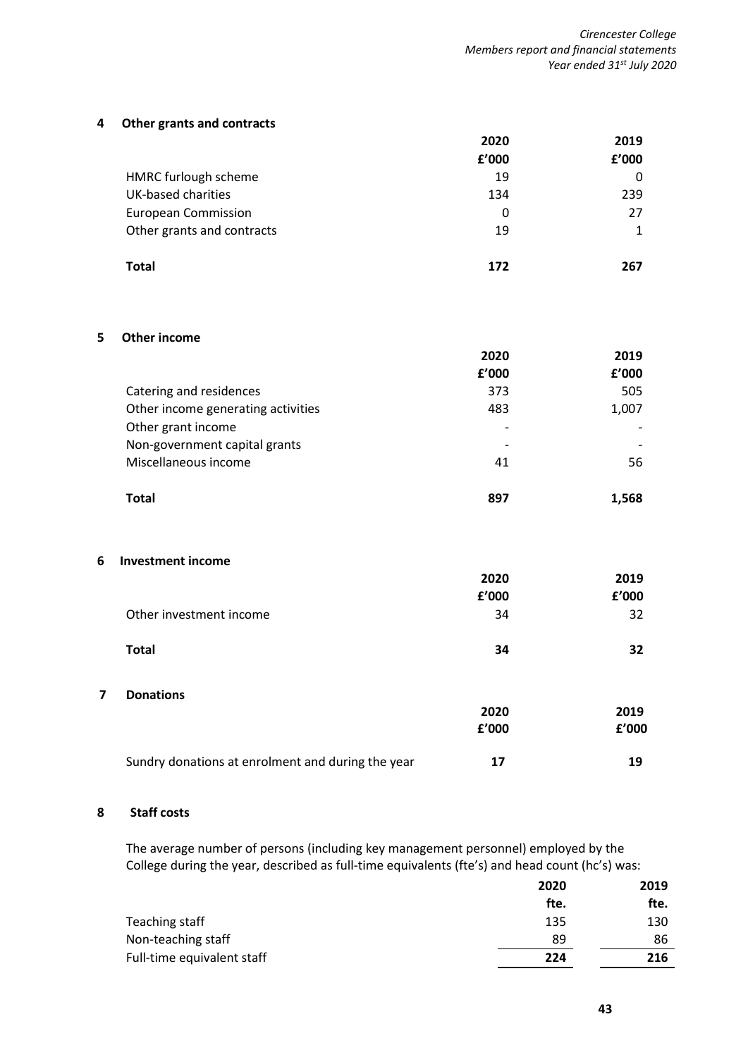## 4 Other grants and contracts

| | 2020 | 2019 |
|---|---|---|
| | £'000 | £'000 |
| HMRC furlough scheme | 19 | 0 |
| UK-based charities | 134 | 239 |
| European Commission | 0 | 27 |
| Other grants and contracts | 19 | 1 |
| **Total** | **172** | **267** |

## 5 Other income

| | 2020 | 2019 |
|---|---|---|
| | £'000 | £'000 |
| Catering and residences | 373 | 505 |
| Other income generating activities | 483 | 1,007 |
| Other grant income | - | - |
| Non-government capital grants | - | - |
| Miscellaneous income | 41 | 56 |
| **Total** | **897** | **1,568** |

## 6 Investment income

| | 2020 | 2019 |
|---|---|---|
| | £'000 | £'000 |
| Other investment income | 34 | 32 |
| **Total** | **34** | **32** |

## 7 Donations

| | 2020 | 2019 |
|---|---|---|
| | £'000 | £'000 |
| Sundry donations at enrolment and during the year | **17** | **19** |

## 8 Staff costs

The average number of persons (including key management personnel) employed by the College during the year, described as full-time equivalents (fte's) and head count (hc's) was:

| | 2020 | 2019 |
|---|---|---|
| | fte. | fte. |
| Teaching staff | 135 | 130 |
| Non-teaching staff | 89 | 86 |
| Full-time equivalent staff | **224** | **216** |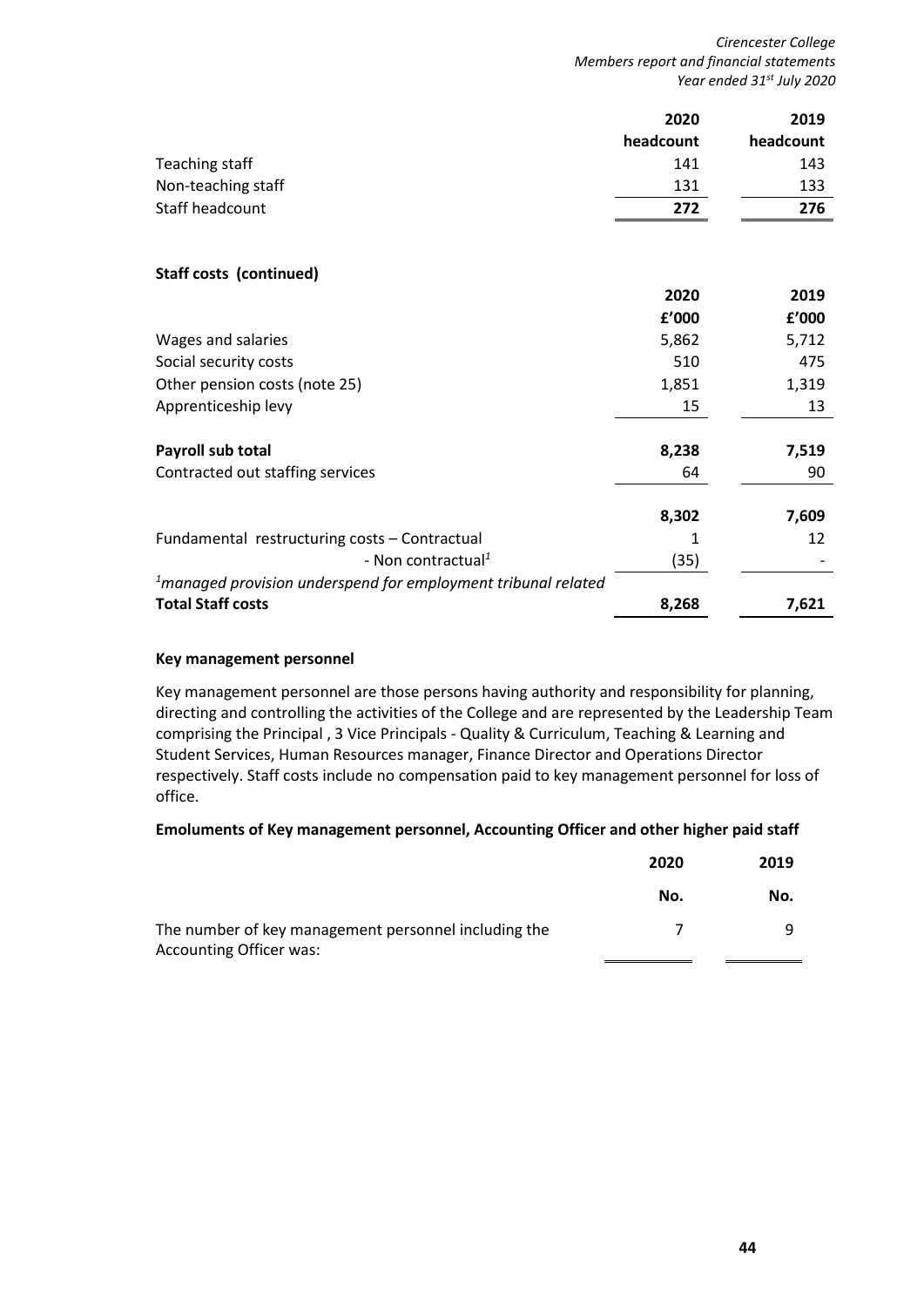| | 2020 headcount | 2019 headcount |
|---|---|---|
| Teaching staff | 141 | 143 |
| Non-teaching staff | 131 | 133 |
| Staff headcount | **272** | **276** |

**Staff costs (continued)**

| | 2020 £'000 | 2019 £'000 |
|---|---|---|
| Wages and salaries | 5,862 | 5,712 |
| Social security costs | 510 | 475 |
| Other pension costs (note 25) | 1,851 | 1,319 |
| Apprenticeship levy | 15 | 13 |
| **Payroll sub total** | **8,238** | **7,519** |
| Contracted out staffing services | 64 | 90 |
| | **8,302** | **7,609** |
| Fundamental restructuring costs – Contractual | 1 | 12 |
| - Non contractual[1] | (35) | - |
| **Total Staff costs** | **8,268** | **7,621** |

[1]*managed provision underspend for employment tribunal related*

**Key management personnel**

Key management personnel are those persons having authority and responsibility for planning, directing and controlling the activities of the College and are represented by the Leadership Team comprising the Principal , 3 Vice Principals - Quality & Curriculum, Teaching & Learning and Student Services, Human Resources manager, Finance Director and Operations Director respectively. Staff costs include no compensation paid to key management personnel for loss of office.

**Emoluments of Key management personnel, Accounting Officer and other higher paid staff**

| | 2020 No. | 2019 No. |
|---|---|---|
| The number of key management personnel including the Accounting Officer was: | 7 | 9 |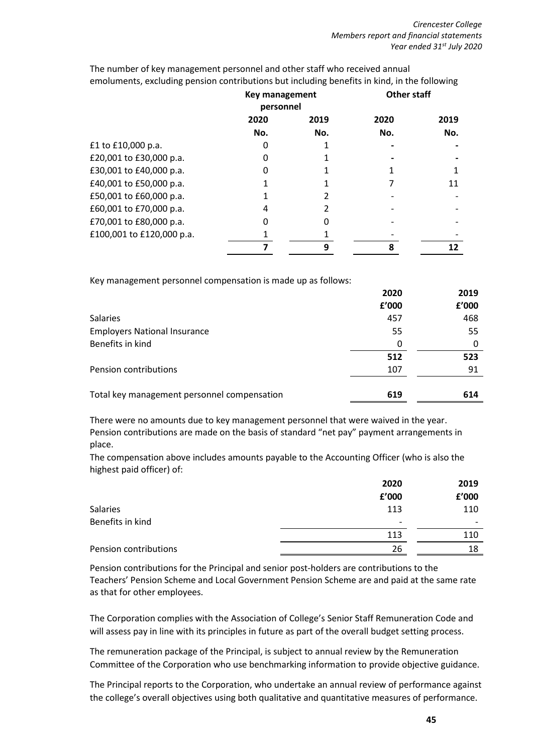The number of key management personnel and other staff who received annual emoluments, excluding pension contributions but including benefits in kind, in the following

| | Key management personnel | | Other staff | |
|---|---|---|---|---|
| | 2020 | 2019 | 2020 | 2019 |
| | No. | No. | No. | No. |
| £1 to £10,000 p.a. | 0 | 1 | - | - |
| £20,001 to £30,000 p.a. | 0 | 1 | - | - |
| £30,001 to £40,000 p.a. | 0 | 1 | 1 | 1 |
| £40,001 to £50,000 p.a. | 1 | 1 | 7 | 11 |
| £50,001 to £60,000 p.a. | 1 | 2 | - | - |
| £60,001 to £70,000 p.a. | 4 | 2 | - | - |
| £70,001 to £80,000 p.a. | 0 | 0 | - | - |
| £100,001 to £120,000 p.a. | 1 | 1 | - | - |
| | **7** | **9** | **8** | **12** |

Key management personnel compensation is made up as follows:

| | 2020 | 2019 |
|---|---|---|
| | £'000 | £'000 |
| Salaries | 457 | 468 |
| Employers National Insurance | 55 | 55 |
| Benefits in kind | 0 | 0 |
| | **512** | **523** |
| Pension contributions | 107 | 91 |
| Total key management personnel compensation | **619** | **614** |

There were no amounts due to key management personnel that were waived in the year. Pension contributions are made on the basis of standard "net pay" payment arrangements in place.

The compensation above includes amounts payable to the Accounting Officer (who is also the highest paid officer) of:

| | 2020 | 2019 |
|---|---|---|
| | £'000 | £'000 |
| Salaries | 113 | 110 |
| Benefits in kind | - | - |
| | 113 | 110 |
| Pension contributions | 26 | 18 |

Pension contributions for the Principal and senior post-holders are contributions to the Teachers' Pension Scheme and Local Government Pension Scheme are and paid at the same rate as that for other employees.

The Corporation complies with the Association of College's Senior Staff Remuneration Code and will assess pay in line with its principles in future as part of the overall budget setting process.

The remuneration package of the Principal, is subject to annual review by the Remuneration Committee of the Corporation who use benchmarking information to provide objective guidance.

The Principal reports to the Corporation, who undertake an annual review of performance against the college's overall objectives using both qualitative and quantitative measures of performance.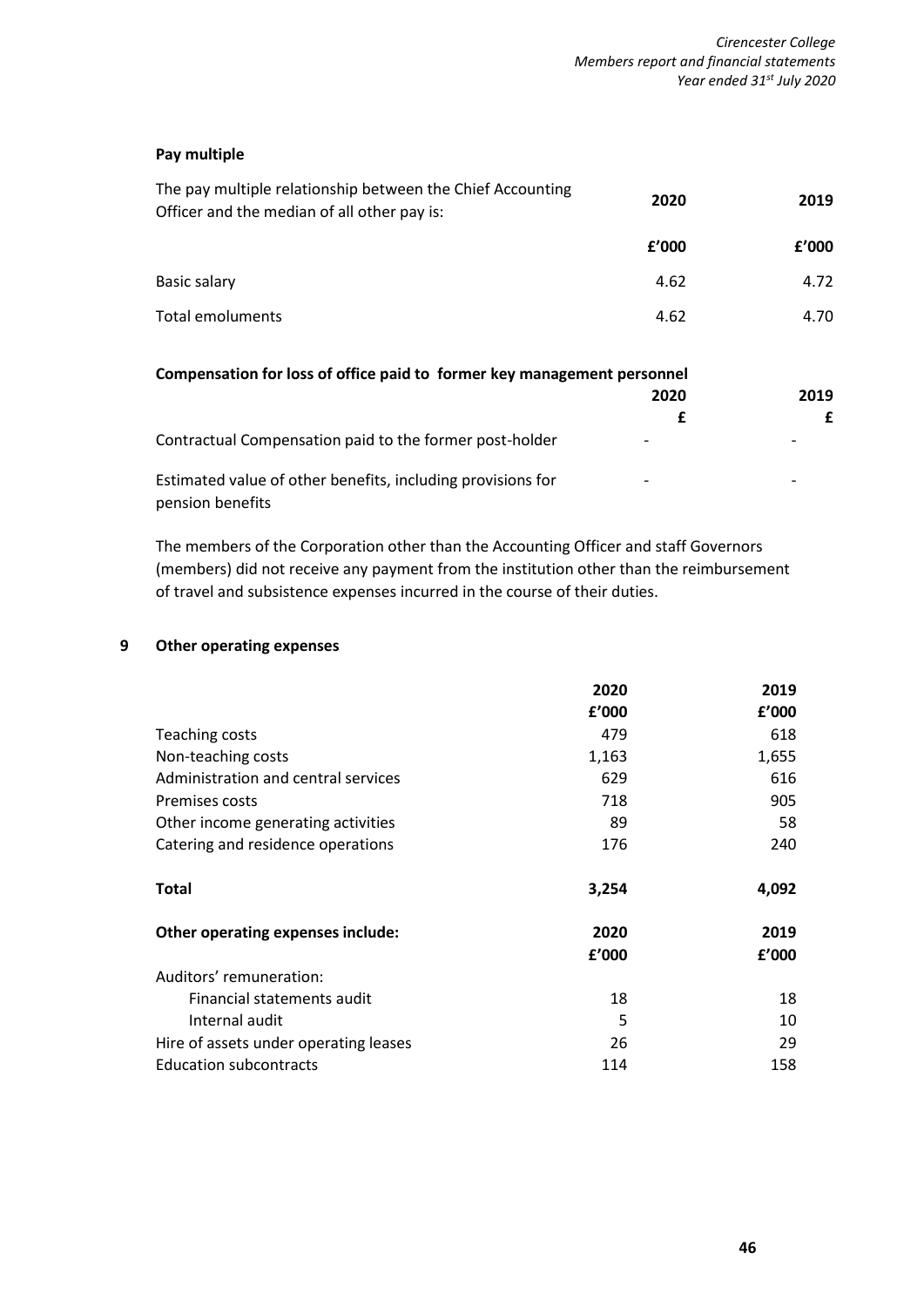**Pay multiple**

| The pay multiple relationship between the Chief Accounting Officer and the median of all other pay is: | 2020 | 2019 |
|---|---|---|
| | £'000 | £'000 |
| Basic salary | 4.62 | 4.72 |
| Total emoluments | 4.62 | 4.70 |

**Compensation for loss of office paid to former key management personnel**

| | 2020 | 2019 |
|---|---|---|
| | £ | £ |
| Contractual Compensation paid to the former post-holder | - | - |
| Estimated value of other benefits, including provisions for pension benefits | - | - |

The members of the Corporation other than the Accounting Officer and staff Governors (members) did not receive any payment from the institution other than the reimbursement of travel and subsistence expenses incurred in the course of their duties.

## 9 Other operating expenses

| | 2020 | 2019 |
|---|---|---|
| | £'000 | £'000 |
| Teaching costs | 479 | 618 |
| Non-teaching costs | 1,163 | 1,655 |
| Administration and central services | 629 | 616 |
| Premises costs | 718 | 905 |
| Other income generating activities | 89 | 58 |
| Catering and residence operations | 176 | 240 |
| **Total** | **3,254** | **4,092** |

| **Other operating expenses include:** | **2020** | **2019** |
|---|---|---|
| | £'000 | £'000 |
| Auditors' remuneration: | | |
| Financial statements audit | 18 | 18 |
| Internal audit | 5 | 10 |
| Hire of assets under operating leases | 26 | 29 |
| Education subcontracts | 114 | 158 |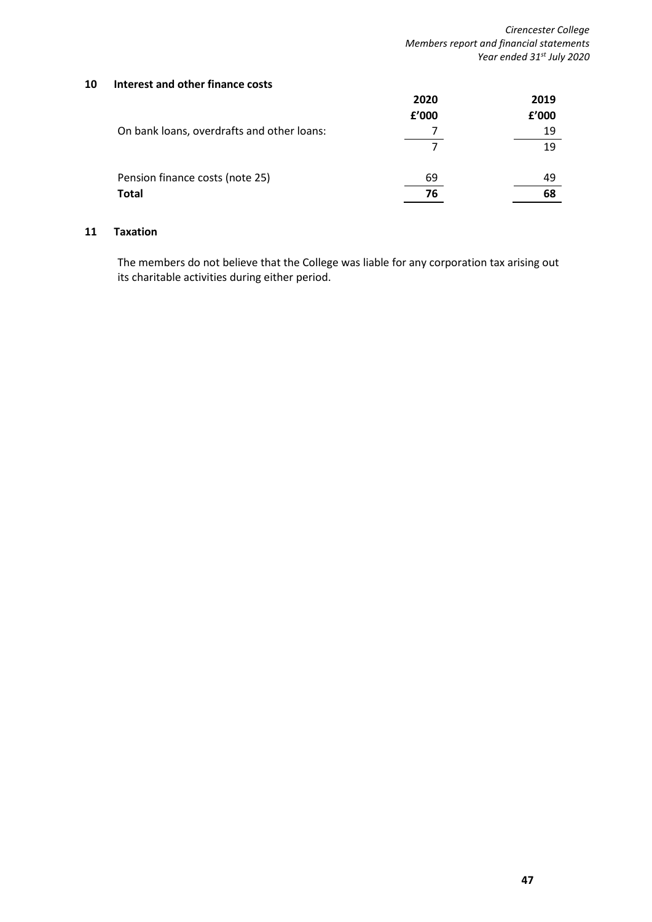## 10 Interest and other finance costs

| | 2020 | 2019 |
|---|---|---|
| | £'000 | £'000 |
| On bank loans, overdrafts and other loans: | 7 | 19 |
| | 7 | 19 |
| Pension finance costs (note 25) | 69 | 49 |
| **Total** | **76** | **68** |

## 11 Taxation

The members do not believe that the College was liable for any corporation tax arising out its charitable activities during either period.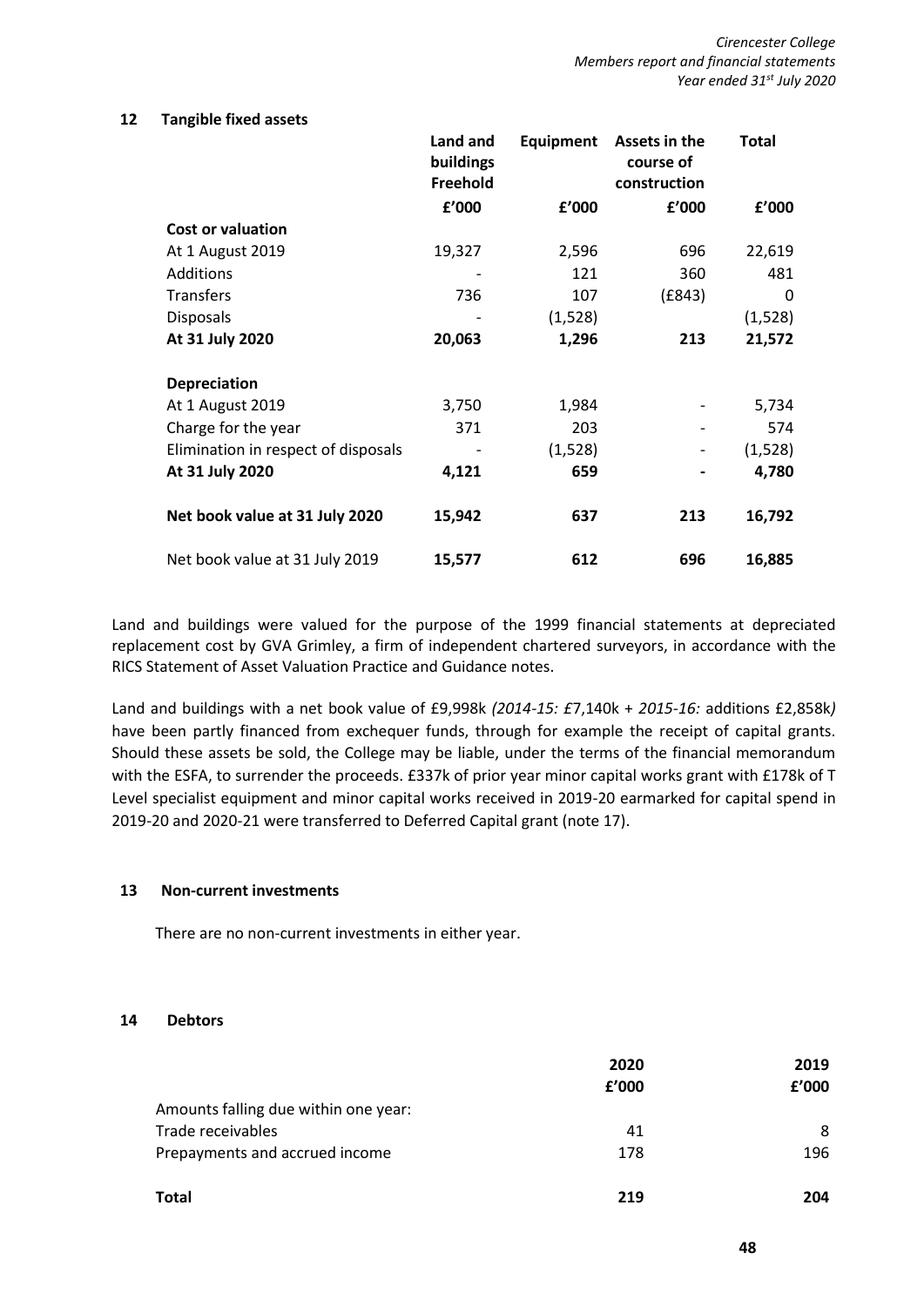## 12 Tangible fixed assets

| | Land and buildings Freehold | Equipment | Assets in the course of construction | Total |
|---|---|---|---|---|
| | £'000 | £'000 | £'000 | £'000 |
| **Cost or valuation** | | | | |
| At 1 August 2019 | 19,327 | 2,596 | 696 | 22,619 |
| Additions | - | 121 | 360 | 481 |
| Transfers | 736 | 107 | (£843) | 0 |
| Disposals | - | (1,528) | | (1,528) |
| **At 31 July 2020** | **20,063** | **1,296** | **213** | **21,572** |
| | | | | |
| **Depreciation** | | | | |
| At 1 August 2019 | 3,750 | 1,984 | - | 5,734 |
| Charge for the year | 371 | 203 | - | 574 |
| Elimination in respect of disposals | - | (1,528) | - | (1,528) |
| **At 31 July 2020** | **4,121** | **659** | **-** | **4,780** |
| | | | | |
| **Net book value at 31 July 2020** | **15,942** | **637** | **213** | **16,792** |
| | | | | |
| Net book value at 31 July 2019 | **15,577** | **612** | **696** | **16,885** |

Land and buildings were valued for the purpose of the 1999 financial statements at depreciated replacement cost by GVA Grimley, a firm of independent chartered surveyors, in accordance with the RICS Statement of Asset Valuation Practice and Guidance notes.

Land and buildings with a net book value of £9,998k *(2014-15: £*7,140k + *2015-16:* additions £2,858k*)* have been partly financed from exchequer funds, through for example the receipt of capital grants. Should these assets be sold, the College may be liable, under the terms of the financial memorandum with the ESFA, to surrender the proceeds. £337k of prior year minor capital works grant with £178k of T Level specialist equipment and minor capital works received in 2019-20 earmarked for capital spend in 2019-20 and 2020-21 were transferred to Deferred Capital grant (note 17).

## 13 Non-current investments

There are no non-current investments in either year.

## 14 Debtors

| | 2020 | 2019 |
|---|---|---|
| | £'000 | £'000 |
| Amounts falling due within one year: | | |
| Trade receivables | 41 | 8 |
| Prepayments and accrued income | 178 | 196 |
| | | |
| **Total** | **219** | **204** |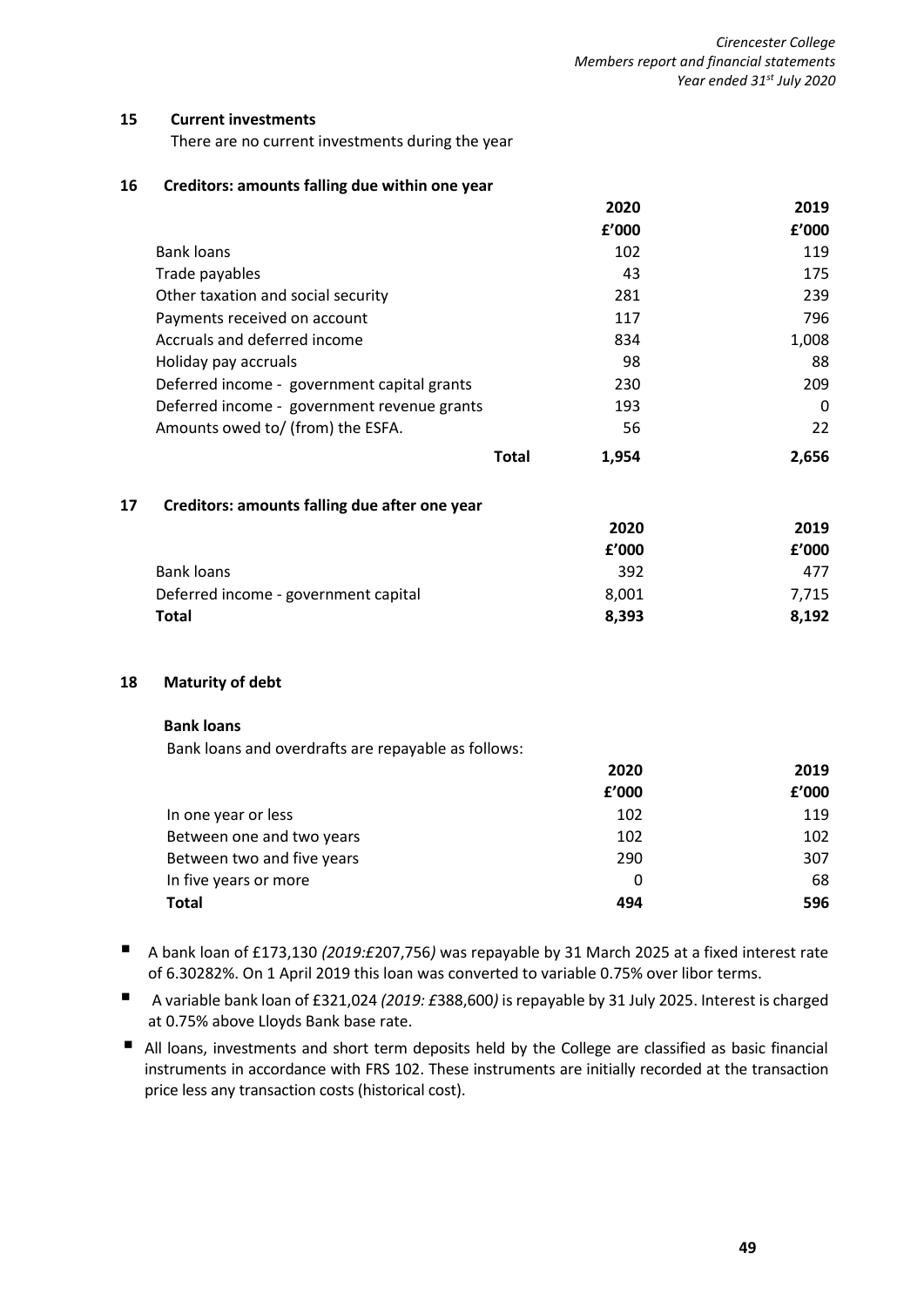## 15 Current investments

There are no current investments during the year

## 16 Creditors: amounts falling due within one year

| | 2020 | 2019 |
|---|---|---|
| | £'000 | £'000 |
| Bank loans | 102 | 119 |
| Trade payables | 43 | 175 |
| Other taxation and social security | 281 | 239 |
| Payments received on account | 117 | 796 |
| Accruals and deferred income | 834 | 1,008 |
| Holiday pay accruals | 98 | 88 |
| Deferred income - government capital grants | 230 | 209 |
| Deferred income - government revenue grants | 193 | 0 |
| Amounts owed to/ (from) the ESFA. | 56 | 22 |
| **Total** | **1,954** | **2,656** |

## 17 Creditors: amounts falling due after one year

| | 2020 | 2019 |
|---|---|---|
| | £'000 | £'000 |
| Bank loans | 392 | 477 |
| Deferred income - government capital | 8,001 | 7,715 |
| **Total** | **8,393** | **8,192** |

## 18 Maturity of debt

**Bank loans**

Bank loans and overdrafts are repayable as follows:

| | 2020 | 2019 |
|---|---|---|
| | £'000 | £'000 |
| In one year or less | 102 | 119 |
| Between one and two years | 102 | 102 |
| Between two and five years | 290 | 307 |
| In five years or more | 0 | 68 |
| **Total** | **494** | **596** |

- A bank loan of £173,130 *(2019:£*207,756*)* was repayable by 31 March 2025 at a fixed interest rate of 6.30282%. On 1 April 2019 this loan was converted to variable 0.75% over libor terms.
- A variable bank loan of £321,024 *(2019: £*388,600*)* is repayable by 31 July 2025. Interest is charged at 0.75% above Lloyds Bank base rate.
- All loans, investments and short term deposits held by the College are classified as basic financial instruments in accordance with FRS 102. These instruments are initially recorded at the transaction price less any transaction costs (historical cost).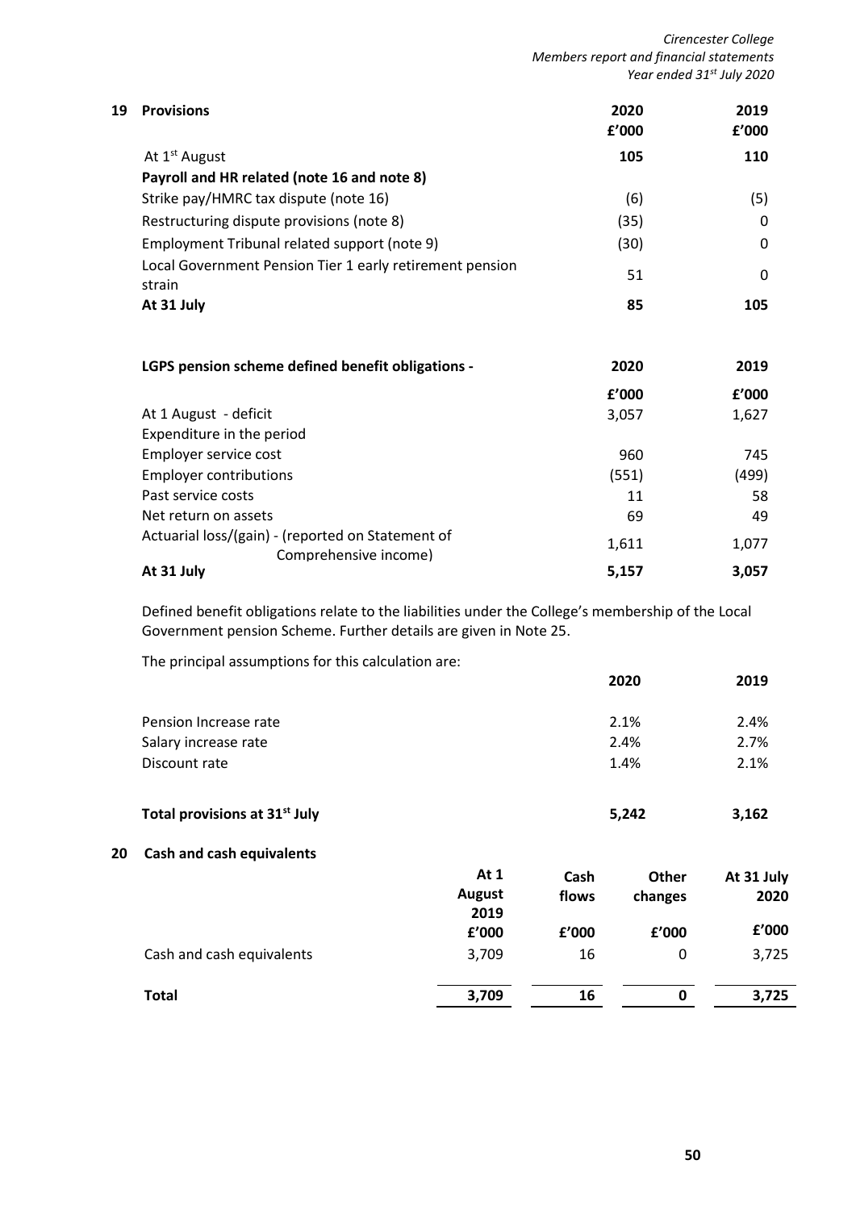## 19 Provisions

| | 2020 | 2019 |
|---|---|---|
| | £'000 | £'000 |
| At 1st August | **105** | **110** |
| **Payroll and HR related (note 16 and note 8)** | | |
| Strike pay/HMRC tax dispute (note 16) | (6) | (5) |
| Restructuring dispute provisions (note 8) | (35) | 0 |
| Employment Tribunal related support (note 9) | (30) | 0 |
| Local Government Pension Tier 1 early retirement pension strain | 51 | 0 |
| **At 31 July** | **85** | **105** |

| **LGPS pension scheme defined benefit obligations -** | **2020** | **2019** |
|---|---|---|
| | **£'000** | **£'000** |
| At 1 August - deficit | 3,057 | 1,627 |
| Expenditure in the period | | |
| Employer service cost | 960 | 745 |
| Employer contributions | (551) | (499) |
| Past service costs | 11 | 58 |
| Net return on assets | 69 | 49 |
| Actuarial loss/(gain) - (reported on Statement of Comprehensive income) | 1,611 | 1,077 |
| **At 31 July** | **5,157** | **3,057** |

Defined benefit obligations relate to the liabilities under the College's membership of the Local Government pension Scheme. Further details are given in Note 25.

The principal assumptions for this calculation are:

| | **2020** | **2019** |
|---|---|---|
| Pension Increase rate | 2.1% | 2.4% |
| Salary increase rate | 2.4% | 2.7% |
| Discount rate | 1.4% | 2.1% |
| **Total provisions at 31st July** | **5,242** | **3,162** |

## 20 Cash and cash equivalents

| | **At 1 August 2019** | **Cash flows** | **Other changes** | **At 31 July 2020** |
|---|---|---|---|---|
| | **£'000** | **£'000** | **£'000** | **£'000** |
| Cash and cash equivalents | 3,709 | 16 | 0 | 3,725 |
| **Total** | **3,709** | **16** | **0** | **3,725** |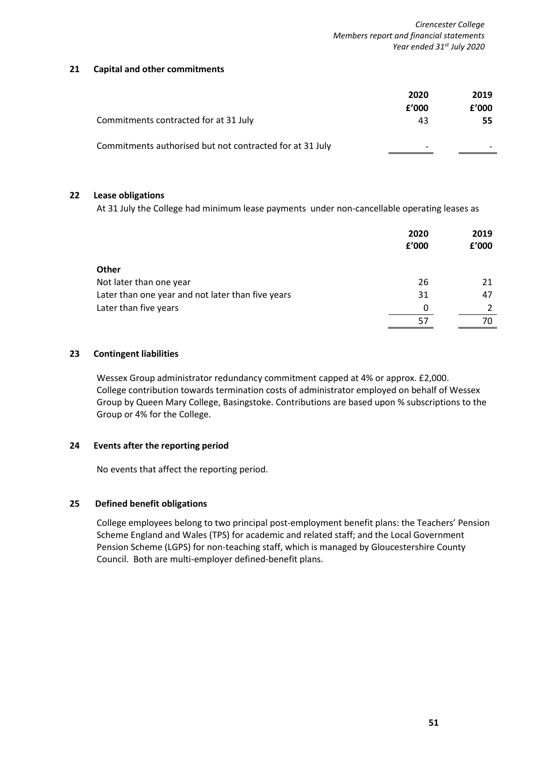## 21 Capital and other commitments

| | 2020 £'000 | 2019 £'000 |
|---|---|---|
| Commitments contracted for at 31 July | 43 | **55** |
| Commitments authorised but not contracted for at 31 July | - | - |

## 22 Lease obligations

At 31 July the College had minimum lease payments under non-cancellable operating leases as

| | 2020 £'000 | 2019 £'000 |
|---|---|---|
| **Other** | | |
| Not later than one year | 26 | 21 |
| Later than one year and not later than five years | 31 | 47 |
| Later than five years | 0 | 2 |
| | 57 | 70 |

## 23 Contingent liabilities

Wessex Group administrator redundancy commitment capped at 4% or approx. £2,000. College contribution towards termination costs of administrator employed on behalf of Wessex Group by Queen Mary College, Basingstoke. Contributions are based upon % subscriptions to the Group or 4% for the College.

## 24 Events after the reporting period

No events that affect the reporting period.

## 25 Defined benefit obligations

College employees belong to two principal post-employment benefit plans: the Teachers' Pension Scheme England and Wales (TPS) for academic and related staff; and the Local Government Pension Scheme (LGPS) for non-teaching staff, which is managed by Gloucestershire County Council. Both are multi-employer defined-benefit plans.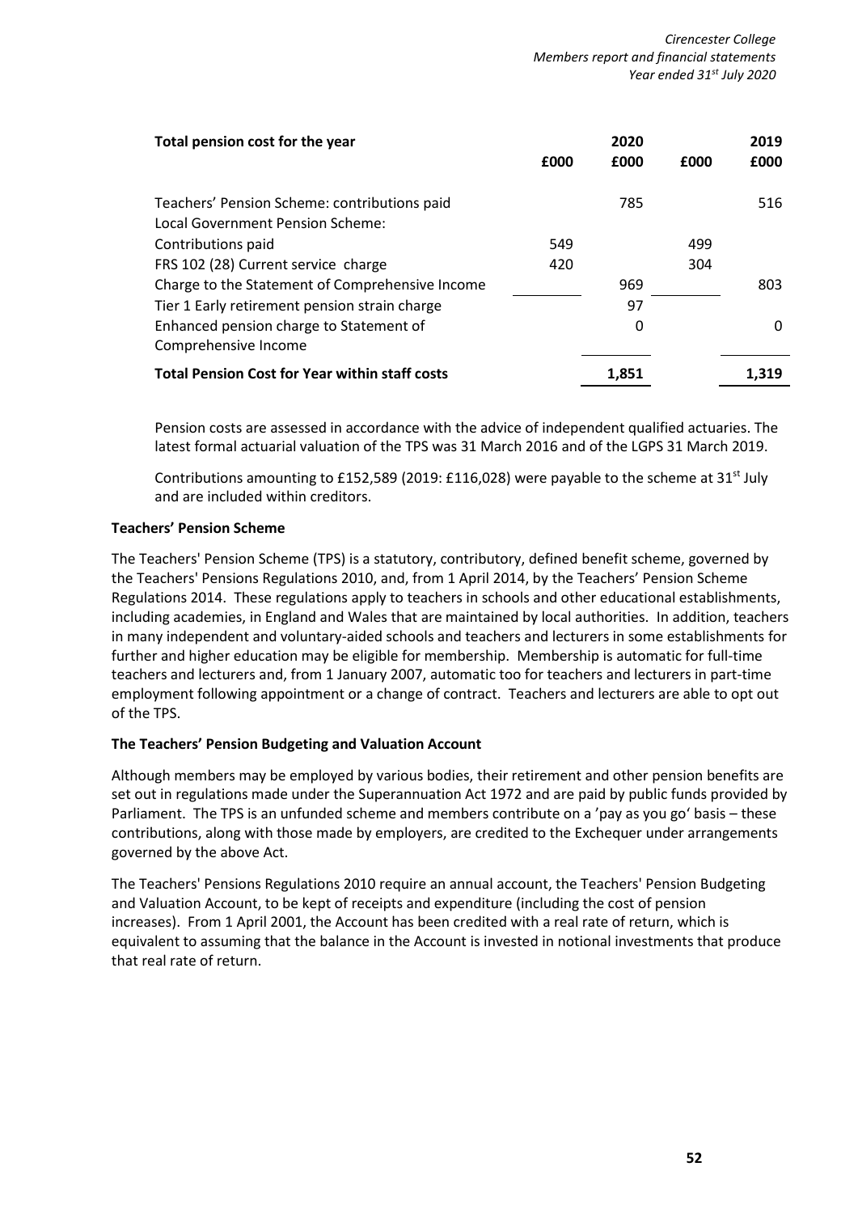| Total pension cost for the year | | 2020 | | 2019 |
|---|---|---|---|---|
| | £000 | £000 | £000 | £000 |
| Teachers' Pension Scheme: contributions paid | | 785 | | 516 |
| Local Government Pension Scheme: | | | | |
| Contributions paid | 549 | | 499 | |
| FRS 102 (28) Current service charge | 420 | | 304 | |
| Charge to the Statement of Comprehensive Income | | 969 | | 803 |
| Tier 1 Early retirement pension strain charge | | 97 | | |
| Enhanced pension charge to Statement of Comprehensive Income | | 0 | | 0 |
| **Total Pension Cost for Year within staff costs** | | **1,851** | | **1,319** |

Pension costs are assessed in accordance with the advice of independent qualified actuaries. The latest formal actuarial valuation of the TPS was 31 March 2016 and of the LGPS 31 March 2019.

Contributions amounting to £152,589 (2019: £116,028) were payable to the scheme at 31st July and are included within creditors.

**Teachers' Pension Scheme**

The Teachers' Pension Scheme (TPS) is a statutory, contributory, defined benefit scheme, governed by the Teachers' Pensions Regulations 2010, and, from 1 April 2014, by the Teachers' Pension Scheme Regulations 2014. These regulations apply to teachers in schools and other educational establishments, including academies, in England and Wales that are maintained by local authorities. In addition, teachers in many independent and voluntary-aided schools and teachers and lecturers in some establishments for further and higher education may be eligible for membership. Membership is automatic for full-time teachers and lecturers and, from 1 January 2007, automatic too for teachers and lecturers in part-time employment following appointment or a change of contract. Teachers and lecturers are able to opt out of the TPS.

**The Teachers' Pension Budgeting and Valuation Account**

Although members may be employed by various bodies, their retirement and other pension benefits are set out in regulations made under the Superannuation Act 1972 and are paid by public funds provided by Parliament. The TPS is an unfunded scheme and members contribute on a 'pay as you go' basis – these contributions, along with those made by employers, are credited to the Exchequer under arrangements governed by the above Act.

The Teachers' Pensions Regulations 2010 require an annual account, the Teachers' Pension Budgeting and Valuation Account, to be kept of receipts and expenditure (including the cost of pension increases). From 1 April 2001, the Account has been credited with a real rate of return, which is equivalent to assuming that the balance in the Account is invested in notional investments that produce that real rate of return.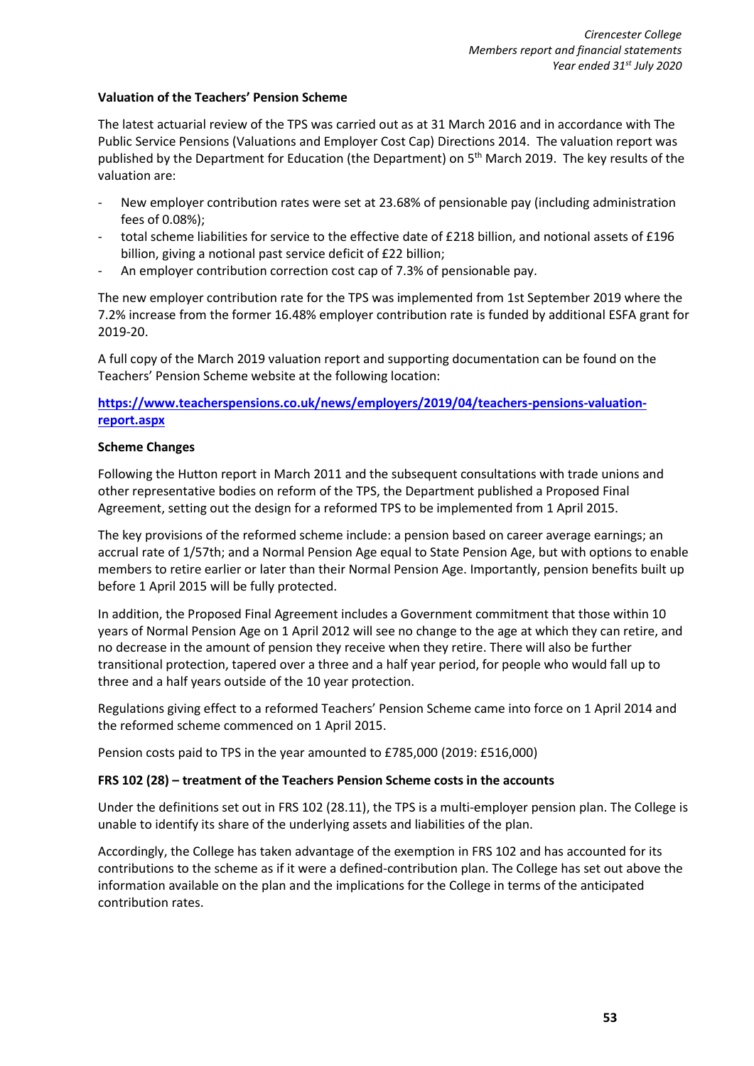**Valuation of the Teachers' Pension Scheme**

The latest actuarial review of the TPS was carried out as at 31 March 2016 and in accordance with The Public Service Pensions (Valuations and Employer Cost Cap) Directions 2014. The valuation report was published by the Department for Education (the Department) on 5th March 2019. The key results of the valuation are:

- New employer contribution rates were set at 23.68% of pensionable pay (including administration fees of 0.08%);
- total scheme liabilities for service to the effective date of £218 billion, and notional assets of £196 billion, giving a notional past service deficit of £22 billion;
- An employer contribution correction cost cap of 7.3% of pensionable pay.

The new employer contribution rate for the TPS was implemented from 1st September 2019 where the 7.2% increase from the former 16.48% employer contribution rate is funded by additional ESFA grant for 2019-20.

A full copy of the March 2019 valuation report and supporting documentation can be found on the Teachers' Pension Scheme website at the following location:

**https://www.teacherspensions.co.uk/news/employers/2019/04/teachers-pensions-valuation-report.aspx**

**Scheme Changes**

Following the Hutton report in March 2011 and the subsequent consultations with trade unions and other representative bodies on reform of the TPS, the Department published a Proposed Final Agreement, setting out the design for a reformed TPS to be implemented from 1 April 2015.

The key provisions of the reformed scheme include: a pension based on career average earnings; an accrual rate of 1/57th; and a Normal Pension Age equal to State Pension Age, but with options to enable members to retire earlier or later than their Normal Pension Age. Importantly, pension benefits built up before 1 April 2015 will be fully protected.

In addition, the Proposed Final Agreement includes a Government commitment that those within 10 years of Normal Pension Age on 1 April 2012 will see no change to the age at which they can retire, and no decrease in the amount of pension they receive when they retire. There will also be further transitional protection, tapered over a three and a half year period, for people who would fall up to three and a half years outside of the 10 year protection.

Regulations giving effect to a reformed Teachers' Pension Scheme came into force on 1 April 2014 and the reformed scheme commenced on 1 April 2015.

Pension costs paid to TPS in the year amounted to £785,000 (2019: £516,000)

**FRS 102 (28) – treatment of the Teachers Pension Scheme costs in the accounts**

Under the definitions set out in FRS 102 (28.11), the TPS is a multi-employer pension plan. The College is unable to identify its share of the underlying assets and liabilities of the plan.

Accordingly, the College has taken advantage of the exemption in FRS 102 and has accounted for its contributions to the scheme as if it were a defined-contribution plan. The College has set out above the information available on the plan and the implications for the College in terms of the anticipated contribution rates.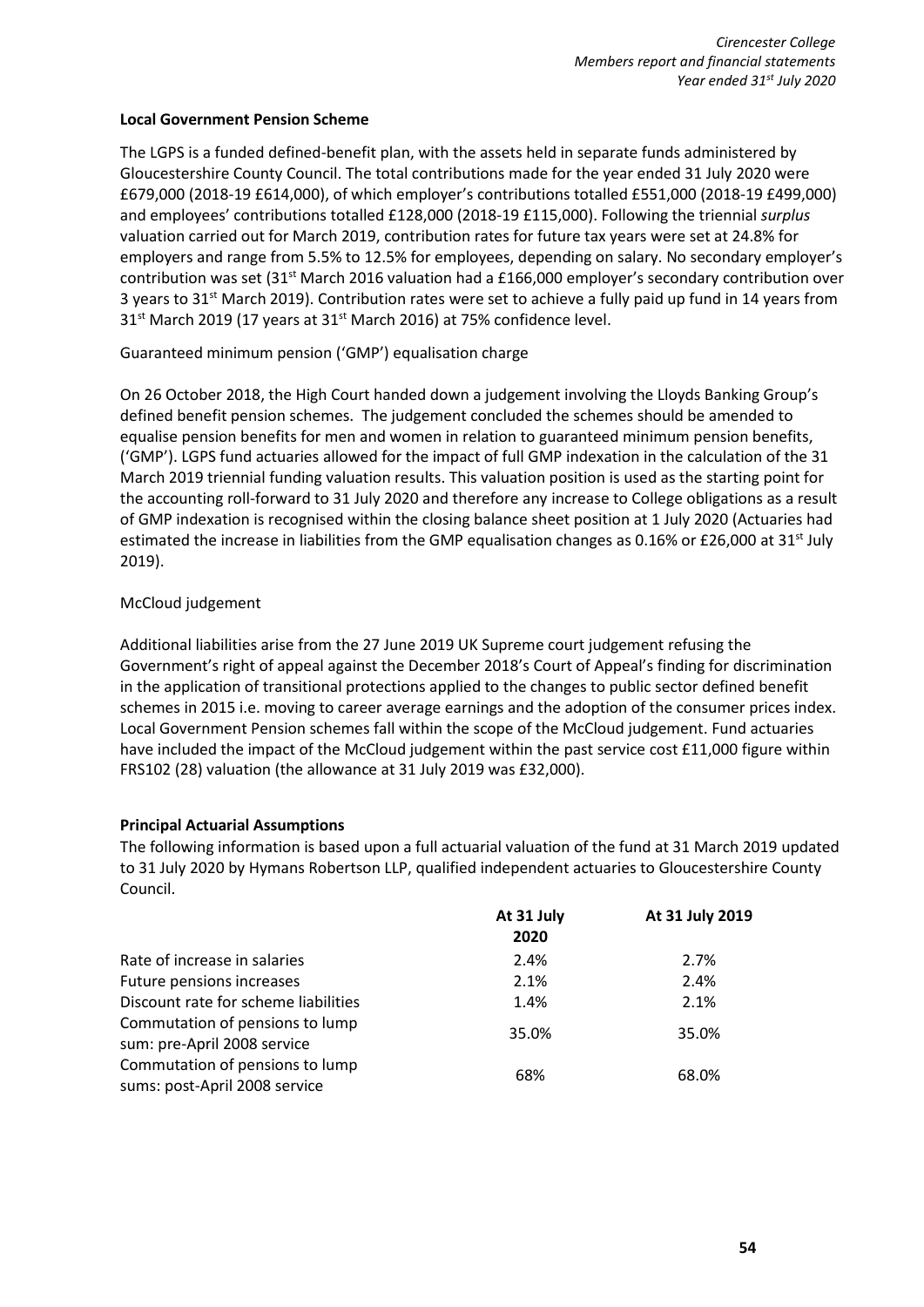**Local Government Pension Scheme**

The LGPS is a funded defined-benefit plan, with the assets held in separate funds administered by Gloucestershire County Council. The total contributions made for the year ended 31 July 2020 were £679,000 (2018-19 £614,000), of which employer's contributions totalled £551,000 (2018-19 £499,000) and employees' contributions totalled £128,000 (2018-19 £115,000). Following the triennial *surplus* valuation carried out for March 2019, contribution rates for future tax years were set at 24.8% for employers and range from 5.5% to 12.5% for employees, depending on salary. No secondary employer's contribution was set (31st March 2016 valuation had a £166,000 employer's secondary contribution over 3 years to 31st March 2019). Contribution rates were set to achieve a fully paid up fund in 14 years from 31st March 2019 (17 years at 31st March 2016) at 75% confidence level.

Guaranteed minimum pension ('GMP') equalisation charge

On 26 October 2018, the High Court handed down a judgement involving the Lloyds Banking Group's defined benefit pension schemes. The judgement concluded the schemes should be amended to equalise pension benefits for men and women in relation to guaranteed minimum pension benefits, ('GMP'). LGPS fund actuaries allowed for the impact of full GMP indexation in the calculation of the 31 March 2019 triennial funding valuation results. This valuation position is used as the starting point for the accounting roll-forward to 31 July 2020 and therefore any increase to College obligations as a result of GMP indexation is recognised within the closing balance sheet position at 1 July 2020 (Actuaries had estimated the increase in liabilities from the GMP equalisation changes as 0.16% or £26,000 at 31st July 2019).

McCloud judgement

Additional liabilities arise from the 27 June 2019 UK Supreme court judgement refusing the Government's right of appeal against the December 2018's Court of Appeal's finding for discrimination in the application of transitional protections applied to the changes to public sector defined benefit schemes in 2015 i.e. moving to career average earnings and the adoption of the consumer prices index. Local Government Pension schemes fall within the scope of the McCloud judgement. Fund actuaries have included the impact of the McCloud judgement within the past service cost £11,000 figure within FRS102 (28) valuation (the allowance at 31 July 2019 was £32,000).

**Principal Actuarial Assumptions**

The following information is based upon a full actuarial valuation of the fund at 31 March 2019 updated to 31 July 2020 by Hymans Robertson LLP, qualified independent actuaries to Gloucestershire County Council.

| | At 31 July 2020 | At 31 July 2019 |
|---|---|---|
| Rate of increase in salaries | 2.4% | 2.7% |
| Future pensions increases | 2.1% | 2.4% |
| Discount rate for scheme liabilities | 1.4% | 2.1% |
| Commutation of pensions to lump sum: pre-April 2008 service | 35.0% | 35.0% |
| Commutation of pensions to lump sums: post-April 2008 service | 68% | 68.0% |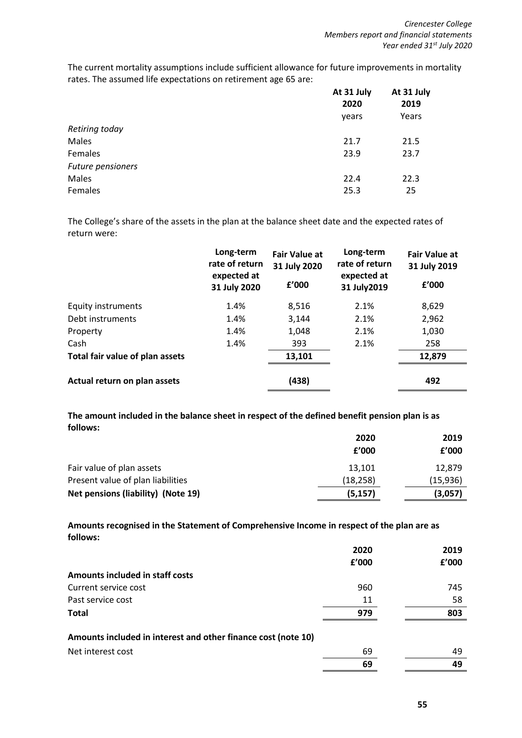The current mortality assumptions include sufficient allowance for future improvements in mortality rates. The assumed life expectations on retirement age 65 are:

| | At 31 July 2020 years | At 31 July 2019 Years |
|---|---|---|
| *Retiring today* | | |
| Males | 21.7 | 21.5 |
| Females | 23.9 | 23.7 |
| *Future pensioners* | | |
| Males | 22.4 | 22.3 |
| Females | 25.3 | 25 |

The College's share of the assets in the plan at the balance sheet date and the expected rates of return were:

| | Long-term rate of return expected at 31 July 2020 | Fair Value at 31 July 2020 £'000 | Long-term rate of return expected at 31 July2019 | Fair Value at 31 July 2019 £'000 |
|---|---|---|---|---|
| Equity instruments | 1.4% | 8,516 | 2.1% | 8,629 |
| Debt instruments | 1.4% | 3,144 | 2.1% | 2,962 |
| Property | 1.4% | 1,048 | 2.1% | 1,030 |
| Cash | 1.4% | 393 | 2.1% | 258 |
| **Total fair value of plan assets** | | **13,101** | | **12,879** |
| **Actual return on plan assets** | | **(438)** | | **492** |

**The amount included in the balance sheet in respect of the defined benefit pension plan is as follows:**

| | 2020 £'000 | 2019 £'000 |
|---|---|---|
| Fair value of plan assets | 13,101 | 12,879 |
| Present value of plan liabilities | (18,258) | (15,936) |
| **Net pensions (liability) (Note 19)** | **(5,157)** | **(3,057)** |

**Amounts recognised in the Statement of Comprehensive Income in respect of the plan are as follows:**

| | 2020 £'000 | 2019 £'000 |
|---|---|---|
| **Amounts included in staff costs** | | |
| Current service cost | 960 | 745 |
| Past service cost | 11 | 58 |
| **Total** | **979** | **803** |
| **Amounts included in interest and other finance cost (note 10)** | | |
| Net interest cost | 69 | 49 |
| | **69** | **49** |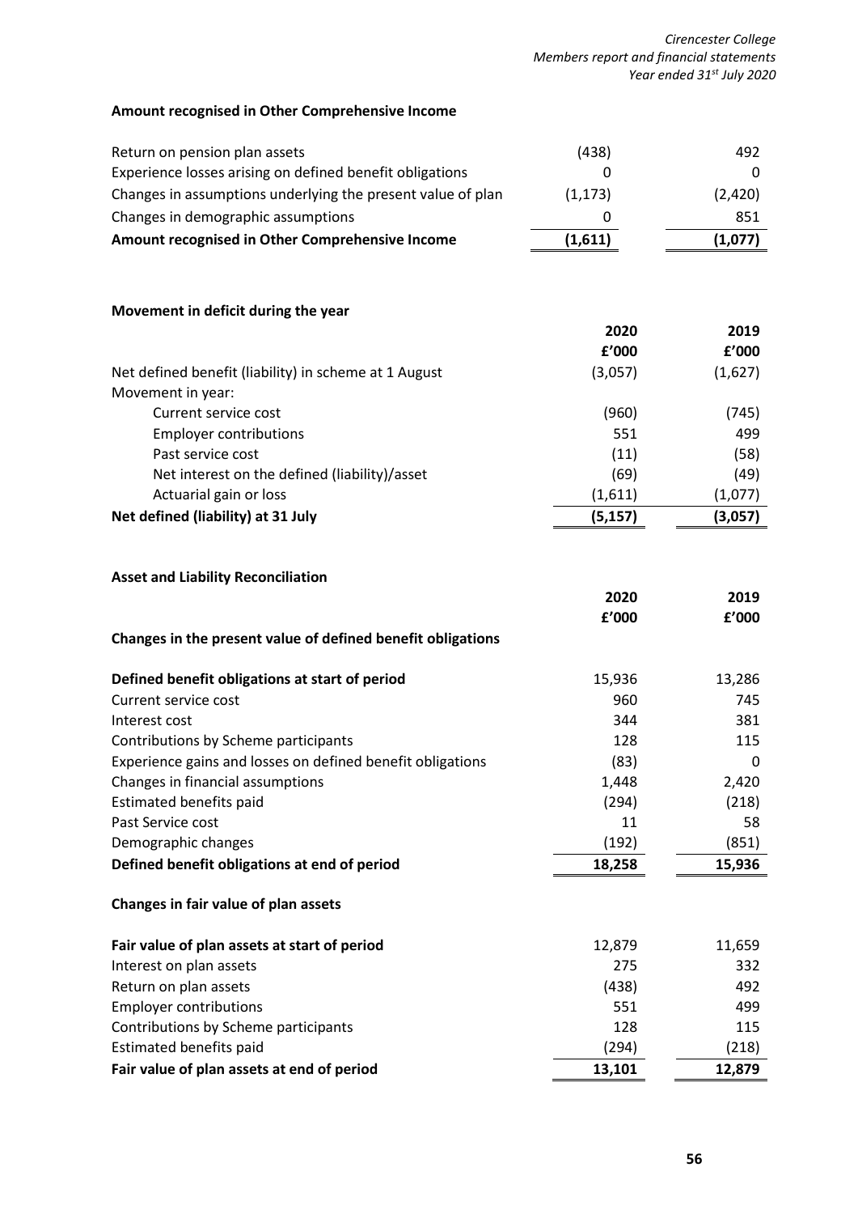### Amount recognised in Other Comprehensive Income

| | | |
|---|---|---|
| Return on pension plan assets | (438) | 492 |
| Experience losses arising on defined benefit obligations | 0 | 0 |
| Changes in assumptions underlying the present value of plan | (1,173) | (2,420) |
| Changes in demographic assumptions | 0 | 851 |
| **Amount recognised in Other Comprehensive Income** | **(1,611)** | **(1,077)** |

### Movement in deficit during the year

| | 2020 | 2019 |
|---|---|---|
| | £'000 | £'000 |
| Net defined benefit (liability) in scheme at 1 August | (3,057) | (1,627) |
| Movement in year: | | |
| Current service cost | (960) | (745) |
| Employer contributions | 551 | 499 |
| Past service cost | (11) | (58) |
| Net interest on the defined (liability)/asset | (69) | (49) |
| Actuarial gain or loss | (1,611) | (1,077) |
| **Net defined (liability) at 31 July** | **(5,157)** | **(3,057)** |

### Asset and Liability Reconciliation

| | 2020 | 2019 |
|---|---|---|
| | £'000 | £'000 |
| **Changes in the present value of defined benefit obligations** | | |
| **Defined benefit obligations at start of period** | 15,936 | 13,286 |
| Current service cost | 960 | 745 |
| Interest cost | 344 | 381 |
| Contributions by Scheme participants | 128 | 115 |
| Experience gains and losses on defined benefit obligations | (83) | 0 |
| Changes in financial assumptions | 1,448 | 2,420 |
| Estimated benefits paid | (294) | (218) |
| Past Service cost | 11 | 58 |
| Demographic changes | (192) | (851) |
| **Defined benefit obligations at end of period** | **18,258** | **15,936** |

**Changes in fair value of plan assets**

| | 2020 | 2019 |
|---|---|---|
| **Fair value of plan assets at start of period** | 12,879 | 11,659 |
| Interest on plan assets | 275 | 332 |
| Return on plan assets | (438) | 492 |
| Employer contributions | 551 | 499 |
| Contributions by Scheme participants | 128 | 115 |
| Estimated benefits paid | (294) | (218) |
| **Fair value of plan assets at end of period** | **13,101** | **12,879** |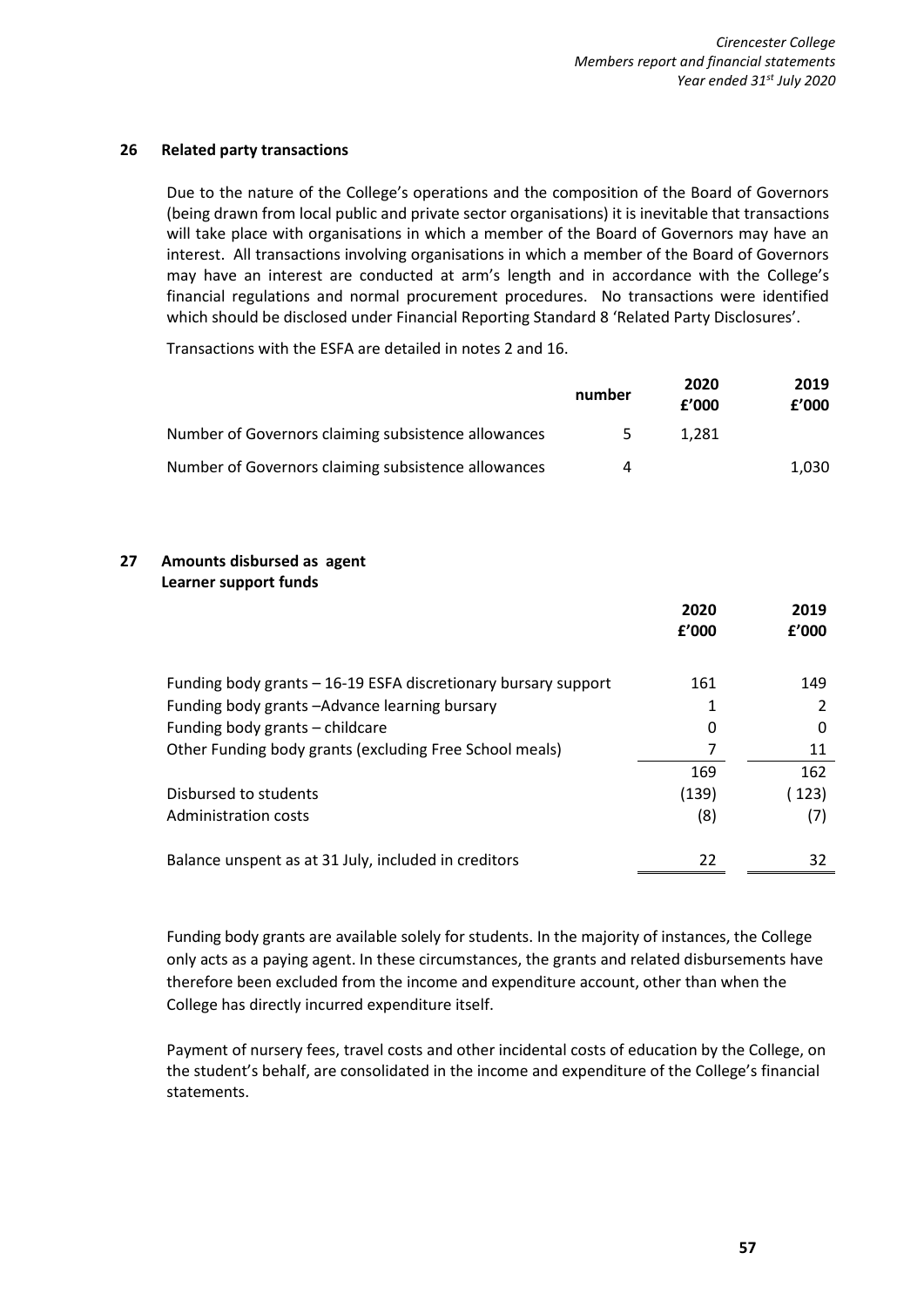## 26 Related party transactions

Due to the nature of the College's operations and the composition of the Board of Governors (being drawn from local public and private sector organisations) it is inevitable that transactions will take place with organisations in which a member of the Board of Governors may have an interest. All transactions involving organisations in which a member of the Board of Governors may have an interest are conducted at arm's length and in accordance with the College's financial regulations and normal procurement procedures. No transactions were identified which should be disclosed under Financial Reporting Standard 8 'Related Party Disclosures'.

Transactions with the ESFA are detailed in notes 2 and 16.

| | number | 2020 £'000 | 2019 £'000 |
|---|---|---|---|
| Number of Governors claiming subsistence allowances | 5 | 1,281 | |
| Number of Governors claiming subsistence allowances | 4 | | 1,030 |

## 27 Amounts disbursed as agent

**Learner support funds**

| | 2020 £'000 | 2019 £'000 |
|---|---|---|
| Funding body grants – 16-19 ESFA discretionary bursary support | 161 | 149 |
| Funding body grants –Advance learning bursary | 1 | 2 |
| Funding body grants – childcare | 0 | 0 |
| Other Funding body grants (excluding Free School meals) | 7 | 11 |
| | 169 | 162 |
| Disbursed to students | (139) | ( 123) |
| Administration costs | (8) | (7) |
| Balance unspent as at 31 July, included in creditors | 22 | 32 |

Funding body grants are available solely for students. In the majority of instances, the College only acts as a paying agent. In these circumstances, the grants and related disbursements have therefore been excluded from the income and expenditure account, other than when the College has directly incurred expenditure itself.

Payment of nursery fees, travel costs and other incidental costs of education by the College, on the student's behalf, are consolidated in the income and expenditure of the College's financial statements.